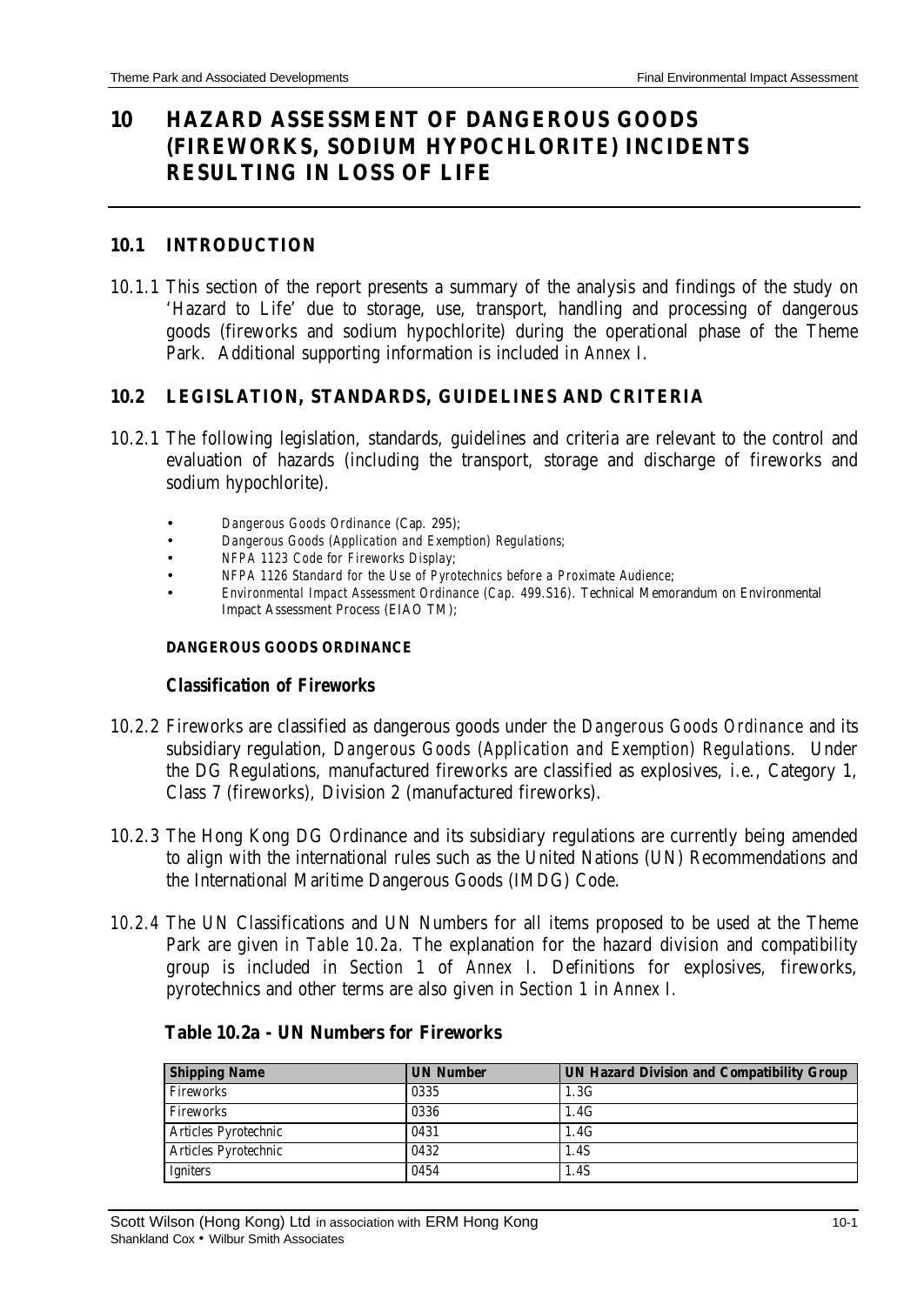# 10 HAZARD ASSESSMENT OF DANGEROUS GOODS (FIREWORKS, SODIUM HYPOCHLORITE) INCIDENTS RESULTING IN LOSS OF LIFE

## 10.1 INTRODUCTION

10.1.1 This section of the report presents a summary of the analysis and findings of the study on 'Hazard to Life' due to storage, use, transport, handling and processing of dangerous goods (fireworks and sodium hypochlorite) during the operational phase of the Theme Park. Additional supporting information is included in *Annex I*.

## 10.2 LEGISLATION, STANDARDS, GUIDELINES AND CRITERIA

10.2.1 The following legislation, standards, guidelines and criteria are relevant to the control and evaluation of hazards (including the transport, storage and discharge of fireworks and sodium hypochlorite).

- *Dangerous Goods Ordinance* (Cap. 295);
- *Dangerous Goods (Application and Exemption) Regulations;*
- *NFPA 1123 Code for Fireworks Display;*
- *NFPA 1126 Standard for the Use of Pyrotechnics before a Proximate Audience;*
- *Environmental Impact Assessment Ordinance (Cap. 499.S16)*. Technical Memorandum on Environmental Impact Assessment Process (EIAO TM);

### DANGEROUS GOODS ORDINANCE

### Classification of Fireworks

10.2.2 Fireworks are classified as dangerous goods under the *Dangerous Goods Ordinance* and its subsidiary regulation, *Dangerous Goods (Application and Exemption) Regulations*. Under the DG Regulations, manufactured fireworks are classified as explosives, i.e., Category 1, Class 7 (fireworks), Division 2 (manufactured fireworks).

10.2.3 The Hong Kong DG Ordinance and its subsidiary regulations are currently being amended to align with the international rules such as the United Nations (UN) Recommendations and the International Maritime Dangerous Goods (IMDG) Code.

*10.2.4* The UN Classifications and UN Numbers for all items proposed to be used at the Theme Park are given in *Table 10.2a*. The explanation for the hazard division and compatibility group is included in *Section 1* of *Annex I*. Definitions for explosives, fireworks, pyrotechnics and other terms are also given in *Section 1* in *Annex I*.

**Table 10.2a - UN Numbers for Fireworks**

| Shipping Name | UN Number | UN Hazard Division and Compatibility Group |
|---|---|---|
| Fireworks | 0335 | 1.3G |
| Fireworks | 0336 | 1.4G |
| Articles Pyrotechnic | 0431 | 1.4G |
| Articles Pyrotechnic | 0432 | 1.4S |
| Igniters | 0454 | 1.4S |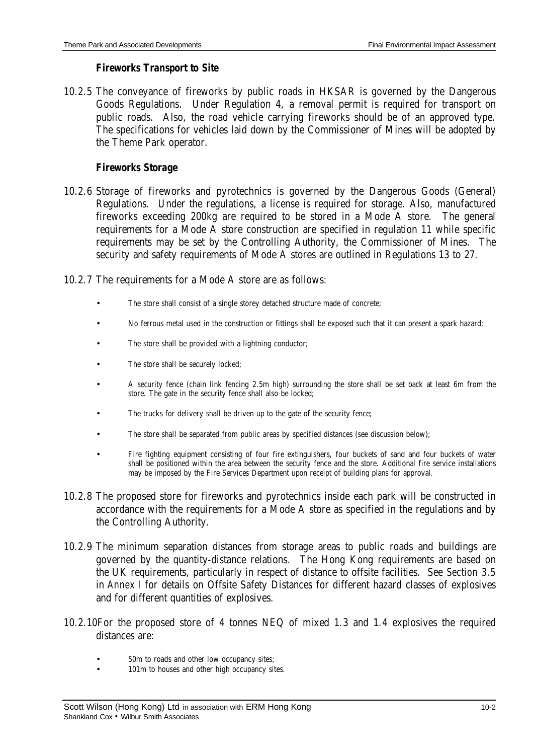### *Fireworks Transport to Site*

10.2.5 The conveyance of fireworks by public roads in HKSAR is governed by the Dangerous Goods Regulations. Under Regulation 4, a removal permit is required for transport on public roads. Also, the road vehicle carrying fireworks should be of an approved type. The specifications for vehicles laid down by the Commissioner of Mines will be adopted by the Theme Park operator.

### *Fireworks Storage*

10.2.6 Storage of fireworks and pyrotechnics is governed by the Dangerous Goods (General) Regulations. Under the regulations, a license is required for storage. Also, manufactured fireworks exceeding 200kg are required to be stored in a Mode A store. The general requirements for a Mode A store construction are specified in regulation 11 while specific requirements may be set by the Controlling Authority, the Commissioner of Mines. The security and safety requirements of Mode A stores are outlined in Regulations 13 to 27.

10.2.7 The requirements for a Mode A store are as follows:

- The store shall consist of a single storey detached structure made of concrete;
- No ferrous metal used in the construction or fittings shall be exposed such that it can present a spark hazard;
- The store shall be provided with a lightning conductor;
- The store shall be securely locked;
- A security fence (chain link fencing 2.5m high) surrounding the store shall be set back at least 6m from the store. The gate in the security fence shall also be locked;
- The trucks for delivery shall be driven up to the gate of the security fence;
- The store shall be separated from public areas by specified distances (see discussion below);
- Fire fighting equipment consisting of four fire extinguishers, four buckets of sand and four buckets of water shall be positioned within the area between the security fence and the store. Additional fire service installations may be imposed by the Fire Services Department upon receipt of building plans for approval.

10.2.8 The proposed store for fireworks and pyrotechnics inside each park will be constructed in accordance with the requirements for a Mode A store as specified in the regulations and by the Controlling Authority.

10.2.9 The minimum separation distances from storage areas to public roads and buildings are governed by the quantity-distance relations. The Hong Kong requirements are based on the UK requirements, particularly in respect of distance to offsite facilities. See *Section 3.5* in *Annex I* for details on Offsite Safety Distances for different hazard classes of explosives and for different quantities of explosives.

10.2.10 For the proposed store of 4 tonnes NEQ of mixed 1.3 and 1.4 explosives the required distances are:

- 50m to roads and other low occupancy sites;
- 101m to houses and other high occupancy sites.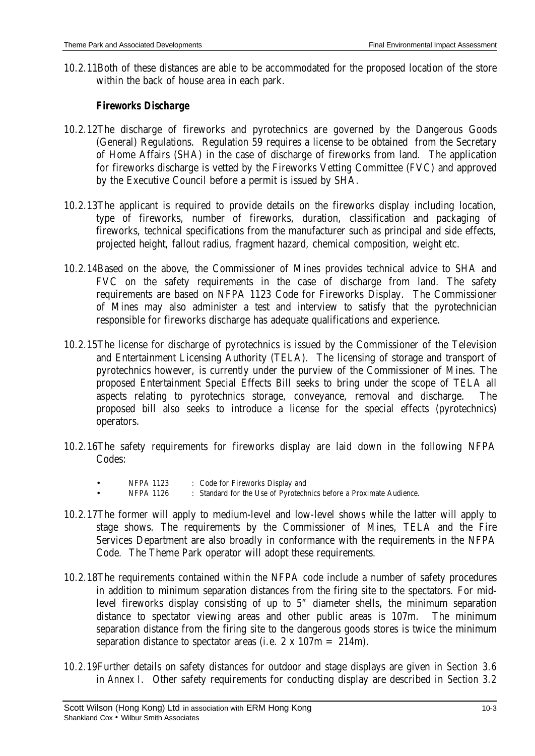10.2.11 Both of these distances are able to be accommodated for the proposed location of the store within the back of house area in each park.

**Fireworks Discharge**

10.2.12 The discharge of fireworks and pyrotechnics are governed by the Dangerous Goods (General) Regulations. Regulation 59 requires a license to be obtained from the Secretary of Home Affairs (SHA) in the case of discharge of fireworks from land. The application for fireworks discharge is vetted by the Fireworks Vetting Committee (FVC) and approved by the Executive Council before a permit is issued by SHA.

10.2.13 The applicant is required to provide details on the fireworks display including location, type of fireworks, number of fireworks, duration, classification and packaging of fireworks, technical specifications from the manufacturer such as principal and side effects, projected height, fallout radius, fragment hazard, chemical composition, weight etc.

10.2.14 Based on the above, the Commissioner of Mines provides technical advice to SHA and FVC on the safety requirements in the case of discharge from land. The safety requirements are based on NFPA 1123 Code for Fireworks Display. The Commissioner of Mines may also administer a test and interview to satisfy that the pyrotechnician responsible for fireworks discharge has adequate qualifications and experience.

10.2.15 The license for discharge of pyrotechnics is issued by the Commissioner of the Television and Entertainment Licensing Authority (TELA). The licensing of storage and transport of pyrotechnics however, is currently under the purview of the Commissioner of Mines. The proposed Entertainment Special Effects Bill seeks to bring under the scope of TELA all aspects relating to pyrotechnics storage, conveyance, removal and discharge. The proposed bill also seeks to introduce a license for the special effects (pyrotechnics) operators.

10.2.16 The safety requirements for fireworks display are laid down in the following NFPA Codes:

- NFPA 1123 : Code for Fireworks Display and
- NFPA 1126 : Standard for the Use of Pyrotechnics before a Proximate Audience.

10.2.17 The former will apply to medium-level and low-level shows while the latter will apply to stage shows. The requirements by the Commissioner of Mines, TELA and the Fire Services Department are also broadly in conformance with the requirements in the NFPA Code. The Theme Park operator will adopt these requirements.

10.2.18 The requirements contained within the NFPA code include a number of safety procedures in addition to minimum separation distances from the firing site to the spectators. For mid-level fireworks display consisting of up to 5" diameter shells, the minimum separation distance to spectator viewing areas and other public areas is 107m. The minimum separation distance from the firing site to the dangerous goods stores is twice the minimum separation distance to spectator areas (i.e. 2 x 107m = 214m).

10.2.19 Further details on safety distances for outdoor and stage displays are given in *Section 3.6* in *Annex I*. Other safety requirements for conducting display are described in *Section 3.2*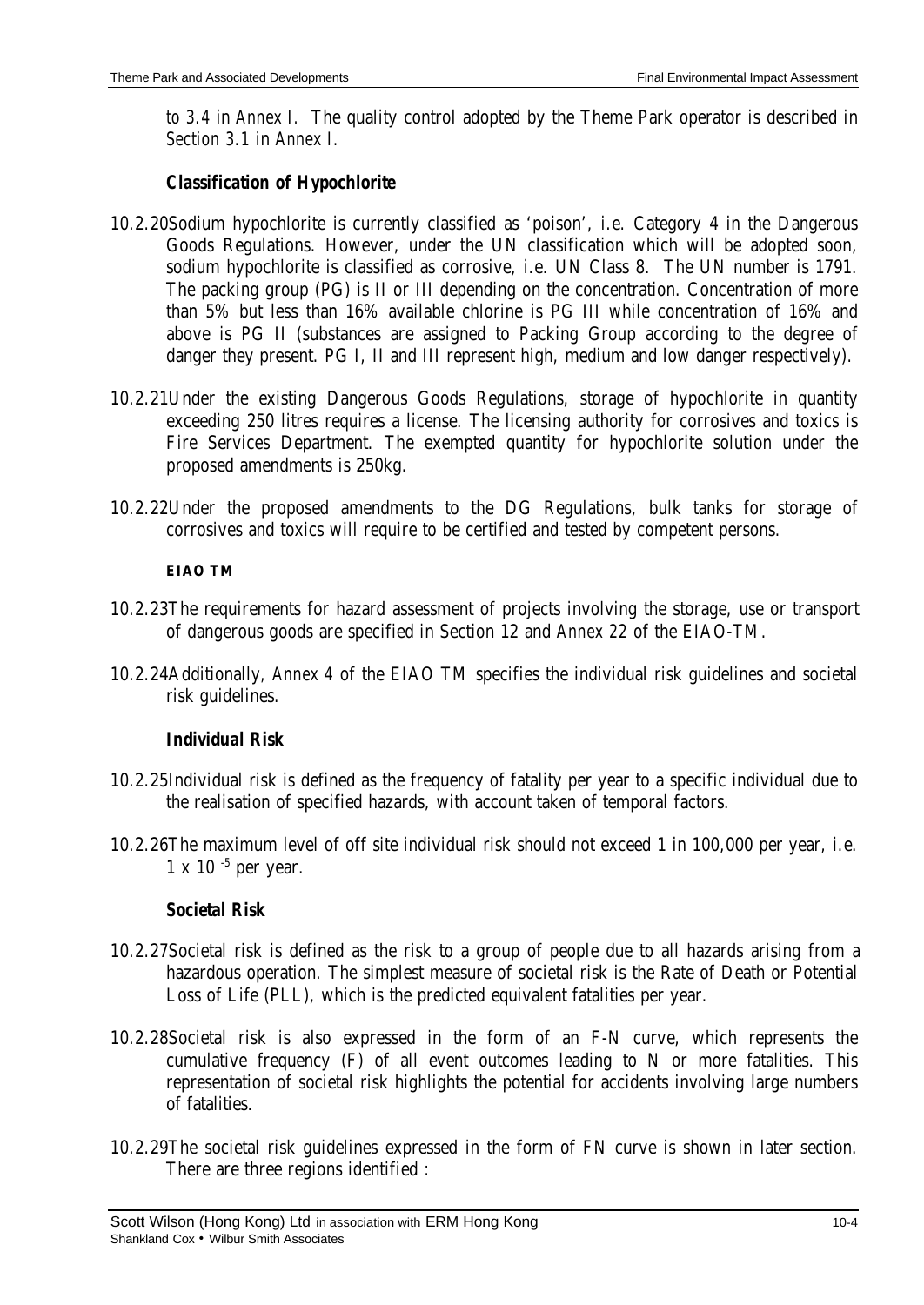to 3.4 in *Annex I*. The quality control adopted by the Theme Park operator is described in *Section 3.1* in *Annex I*.

### Classification of Hypochlorite

10.2.20 Sodium hypochlorite is currently classified as 'poison', i.e. Category 4 in the Dangerous Goods Regulations. However, under the UN classification which will be adopted soon, sodium hypochlorite is classified as corrosive, i.e. UN Class 8. The UN number is 1791. The packing group (PG) is II or III depending on the concentration. Concentration of more than 5% but less than 16% available chlorine is PG III while concentration of 16% and above is PG II (substances are assigned to Packing Group according to the degree of danger they present. PG I, II and III represent high, medium and low danger respectively).

10.2.21 Under the existing Dangerous Goods Regulations, storage of hypochlorite in quantity exceeding 250 litres requires a license. The licensing authority for corrosives and toxics is Fire Services Department. The exempted quantity for hypochlorite solution under the proposed amendments is 250kg.

10.2.22 Under the proposed amendments to the DG Regulations, bulk tanks for storage of corrosives and toxics will require to be certified and tested by competent persons.

#### EIAO TM

10.2.23 The requirements for hazard assessment of projects involving the storage, use or transport of dangerous goods are specified in Section 12 and *Annex 22* of the EIAO-TM.

10.2.24 Additionally, *Annex 4* of the EIAO TM specifies the individual risk guidelines and societal risk guidelines.

### Individual Risk

10.2.25 Individual risk is defined as the frequency of fatality per year to a specific individual due to the realisation of specified hazards, with account taken of temporal factors.

10.2.26 The maximum level of off site individual risk should not exceed 1 in 100,000 per year, i.e. $1 \times 10^{-5}$ per year.

### Societal Risk

10.2.27 Societal risk is defined as the risk to a group of people due to all hazards arising from a hazardous operation. The simplest measure of societal risk is the Rate of Death or Potential Loss of Life (PLL), which is the predicted equivalent fatalities per year.

10.2.28 Societal risk is also expressed in the form of an F-N curve, which represents the cumulative frequency (F) of all event outcomes leading to N or more fatalities. This representation of societal risk highlights the potential for accidents involving large numbers of fatalities.

10.2.29 The societal risk guidelines expressed in the form of FN curve is shown in later section. There are three regions identified :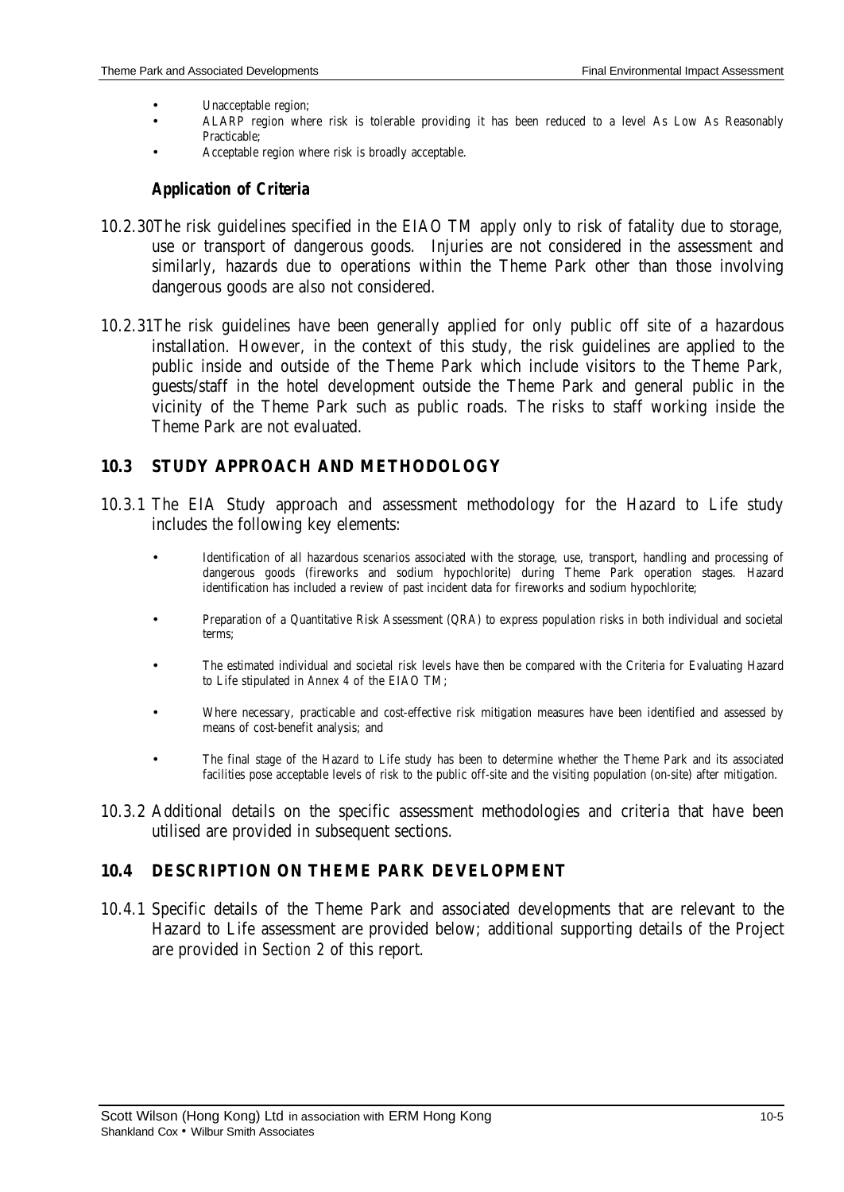- Unacceptable region;
- ALARP region where risk is tolerable providing it has been reduced to a level As Low As Reasonably Practicable;
- Acceptable region where risk is broadly acceptable.

### Application of Criteria

10.2.30 The risk guidelines specified in the EIAO TM apply only to risk of fatality due to storage, use or transport of dangerous goods. Injuries are not considered in the assessment and similarly, hazards due to operations within the Theme Park other than those involving dangerous goods are also not considered.

10.2.31 The risk guidelines have been generally applied for only public off site of a hazardous installation. However, in the context of this study, the risk guidelines are applied to the public inside and outside of the Theme Park which include visitors to the Theme Park, guests/staff in the hotel development outside the Theme Park and general public in the vicinity of the Theme Park such as public roads. The risks to staff working inside the Theme Park are not evaluated.

## 10.3 STUDY APPROACH AND METHODOLOGY

10.3.1 The EIA Study approach and assessment methodology for the Hazard to Life study includes the following key elements:

- Identification of all hazardous scenarios associated with the storage, use, transport, handling and processing of dangerous goods (fireworks and sodium hypochlorite) during Theme Park operation stages. Hazard identification has included a review of past incident data for fireworks and sodium hypochlorite;
- Preparation of a Quantitative Risk Assessment (QRA) to express population risks in both individual and societal terms;
- The estimated individual and societal risk levels have then be compared with the Criteria for Evaluating Hazard to Life stipulated in *Annex 4* of the EIAO TM;
- Where necessary, practicable and cost-effective risk mitigation measures have been identified and assessed by means of cost-benefit analysis; and
- The final stage of the Hazard to Life study has been to determine whether the Theme Park and its associated facilities pose acceptable levels of risk to the public off-site and the visiting population (on-site) after mitigation.

10.3.2 Additional details on the specific assessment methodologies and criteria that have been utilised are provided in subsequent sections.

## 10.4 DESCRIPTION ON THEME PARK DEVELOPMENT

10.4.1 Specific details of the Theme Park and associated developments that are relevant to the Hazard to Life assessment are provided below; additional supporting details of the Project are provided in *Section 2* of this report.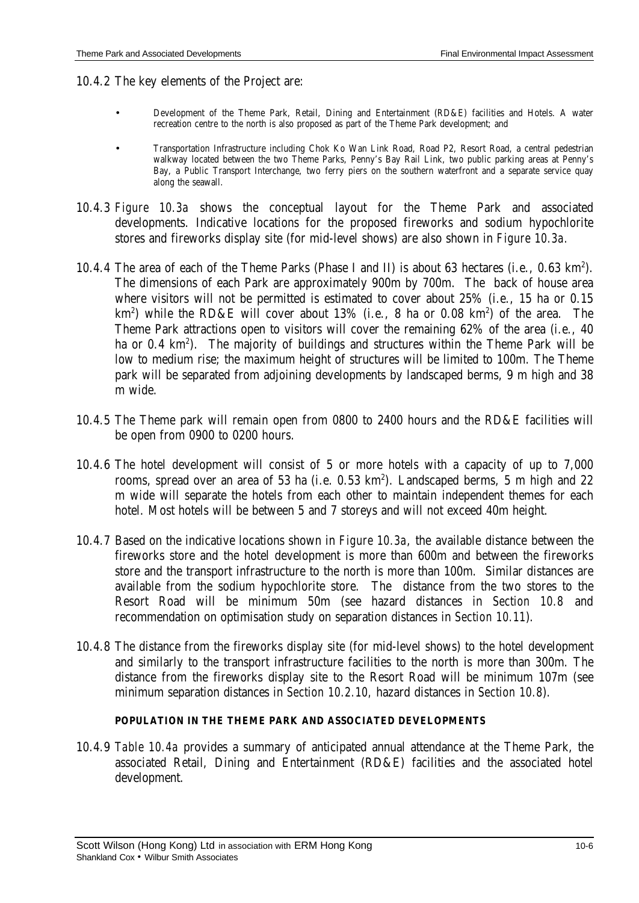10.4.2 The key elements of the Project are:

- Development of the Theme Park, Retail, Dining and Entertainment (RD&E) facilities and Hotels. A water recreation centre to the north is also proposed as part of the Theme Park development; and
- Transportation Infrastructure including Chok Ko Wan Link Road, Road P2, Resort Road, a central pedestrian walkway located between the two Theme Parks, Penny's Bay Rail Link, two public parking areas at Penny's Bay, a Public Transport Interchange, two ferry piers on the southern waterfront and a separate service quay along the seawall.

10.4.3 *Figure 10.3a* shows the conceptual layout for the Theme Park and associated developments. Indicative locations for the proposed fireworks and sodium hypochlorite stores and fireworks display site (for mid-level shows) are also shown in *Figure 10.3a*.

10.4.4 The area of each of the Theme Parks (Phase I and II) is about 63 hectares (i.e., 0.63 $km^2$). The dimensions of each Park are approximately 900m by 700m. The back of house area where visitors will not be permitted is estimated to cover about 25% (i.e., 15 ha or 0.15 $km^2$) while the RD&E will cover about 13% (i.e., 8 ha or 0.08 $km^2$) of the area. The Theme Park attractions open to visitors will cover the remaining 62% of the area (i.e., 40 ha or 0.4 $km^2$). The majority of buildings and structures within the Theme Park will be low to medium rise; the maximum height of structures will be limited to 100m. The Theme park will be separated from adjoining developments by landscaped berms, 9 m high and 38 m wide.

10.4.5 The Theme park will remain open from 0800 to 2400 hours and the RD&E facilities will be open from 0900 to 0200 hours.

10.4.6 The hotel development will consist of 5 or more hotels with a capacity of up to 7,000 rooms, spread over an area of 53 ha (i.e. 0.53 $km^2$). Landscaped berms, 5 m high and 22 m wide will separate the hotels from each other to maintain independent themes for each hotel. Most hotels will be between 5 and 7 storeys and will not exceed 40m height.

10.4.7 Based on the indicative locations shown in *Figure 10.3a*, the available distance between the fireworks store and the hotel development is more than 600m and between the fireworks store and the transport infrastructure to the north is more than 100m. Similar distances are available from the sodium hypochlorite store. The distance from the two stores to the Resort Road will be minimum 50m (see hazard distances in *Section 10.8* and recommendation on optimisation study on separation distances in *Section 10.11*).

10.4.8 The distance from the fireworks display site (for mid-level shows) to the hotel development and similarly to the transport infrastructure facilities to the north is more than 300m. The distance from the fireworks display site to the Resort Road will be minimum 107m (see minimum separation distances in *Section 10.2.10*, hazard distances in *Section 10.8*).

**POPULATION IN THE THEME PARK AND ASSOCIATED DEVELOPMENTS**

10.4.9 *Table 10.4a* provides a summary of anticipated annual attendance at the Theme Park, the associated Retail, Dining and Entertainment (RD&E) facilities and the associated hotel development.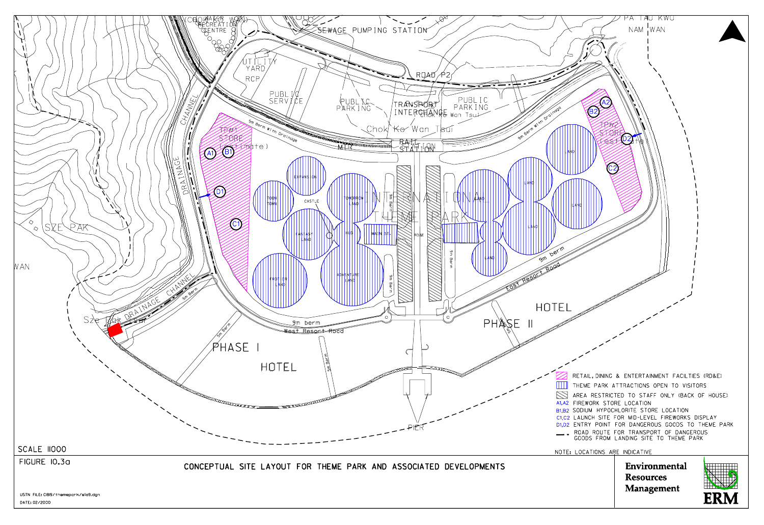FIGURE 10.3a

CONCEPTUAL SITE LAYOUT FOR THEME PARK AND ASSOCIATED DEVELOPMENTS

SCALE 1:1000

RETAIL, DINING & ENTERTAINMENT FACILTIES (RD&E)

THEME PARK ATTRACTIONS OPEN TO VISITORS

AREA RESTRICTED TO STAFF ONLY (BACK OF HOUSE)

A1,A2 FIREWORK STORE LOCATION

B1,B2 SODIUM HYPOCHLORITE STORE LOCATION

C1,C2 LAUNCH SITE FOR MID-LEVEL FIREWORKS DISPLAY

D1,D2 ENTRY POINT FOR DANGEROUS GOODS TO THEME PARK

ROAD ROUTE FOR TRANSPORT OF DANGEROUS GOODS FROM LANDING SITE TO THEME PARK

NOTE: LOCATIONS ARE INDICATIVE

Environmental Resources Management

ERM

USTN FILE: C1819/themepark/ela9.dgn

DATE: 02/2000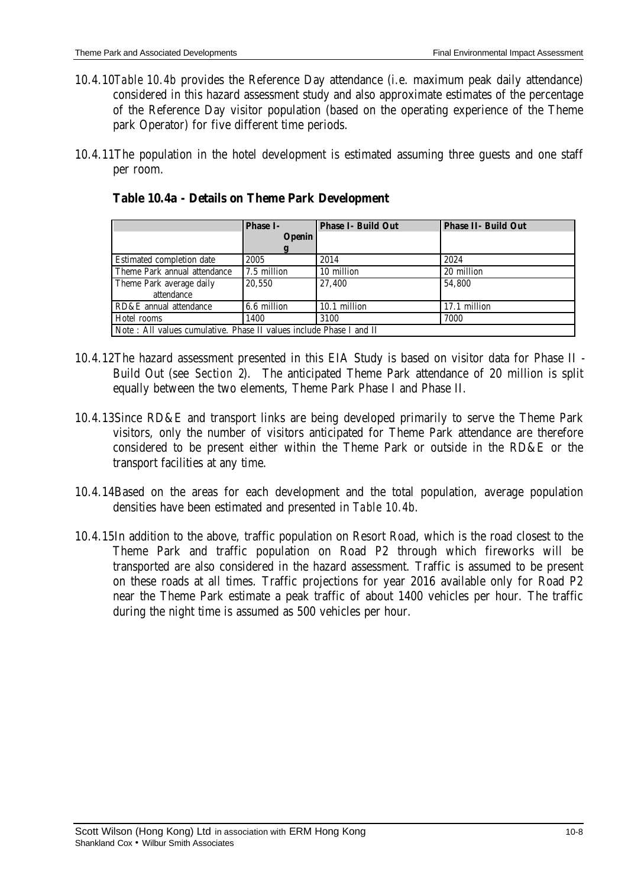10.4.10 *Table 10.4b* provides the Reference Day attendance (i.e. maximum peak daily attendance) considered in this hazard assessment study and also approximate estimates of the percentage of the Reference Day visitor population (based on the operating experience of the Theme park Operator) for five different time periods.

10.4.11 The population in the hotel development is estimated assuming three guests and one staff per room.

**Table 10.4a - Details on Theme Park Development**

| | Phase I- Opening | Phase I- Build Out | Phase II- Build Out |
|---|---|---|---|
| Estimated completion date | 2005 | 2014 | 2024 |
| Theme Park annual attendance | 7.5 million | 10 million | 20 million |
| Theme Park average daily attendance | 20,550 | 27,400 | 54,800 |
| RD&E annual attendance | 6.6 million | 10.1 million | 17.1 million |
| Hotel rooms | 1400 | 3100 | 7000 |
| Note : All values cumulative. Phase II values include Phase I and II | | | |

10.4.12 The hazard assessment presented in this EIA Study is based on visitor data for Phase II - Build Out (see *Section 2*). The anticipated Theme Park attendance of 20 million is split equally between the two elements, Theme Park Phase I and Phase II.

10.4.13 Since RD&E and transport links are being developed primarily to serve the Theme Park visitors, only the number of visitors anticipated for Theme Park attendance are therefore considered to be present either within the Theme Park or outside in the RD&E or the transport facilities at any time.

10.4.14 Based on the areas for each development and the total population, average population densities have been estimated and presented in *Table 10.4b*.

10.4.15 In addition to the above, traffic population on Resort Road, which is the road closest to the Theme Park and traffic population on Road P2 through which fireworks will be transported are also considered in the hazard assessment. Traffic is assumed to be present on these roads at all times. Traffic projections for year 2016 available only for Road P2 near the Theme Park estimate a peak traffic of about 1400 vehicles per hour. The traffic during the night time is assumed as 500 vehicles per hour.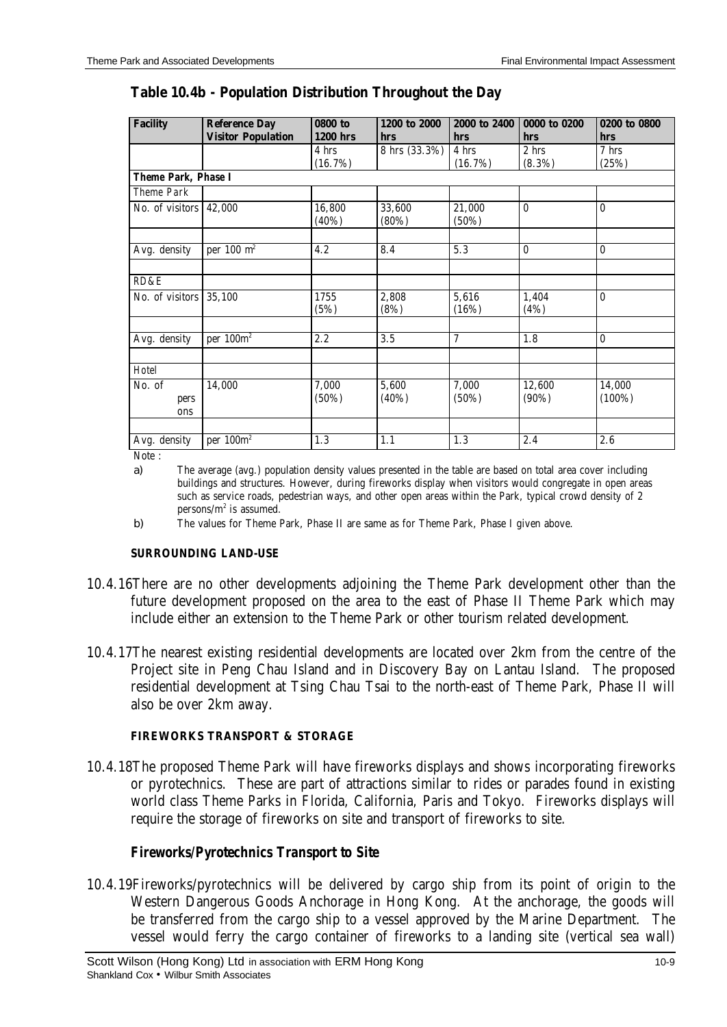**Table 10.4b - Population Distribution Throughout the Day**

| Facility | Reference Day Visitor Population | 0800 to 1200 hrs | 1200 to 2000 hrs | 2000 to 2400 hrs | 0000 to 0200 hrs | 0200 to 0800 hrs |
|---|---|---|---|---|---|---|
| | | 4 hrs (16.7%) | 8 hrs (33.3%) | 4 hrs (16.7%) | 2 hrs (8.3%) | 7 hrs (25%) |
| **Theme Park, Phase I** | | | | | | |
| Theme Park | | | | | | |
| No. of visitors | 42,000 | 16,800 (40%) | 33,600 (80%) | 21,000 (50%) | 0 | 0 |
| | | | | | | |
| Avg. density | per 100 m$^2$ | 4.2 | 8.4 | 5.3 | 0 | 0 |
| | | | | | | |
| RD&E | | | | | | |
| No. of visitors | 35,100 | 1755 (5%) | 2,808 (8%) | 5,616 (16%) | 1,404 (4%) | 0 |
| | | | | | | |
| Avg. density | per 100m$^2$ | 2.2 | 3.5 | 7 | 1.8 | 0 |
| | | | | | | |
| Hotel | | | | | | |
| No. of persons | 14,000 | 7,000 (50%) | 5,600 (40%) | 7,000 (50%) | 12,600 (90%) | 14,000 (100%) |
| | | | | | | |
| Avg. density | per 100m$^2$ | 1.3 | 1.1 | 1.3 | 2.4 | 2.6 |

Note :

a) The average (avg.) population density values presented in the table are based on total area cover including buildings and structures. However, during fireworks display when visitors would congregate in open areas such as service roads, pedestrian ways, and other open areas within the Park, typical crowd density of 2 persons/m$^2$ is assumed.

b) The values for Theme Park, Phase II are same as for Theme Park, Phase I given above.

**SURROUNDING LAND-USE**

10.4.16 There are no other developments adjoining the Theme Park development other than the future development proposed on the area to the east of Phase II Theme Park which may include either an extension to the Theme Park or other tourism related development.

10.4.17 The nearest existing residential developments are located over 2km from the centre of the Project site in Peng Chau Island and in Discovery Bay on Lantau Island. The proposed residential development at Tsing Chau Tsai to the north-east of Theme Park, Phase II will also be over 2km away.

**FIREWORKS TRANSPORT & STORAGE**

10.4.18 The proposed Theme Park will have fireworks displays and shows incorporating fireworks or pyrotechnics. These are part of attractions similar to rides or parades found in existing world class Theme Parks in Florida, California, Paris and Tokyo. Fireworks displays will require the storage of fireworks on site and transport of fireworks to site.

***Fireworks/Pyrotechnics Transport to Site***

10.4.19 Fireworks/pyrotechnics will be delivered by cargo ship from its point of origin to the Western Dangerous Goods Anchorage in Hong Kong. At the anchorage, the goods will be transferred from the cargo ship to a vessel approved by the Marine Department. The vessel would ferry the cargo container of fireworks to a landing site (vertical sea wall)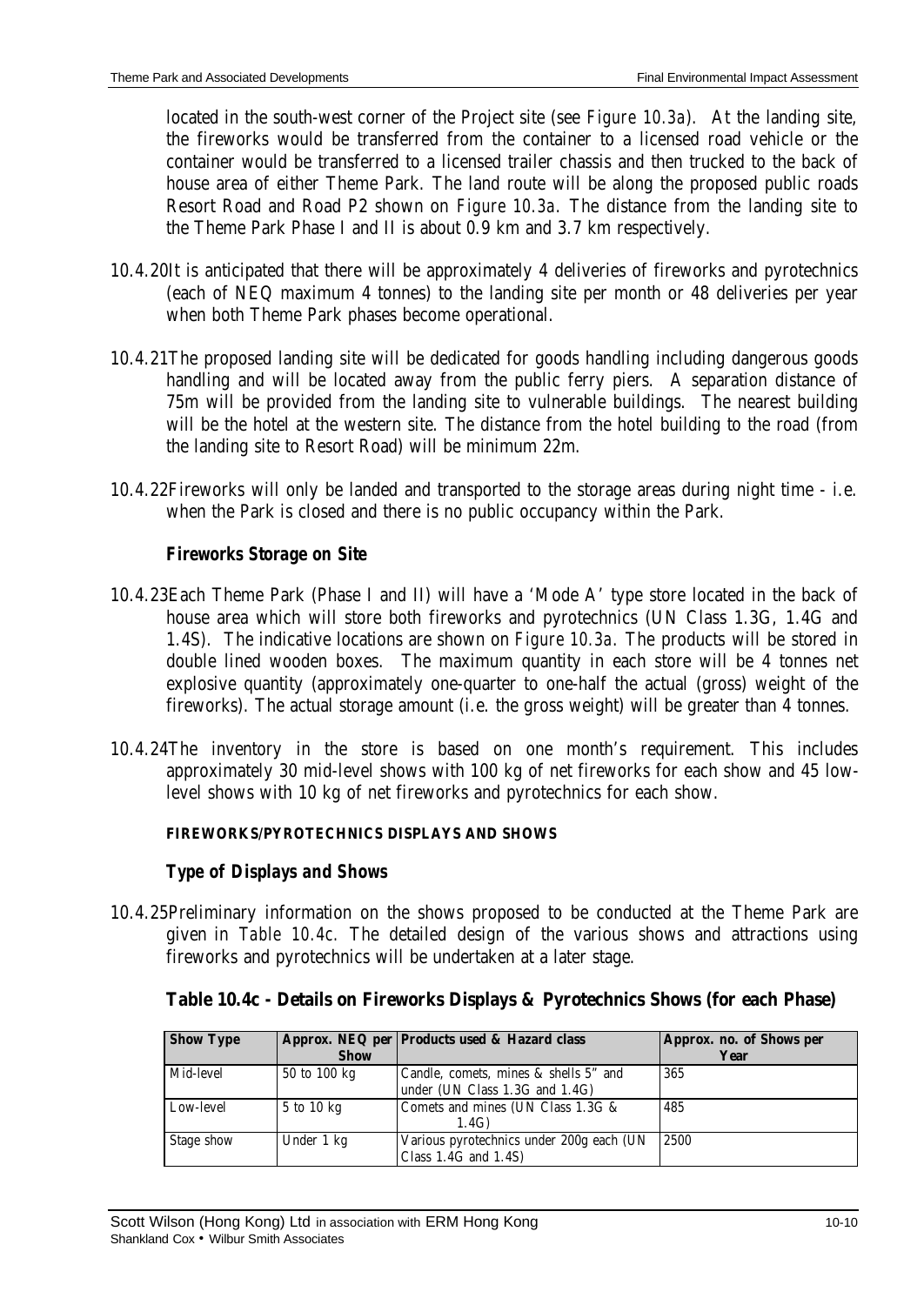located in the south-west corner of the Project site (see *Figure 10.3a*). At the landing site, the fireworks would be transferred from the container to a licensed road vehicle or the container would be transferred to a licensed trailer chassis and then trucked to the back of house area of either Theme Park. The land route will be along the proposed public roads Resort Road and Road P2 shown on *Figure 10.3a*. The distance from the landing site to the Theme Park Phase I and II is about 0.9 km and 3.7 km respectively.

10.4.20 It is anticipated that there will be approximately 4 deliveries of fireworks and pyrotechnics (each of NEQ maximum 4 tonnes) to the landing site per month or 48 deliveries per year when both Theme Park phases become operational.

10.4.21 The proposed landing site will be dedicated for goods handling including dangerous goods handling and will be located away from the public ferry piers. A separation distance of 75m will be provided from the landing site to vulnerable buildings. The nearest building will be the hotel at the western site. The distance from the hotel building to the road (from the landing site to Resort Road) will be minimum 22m.

10.4.22 Fireworks will only be landed and transported to the storage areas during night time - i.e. when the Park is closed and there is no public occupancy within the Park.

### *Fireworks Storage on Site*

10.4.23 Each Theme Park (Phase I and II) will have a 'Mode A' type store located in the back of house area which will store both fireworks and pyrotechnics (UN Class 1.3G, 1.4G and 1.4S). The indicative locations are shown on *Figure 10.3a*. The products will be stored in double lined wooden boxes. The maximum quantity in each store will be 4 tonnes net explosive quantity (approximately one-quarter to one-half the actual (gross) weight of the fireworks). The actual storage amount (i.e. the gross weight) will be greater than 4 tonnes.

10.4.24 The inventory in the store is based on one month's requirement. This includes approximately 30 mid-level shows with 100 kg of net fireworks for each show and 45 low-level shows with 10 kg of net fireworks and pyrotechnics for each show.

#### FIREWORKS/PYROTECHNICS DISPLAYS AND SHOWS

### *Type of Displays and Shows*

10.4.25 Preliminary information on the shows proposed to be conducted at the Theme Park are given in *Table 10.4c*. The detailed design of the various shows and attractions using fireworks and pyrotechnics will be undertaken at a later stage.

**Table 10.4c - Details on Fireworks Displays & Pyrotechnics Shows (for each Phase)**

| Show Type | Approx. NEQ per Show | Products used & Hazard class | Approx. no. of Shows per Year |
|---|---|---|---|
| Mid-level | 50 to 100 kg | Candle, comets, mines & shells 5" and under (UN Class 1.3G and 1.4G) | 365 |
| Low-level | 5 to 10 kg | Comets and mines (UN Class 1.3G & 1.4G) | 485 |
| Stage show | Under 1 kg | Various pyrotechnics under 200g each (UN Class 1.4G and 1.4S) | 2500 |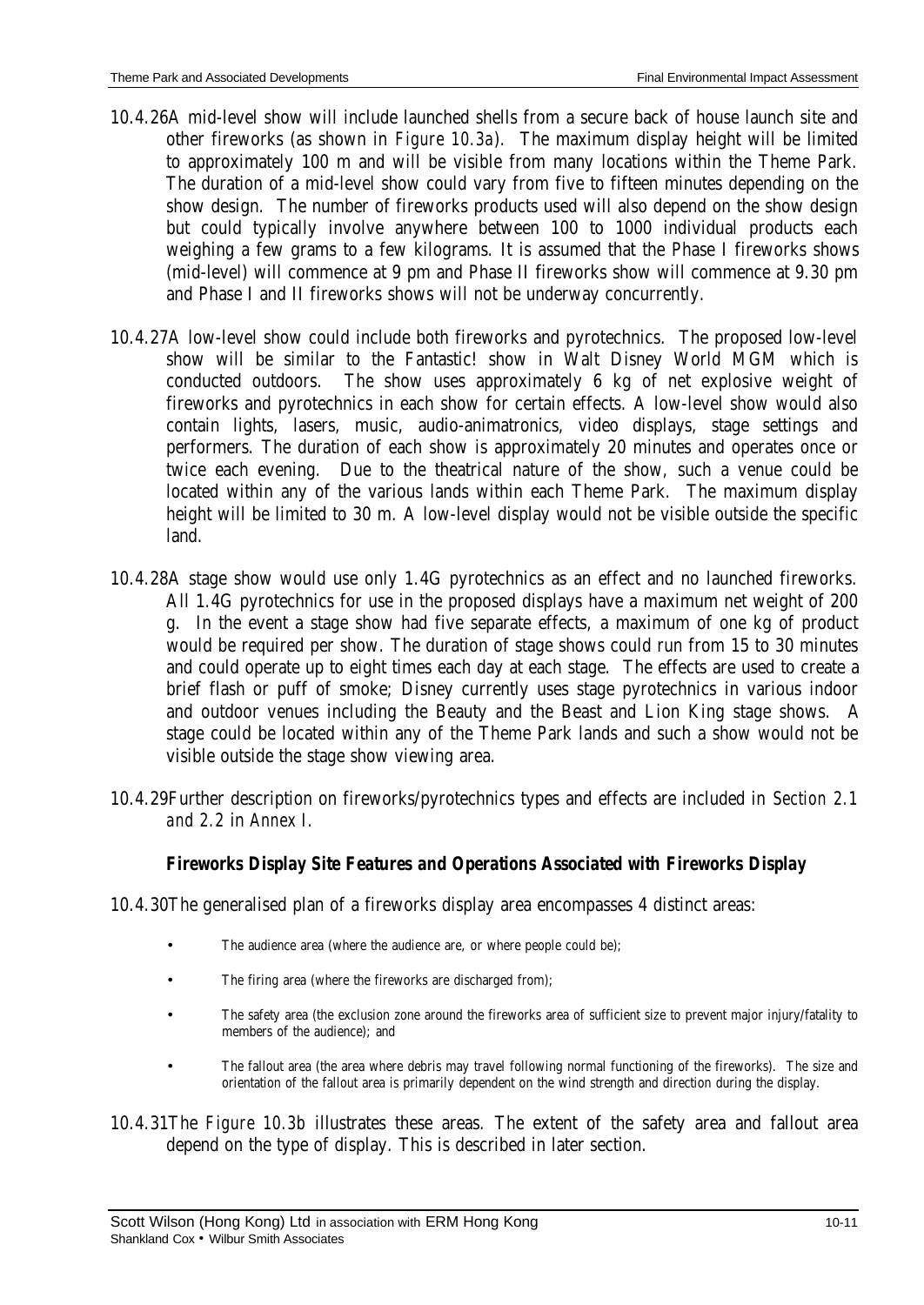10.4.26 A mid-level show will include launched shells from a secure back of house launch site and other fireworks (as shown in *Figure 10.3a*). The maximum display height will be limited to approximately 100 m and will be visible from many locations within the Theme Park. The duration of a mid-level show could vary from five to fifteen minutes depending on the show design. The number of fireworks products used will also depend on the show design but could typically involve anywhere between 100 to 1000 individual products each weighing a few grams to a few kilograms. It is assumed that the Phase I fireworks shows (mid-level) will commence at 9 pm and Phase II fireworks show will commence at 9.30 pm and Phase I and II fireworks shows will not be underway concurrently.

10.4.27 A low-level show could include both fireworks and pyrotechnics. The proposed low-level show will be similar to the Fantastic! show in Walt Disney World MGM which is conducted outdoors. The show uses approximately 6 kg of net explosive weight of fireworks and pyrotechnics in each show for certain effects. A low-level show would also contain lights, lasers, music, audio-animatronics, video displays, stage settings and performers. The duration of each show is approximately 20 minutes and operates once or twice each evening. Due to the theatrical nature of the show, such a venue could be located within any of the various lands within each Theme Park. The maximum display height will be limited to 30 m. A low-level display would not be visible outside the specific land.

10.4.28 A stage show would use only 1.4G pyrotechnics as an effect and no launched fireworks. All 1.4G pyrotechnics for use in the proposed displays have a maximum net weight of 200 g. In the event a stage show had five separate effects, a maximum of one kg of product would be required per show. The duration of stage shows could run from 15 to 30 minutes and could operate up to eight times each day at each stage. The effects are used to create a brief flash or puff of smoke; Disney currently uses stage pyrotechnics in various indoor and outdoor venues including the Beauty and the Beast and Lion King stage shows. A stage could be located within any of the Theme Park lands and such a show would not be visible outside the stage show viewing area.

10.4.29 Further description on fireworks/pyrotechnics types and effects are included in *Section 2.1 and 2.2* in *Annex I*.

### Fireworks Display Site Features and Operations Associated with Fireworks Display

10.4.30 The generalised plan of a fireworks display area encompasses 4 distinct areas:

- The audience area (where the audience are, or where people could be);
- The firing area (where the fireworks are discharged from);
- The safety area (the exclusion zone around the fireworks area of sufficient size to prevent major injury/fatality to members of the audience); and
- The fallout area (the area where debris may travel following normal functioning of the fireworks). The size and orientation of the fallout area is primarily dependent on the wind strength and direction during the display.

10.4.31 The *Figure 10.3b* illustrates these areas. The extent of the safety area and fallout area depend on the type of display. This is described in later section.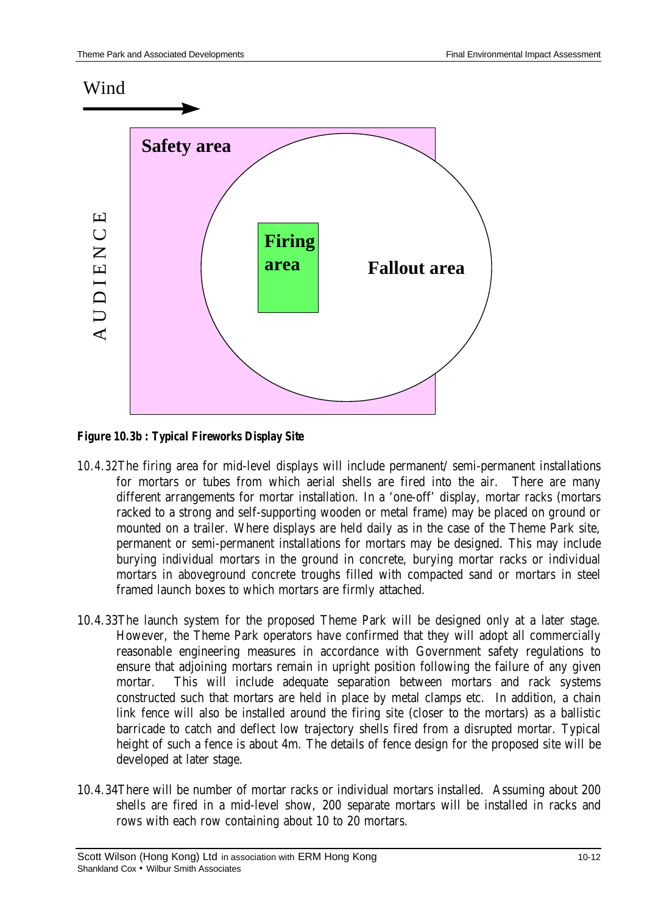Wind

Safety area

AUDIENCE

Firing area

Fallout area

*Figure 10.3b : Typical Fireworks Display Site*

10.4.32 The firing area for mid-level displays will include permanent/ semi-permanent installations for mortars or tubes from which aerial shells are fired into the air. There are many different arrangements for mortar installation. In a 'one-off' display, mortar racks (mortars racked to a strong and self-supporting wooden or metal frame) may be placed on ground or mounted on a trailer. Where displays are held daily as in the case of the Theme Park site, permanent or semi-permanent installations for mortars may be designed. This may include burying individual mortars in the ground in concrete, burying mortar racks or individual mortars in aboveground concrete troughs filled with compacted sand or mortars in steel framed launch boxes to which mortars are firmly attached.

10.4.33 The launch system for the proposed Theme Park will be designed only at a later stage. However, the Theme Park operators have confirmed that they will adopt all commercially reasonable engineering measures in accordance with Government safety regulations to ensure that adjoining mortars remain in upright position following the failure of any given mortar. This will include adequate separation between mortars and rack systems constructed such that mortars are held in place by metal clamps etc. In addition, a chain link fence will also be installed around the firing site (closer to the mortars) as a ballistic barricade to catch and deflect low trajectory shells fired from a disrupted mortar. Typical height of such a fence is about 4m. The details of fence design for the proposed site will be developed at later stage.

10.4.34 There will be number of mortar racks or individual mortars installed. Assuming about 200 shells are fired in a mid-level show, 200 separate mortars will be installed in racks and rows with each row containing about 10 to 20 mortars.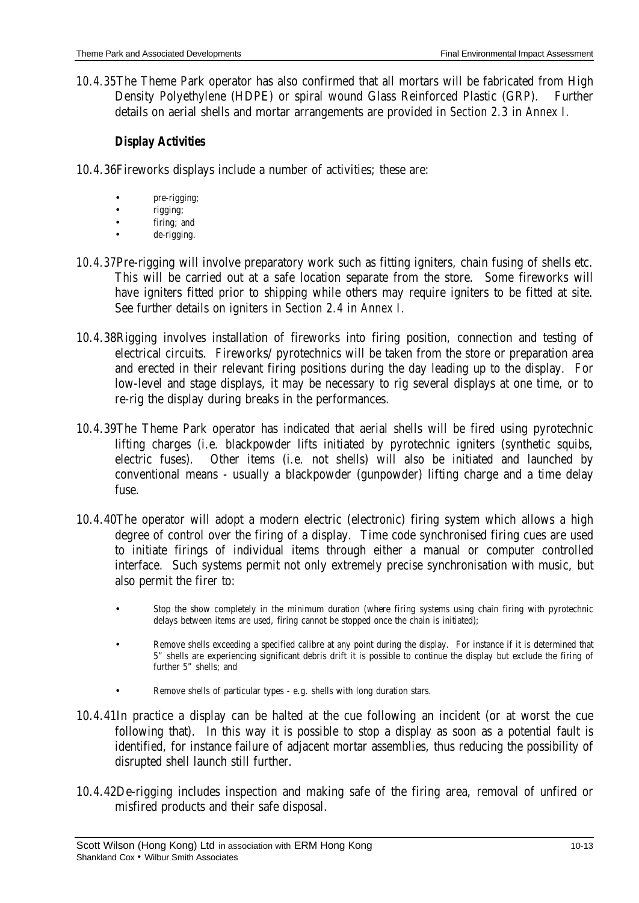10.4.35 The Theme Park operator has also confirmed that all mortars will be fabricated from High Density Polyethylene (HDPE) or spiral wound Glass Reinforced Plastic (GRP). Further details on aerial shells and mortar arrangements are provided in *Section 2.3* in *Annex I*.

***Display Activities***

10.4.36 Fireworks displays include a number of activities; these are:

- pre-rigging;
- rigging;
- firing; and
- de-rigging.

10.4.37 Pre-rigging will involve preparatory work such as fitting igniters, chain fusing of shells etc. This will be carried out at a safe location separate from the store. Some fireworks will have igniters fitted prior to shipping while others may require igniters to be fitted at site. See further details on igniters in *Section 2.4* in *Annex I*.

10.4.38 Rigging involves installation of fireworks into firing position, connection and testing of electrical circuits. Fireworks/ pyrotechnics will be taken from the store or preparation area and erected in their relevant firing positions during the day leading up to the display. For low-level and stage displays, it may be necessary to rig several displays at one time, or to re-rig the display during breaks in the performances.

10.4.39 The Theme Park operator has indicated that aerial shells will be fired using pyrotechnic lifting charges (i.e. blackpowder lifts initiated by pyrotechnic igniters (synthetic squibs, electric fuses). Other items (i.e. not shells) will also be initiated and launched by conventional means - usually a blackpowder (gunpowder) lifting charge and a time delay fuse.

10.4.40 The operator will adopt a modern electric (electronic) firing system which allows a high degree of control over the firing of a display. Time code synchronised firing cues are used to initiate firings of individual items through either a manual or computer controlled interface. Such systems permit not only extremely precise synchronisation with music, but also permit the firer to:

- Stop the show completely in the minimum duration (where firing systems using chain firing with pyrotechnic delays between items are used, firing cannot be stopped once the chain is initiated);
- Remove shells exceeding a specified calibre at any point during the display. For instance if it is determined that 5" shells are experiencing significant debris drift it is possible to continue the display but exclude the firing of further 5" shells; and
- Remove shells of particular types - e.g. shells with long duration stars.

10.4.41 In practice a display can be halted at the cue following an incident (or at worst the cue following that). In this way it is possible to stop a display as soon as a potential fault is identified, for instance failure of adjacent mortar assemblies, thus reducing the possibility of disrupted shell launch still further.

10.4.42 De-rigging includes inspection and making safe of the firing area, removal of unfired or misfired products and their safe disposal.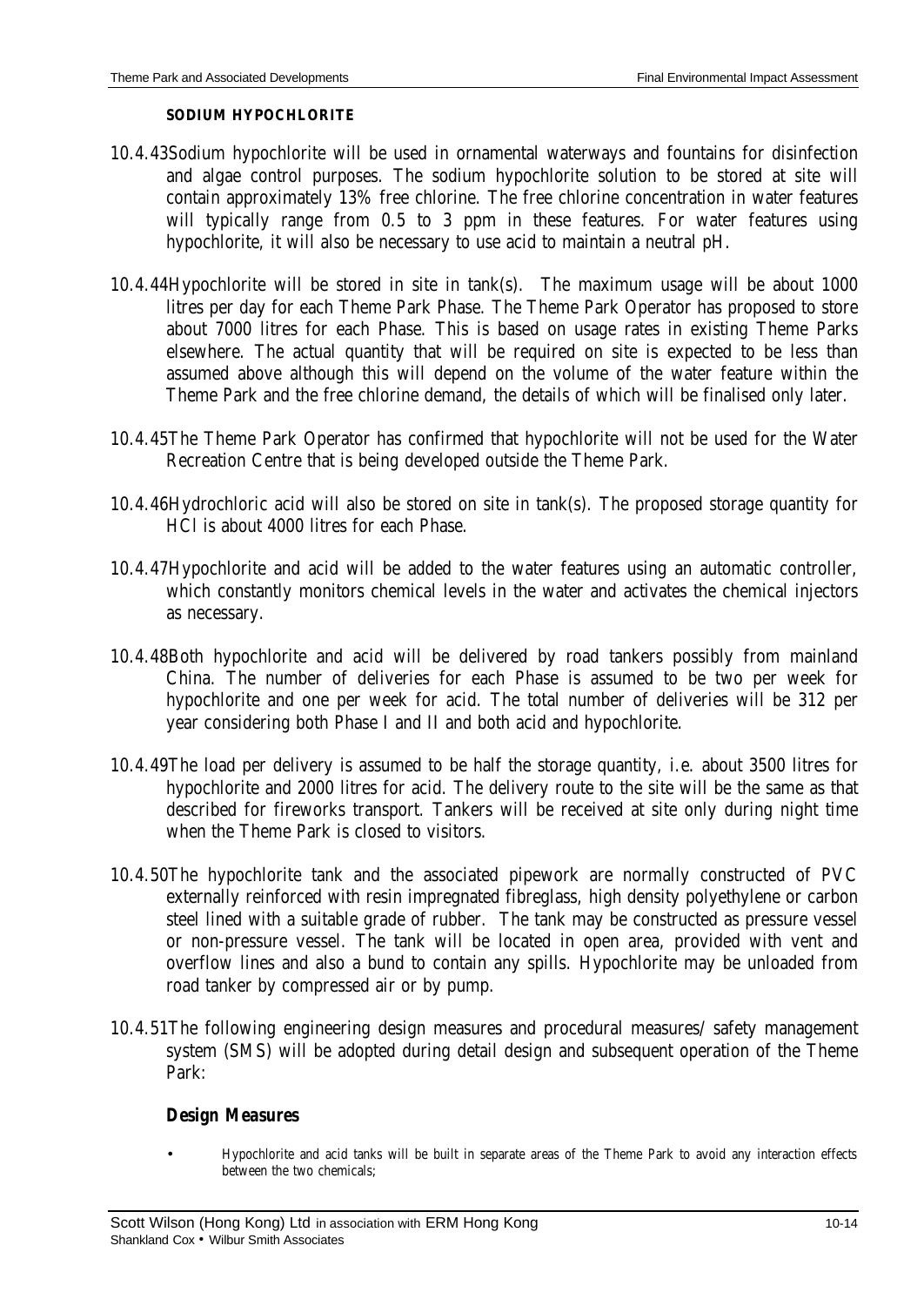**SODIUM HYPOCHLORITE**

10.4.43 Sodium hypochlorite will be used in ornamental waterways and fountains for disinfection and algae control purposes. The sodium hypochlorite solution to be stored at site will contain approximately 13% free chlorine. The free chlorine concentration in water features will typically range from 0.5 to 3 ppm in these features. For water features using hypochlorite, it will also be necessary to use acid to maintain a neutral pH.

10.4.44 Hypochlorite will be stored in site in tank(s). The maximum usage will be about 1000 litres per day for each Theme Park Phase. The Theme Park Operator has proposed to store about 7000 litres for each Phase. This is based on usage rates in existing Theme Parks elsewhere. The actual quantity that will be required on site is expected to be less than assumed above although this will depend on the volume of the water feature within the Theme Park and the free chlorine demand, the details of which will be finalised only later.

10.4.45 The Theme Park Operator has confirmed that hypochlorite will not be used for the Water Recreation Centre that is being developed outside the Theme Park.

10.4.46 Hydrochloric acid will also be stored on site in tank(s). The proposed storage quantity for HCl is about 4000 litres for each Phase.

10.4.47 Hypochlorite and acid will be added to the water features using an automatic controller, which constantly monitors chemical levels in the water and activates the chemical injectors as necessary.

10.4.48 Both hypochlorite and acid will be delivered by road tankers possibly from mainland China. The number of deliveries for each Phase is assumed to be two per week for hypochlorite and one per week for acid. The total number of deliveries will be 312 per year considering both Phase I and II and both acid and hypochlorite.

10.4.49 The load per delivery is assumed to be half the storage quantity, i.e. about 3500 litres for hypochlorite and 2000 litres for acid. The delivery route to the site will be the same as that described for fireworks transport. Tankers will be received at site only during night time when the Theme Park is closed to visitors.

10.4.50 The hypochlorite tank and the associated pipework are normally constructed of PVC externally reinforced with resin impregnated fibreglass, high density polyethylene or carbon steel lined with a suitable grade of rubber. The tank may be constructed as pressure vessel or non-pressure vessel. The tank will be located in open area, provided with vent and overflow lines and also a bund to contain any spills. Hypochlorite may be unloaded from road tanker by compressed air or by pump.

10.4.51 The following engineering design measures and procedural measures/ safety management system (SMS) will be adopted during detail design and subsequent operation of the Theme Park:

***Design Measures***

- Hypochlorite and acid tanks will be built in separate areas of the Theme Park to avoid any interaction effects between the two chemicals;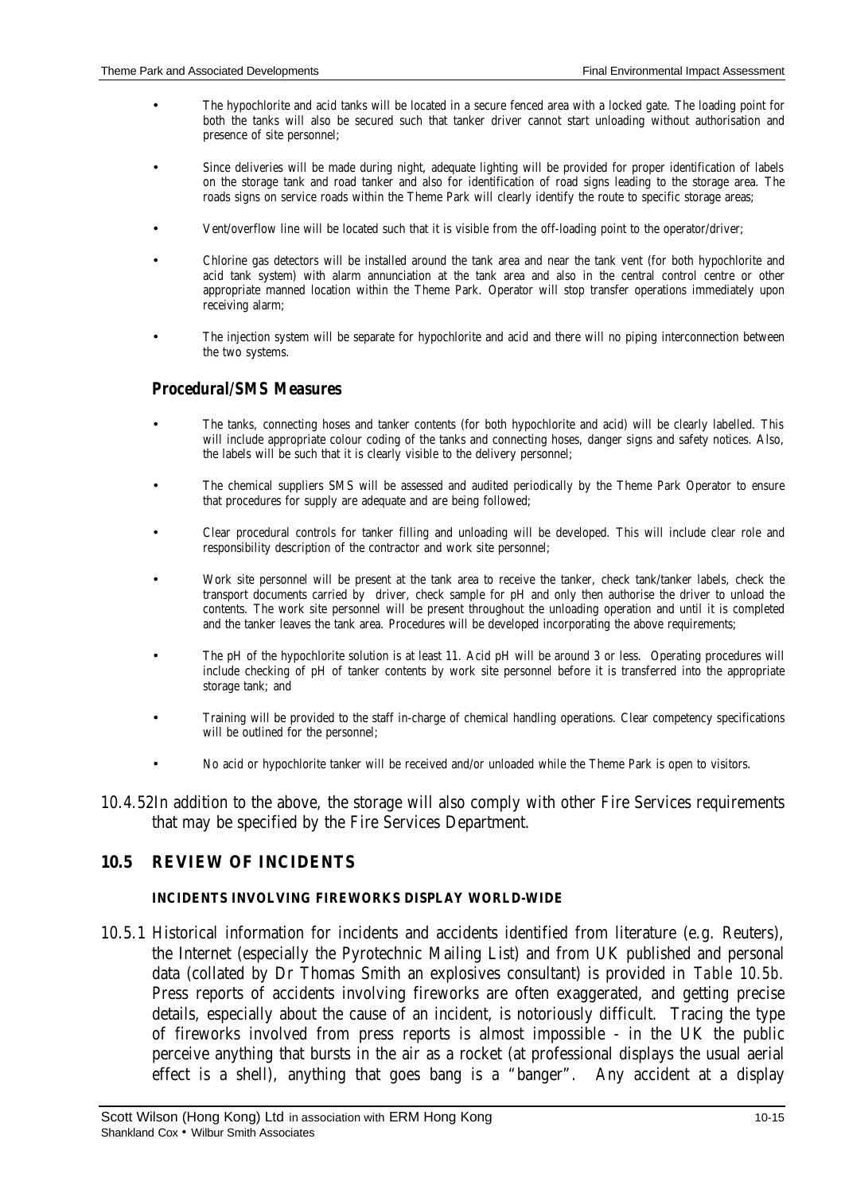- The hypochlorite and acid tanks will be located in a secure fenced area with a locked gate. The loading point for both the tanks will also be secured such that tanker driver cannot start unloading without authorisation and presence of site personnel;
- Since deliveries will be made during night, adequate lighting will be provided for proper identification of labels on the storage tank and road tanker and also for identification of road signs leading to the storage area. The roads signs on service roads within the Theme Park will clearly identify the route to specific storage areas;
- Vent/overflow line will be located such that it is visible from the off-loading point to the operator/driver;
- Chlorine gas detectors will be installed around the tank area and near the tank vent (for both hypochlorite and acid tank system) with alarm annunciation at the tank area and also in the central control centre or other appropriate manned location within the Theme Park. Operator will stop transfer operations immediately upon receiving alarm;
- The injection system will be separate for hypochlorite and acid and there will no piping interconnection between the two systems.

### *Procedural/SMS Measures*

- The tanks, connecting hoses and tanker contents (for both hypochlorite and acid) will be clearly labelled. This will include appropriate colour coding of the tanks and connecting hoses, danger signs and safety notices. Also, the labels will be such that it is clearly visible to the delivery personnel;
- The chemical suppliers SMS will be assessed and audited periodically by the Theme Park Operator to ensure that procedures for supply are adequate and are being followed;
- Clear procedural controls for tanker filling and unloading will be developed. This will include clear role and responsibility description of the contractor and work site personnel;
- Work site personnel will be present at the tank area to receive the tanker, check tank/tanker labels, check the transport documents carried by driver, check sample for pH and only then authorise the driver to unload the contents. The work site personnel will be present throughout the unloading operation and until it is completed and the tanker leaves the tank area. Procedures will be developed incorporating the above requirements;
- The pH of the hypochlorite solution is at least 11. Acid pH will be around 3 or less. Operating procedures will include checking of pH of tanker contents by work site personnel before it is transferred into the appropriate storage tank; and
- Training will be provided to the staff in-charge of chemical handling operations. Clear competency specifications will be outlined for the personnel;
- No acid or hypochlorite tanker will be received and/or unloaded while the Theme Park is open to visitors.

10.4.52 In addition to the above, the storage will also comply with other Fire Services requirements that may be specified by the Fire Services Department.

## 10.5 REVIEW OF INCIDENTS

#### INCIDENTS INVOLVING FIREWORKS DISPLAY WORLD-WIDE

10.5.1 Historical information for incidents and accidents identified from literature (e.g. Reuters), the Internet (especially the Pyrotechnic Mailing List) and from UK published and personal data (collated by Dr Thomas Smith an explosives consultant) is provided in *Table 10.5b.* Press reports of accidents involving fireworks are often exaggerated, and getting precise details, especially about the cause of an incident, is notoriously difficult. Tracing the type of fireworks involved from press reports is almost impossible - in the UK the public perceive anything that bursts in the air as a rocket (at professional displays the usual aerial effect is a shell), anything that goes bang is a "banger". Any accident at a display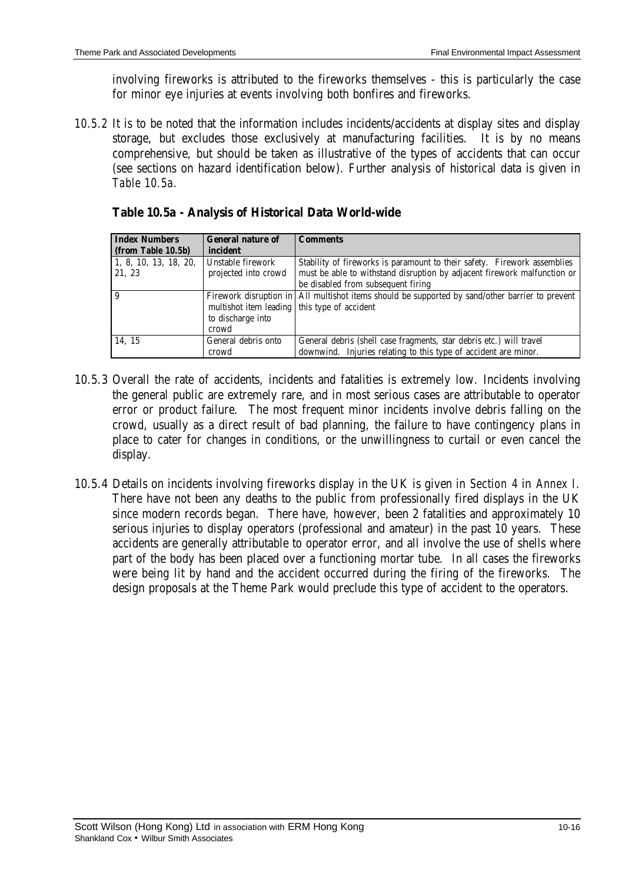involving fireworks is attributed to the fireworks themselves - this is particularly the case for minor eye injuries at events involving both bonfires and fireworks.

10.5.2 It is to be noted that the information includes incidents/accidents at display sites and display storage, but excludes those exclusively at manufacturing facilities. It is by no means comprehensive, but should be taken as illustrative of the types of accidents that can occur (see sections on hazard identification below). Further analysis of historical data is given in *Table 10.5a*.

**Table 10.5a - Analysis of Historical Data World-wide**

| Index Numbers (from Table 10.5b) | General nature of incident | Comments |
|---|---|---|
| 1, 8, 10, 13, 18, 20, 21, 23 | Unstable firework projected into crowd | Stability of fireworks is paramount to their safety. Firework assemblies must be able to withstand disruption by adjacent firework malfunction or be disabled from subsequent firing |
| 9 | Firework disruption in multishot item leading to discharge into crowd | All multishot items should be supported by sand/other barrier to prevent this type of accident |
| 14, 15 | General debris onto crowd | General debris (shell case fragments, star debris etc.) will travel downwind. Injuries relating to this type of accident are minor. |

10.5.3 Overall the rate of accidents, incidents and fatalities is extremely low. Incidents involving the general public are extremely rare, and in most serious cases are attributable to operator error or product failure. The most frequent minor incidents involve debris falling on the crowd, usually as a direct result of bad planning, the failure to have contingency plans in place to cater for changes in conditions, or the unwillingness to curtail or even cancel the display.

10.5.4 Details on incidents involving fireworks display in the UK is given in *Section 4* in *Annex I.* There have not been any deaths to the public from professionally fired displays in the UK since modern records began. There have, however, been 2 fatalities and approximately 10 serious injuries to display operators (professional and amateur) in the past 10 years. These accidents are generally attributable to operator error, and all involve the use of shells where part of the body has been placed over a functioning mortar tube. In all cases the fireworks were being lit by hand and the accident occurred during the firing of the fireworks. The design proposals at the Theme Park would preclude this type of accident to the operators.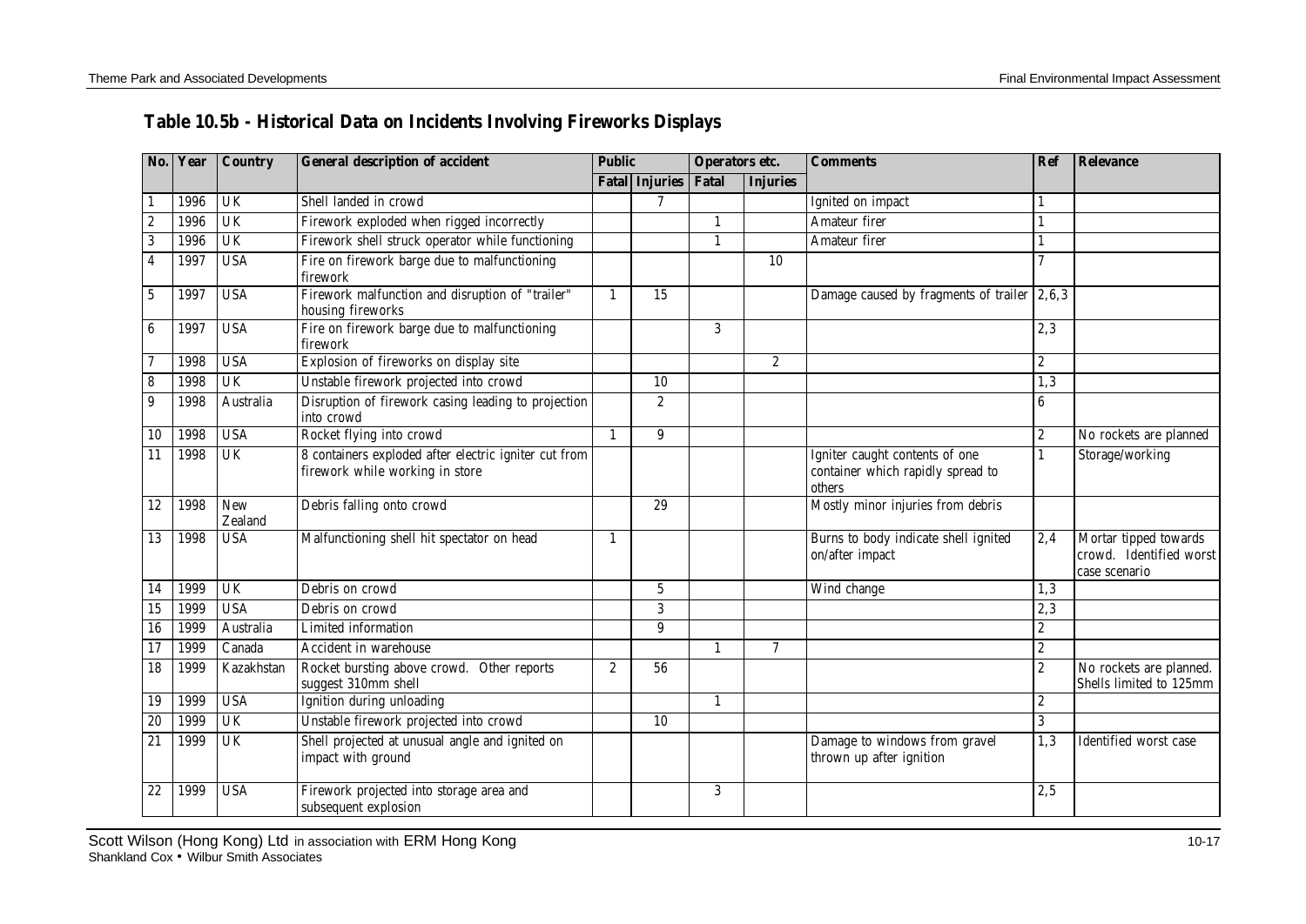## Table 10.5b - Historical Data on Incidents Involving Fireworks Displays

| No. | Year | Country | General description of accident | Public | | Operators etc. | | Comments | Ref | Relevance |
|---|---|---|---|---|---|---|---|---|---|---|
| | | | | Fatal | Injuries | Fatal | Injuries | | | |
| 1 | 1996 | UK | Shell landed in crowd | | 7 | | | Ignited on impact | 1 | |
| 2 | 1996 | UK | Firework exploded when rigged incorrectly | | | 1 | | Amateur firer | 1 | |
| 3 | 1996 | UK | Firework shell struck operator while functioning | | | 1 | | Amateur firer | 1 | |
| 4 | 1997 | USA | Fire on firework barge due to malfunctioning firework | | | | 10 | | 7 | |
| 5 | 1997 | USA | Firework malfunction and disruption of "trailer" housing fireworks | 1 | 15 | | | Damage caused by fragments of trailer | 2,6,3 | |
| 6 | 1997 | USA | Fire on firework barge due to malfunctioning firework | | | 3 | | | 2,3 | |
| 7 | 1998 | USA | Explosion of fireworks on display site | | | | 2 | | 2 | |
| 8 | 1998 | UK | Unstable firework projected into crowd | | 10 | | | | 1,3 | |
| 9 | 1998 | Australia | Disruption of firework casing leading to projection into crowd | | 2 | | | | 6 | |
| 10 | 1998 | USA | Rocket flying into crowd | 1 | 9 | | | | 2 | No rockets are planned |
| 11 | 1998 | UK | 8 containers exploded after electric igniter cut from firework while working in store | | | | | Igniter caught contents of one container which rapidly spread to others | 1 | Storage/working |
| 12 | 1998 | New Zealand | Debris falling onto crowd | | 29 | | | Mostly minor injuries from debris | | |
| 13 | 1998 | USA | Malfunctioning shell hit spectator on head | 1 | | | | Burns to body indicate shell ignited on/after impact | 2,4 | Mortar tipped towards crowd. Identified worst case scenario |
| 14 | 1999 | UK | Debris on crowd | | 5 | | | Wind change | 1,3 | |
| 15 | 1999 | USA | Debris on crowd | | 3 | | | | 2,3 | |
| 16 | 1999 | Australia | Limited information | | 9 | | | | 2 | |
| 17 | 1999 | Canada | Accident in warehouse | | | 1 | 7 | | 2 | |
| 18 | 1999 | Kazakhstan | Rocket bursting above crowd. Other reports suggest 310mm shell | 2 | 56 | | | | 2 | No rockets are planned. Shells limited to 125mm |
| 19 | 1999 | USA | Ignition during unloading | | | 1 | | | 2 | |
| 20 | 1999 | UK | Unstable firework projected into crowd | | 10 | | | | 3 | |
| 21 | 1999 | UK | Shell projected at unusual angle and ignited on impact with ground | | | | | Damage to windows from gravel thrown up after ignition | 1,3 | Identified worst case |
| 22 | 1999 | USA | Firework projected into storage area and subsequent explosion | | | 3 | | | 2,5 | |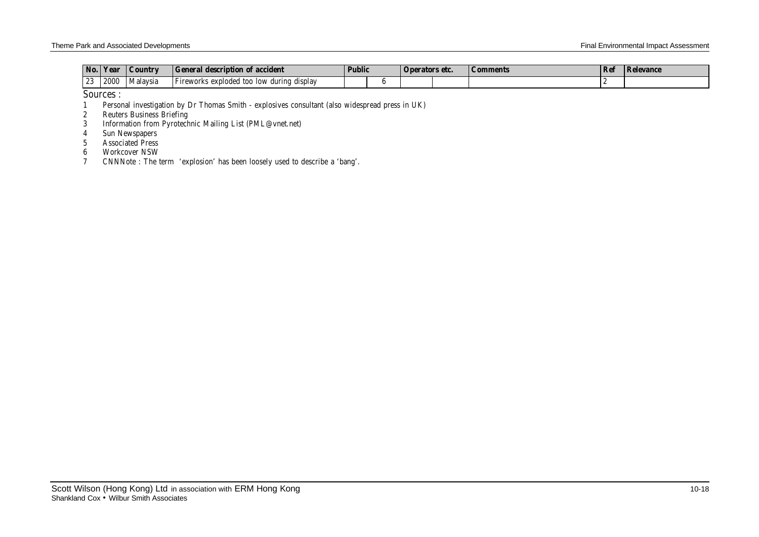| No. | Year | Country | General description of accident | Public | | Operators etc. | | Comments | Ref | Relevance |
|---|---|---|---|---|---|---|---|---|---|---|
| 23 | 2000 | Malaysia | Fireworks exploded too low during display | | 6 | | | | 2 | |

Sources :

1 Personal investigation by Dr Thomas Smith - explosives consultant (also widespread press in UK)
2 Reuters Business Briefing
3 Information from Pyrotechnic Mailing List (PML@vnet.net)
4 Sun Newspapers
5 Associated Press
6 Workcover NSW
7 CNNNote : The term 'explosion' has been loosely used to describe a 'bang'.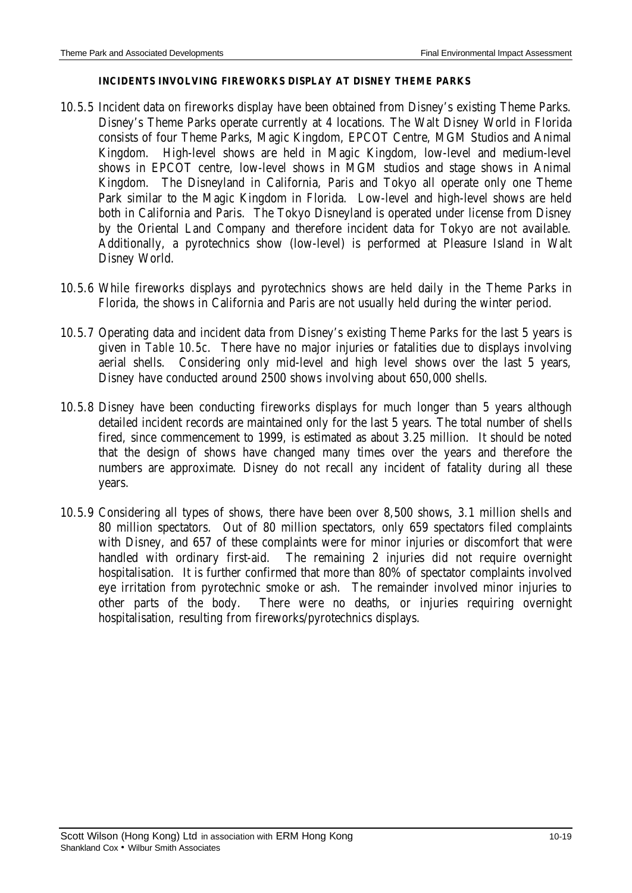**INCIDENTS INVOLVING FIREWORKS DISPLAY AT DISNEY THEME PARKS**

10.5.5 Incident data on fireworks display have been obtained from Disney's existing Theme Parks. Disney's Theme Parks operate currently at 4 locations. The Walt Disney World in Florida consists of four Theme Parks, Magic Kingdom, EPCOT Centre, MGM Studios and Animal Kingdom. High-level shows are held in Magic Kingdom, low-level and medium-level shows in EPCOT centre, low-level shows in MGM studios and stage shows in Animal Kingdom. The Disneyland in California, Paris and Tokyo all operate only one Theme Park similar to the Magic Kingdom in Florida. Low-level and high-level shows are held both in California and Paris. The Tokyo Disneyland is operated under license from Disney by the Oriental Land Company and therefore incident data for Tokyo are not available. Additionally, a pyrotechnics show (low-level) is performed at Pleasure Island in Walt Disney World.

10.5.6 While fireworks displays and pyrotechnics shows are held daily in the Theme Parks in Florida, the shows in California and Paris are not usually held during the winter period.

10.5.7 Operating data and incident data from Disney's existing Theme Parks for the last 5 years is given in *Table 10.5c*. There have no major injuries or fatalities due to displays involving aerial shells. Considering only mid-level and high level shows over the last 5 years, Disney have conducted around 2500 shows involving about 650,000 shells.

10.5.8 Disney have been conducting fireworks displays for much longer than 5 years although detailed incident records are maintained only for the last 5 years. The total number of shells fired, since commencement to 1999, is estimated as about 3.25 million. It should be noted that the design of shows have changed many times over the years and therefore the numbers are approximate. Disney do not recall any incident of fatality during all these years.

10.5.9 Considering all types of shows, there have been over 8,500 shows, 3.1 million shells and 80 million spectators. Out of 80 million spectators, only 659 spectators filed complaints with Disney, and 657 of these complaints were for minor injuries or discomfort that were handled with ordinary first-aid. The remaining 2 injuries did not require overnight hospitalisation. It is further confirmed that more than 80% of spectator complaints involved eye irritation from pyrotechnic smoke or ash. The remainder involved minor injuries to other parts of the body. There were no deaths, or injuries requiring overnight hospitalisation, resulting from fireworks/pyrotechnics displays.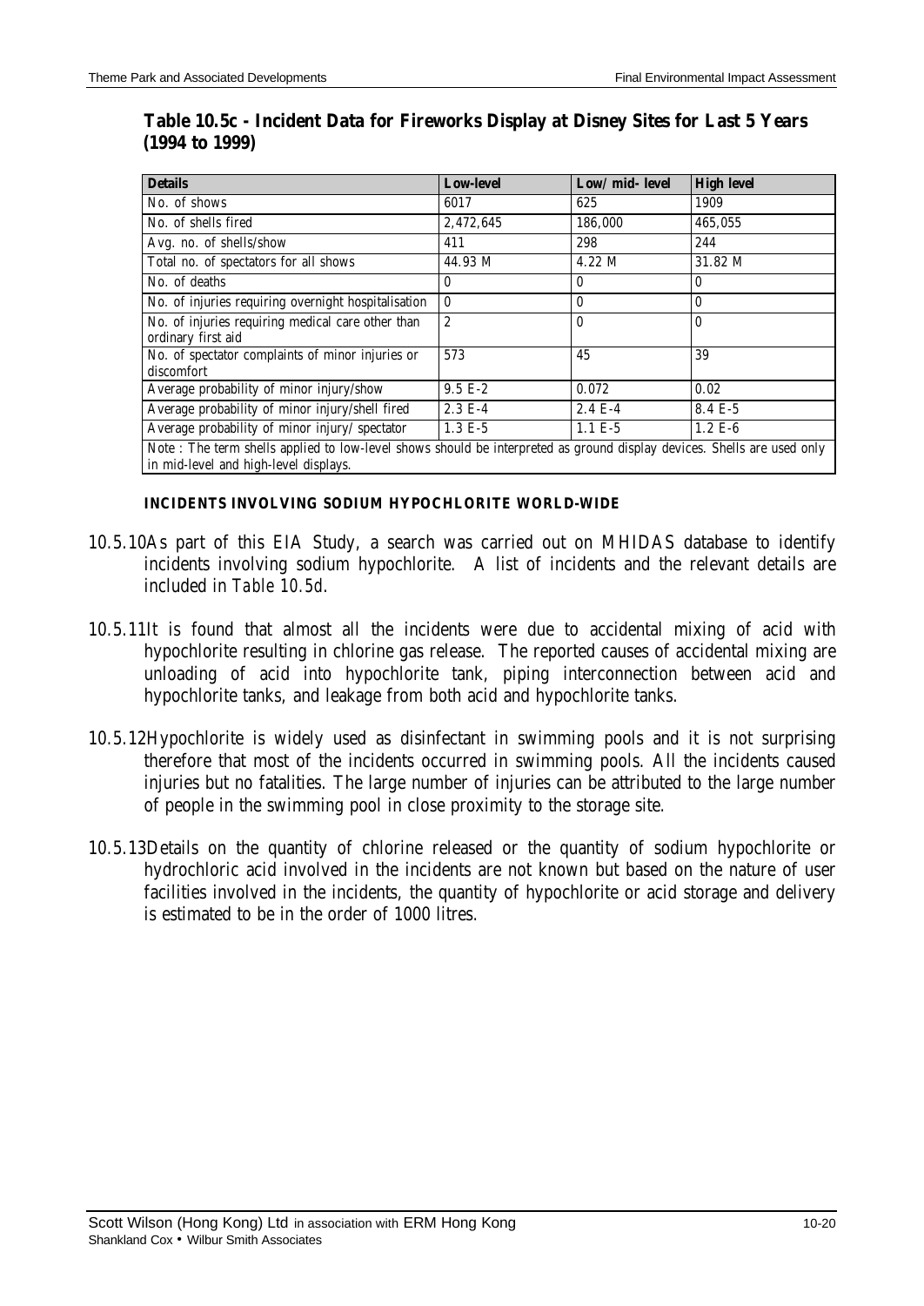**Table 10.5c - Incident Data for Fireworks Display at Disney Sites for Last 5 Years (1994 to 1999)**

| Details | Low-level | Low/ mid- level | High level |
|---|---|---|---|
| No. of shows | 6017 | 625 | 1909 |
| No. of shells fired | 2,472,645 | 186,000 | 465,055 |
| Avg. no. of shells/show | 411 | 298 | 244 |
| Total no. of spectators for all shows | 44.93 M | 4.22 M | 31.82 M |
| No. of deaths | 0 | 0 | 0 |
| No. of injuries requiring overnight hospitalisation | 0 | 0 | 0 |
| No. of injuries requiring medical care other than ordinary first aid | 2 | 0 | 0 |
| No. of spectator complaints of minor injuries or discomfort | 573 | 45 | 39 |
| Average probability of minor injury/show | 9.5 E-2 | 0.072 | 0.02 |
| Average probability of minor injury/shell fired | 2.3 E-4 | 2.4 E-4 | 8.4 E-5 |
| Average probability of minor injury/ spectator | 1.3 E-5 | 1.1 E-5 | 1.2 E-6 |
| Note : The term shells applied to low-level shows should be interpreted as ground display devices. Shells are used only in mid-level and high-level displays. | | | |

**INCIDENTS INVOLVING SODIUM HYPOCHLORITE WORLD-WIDE**

10.5.10 As part of this EIA Study, a search was carried out on MHIDAS database to identify incidents involving sodium hypochlorite. A list of incidents and the relevant details are included in *Table 10.5d*.

10.5.11 It is found that almost all the incidents were due to accidental mixing of acid with hypochlorite resulting in chlorine gas release. The reported causes of accidental mixing are unloading of acid into hypochlorite tank, piping interconnection between acid and hypochlorite tanks, and leakage from both acid and hypochlorite tanks.

10.5.12 Hypochlorite is widely used as disinfectant in swimming pools and it is not surprising therefore that most of the incidents occurred in swimming pools. All the incidents caused injuries but no fatalities. The large number of injuries can be attributed to the large number of people in the swimming pool in close proximity to the storage site.

10.5.13 Details on the quantity of chlorine released or the quantity of sodium hypochlorite or hydrochloric acid involved in the incidents are not known but based on the nature of user facilities involved in the incidents, the quantity of hypochlorite or acid storage and delivery is estimated to be in the order of 1000 litres.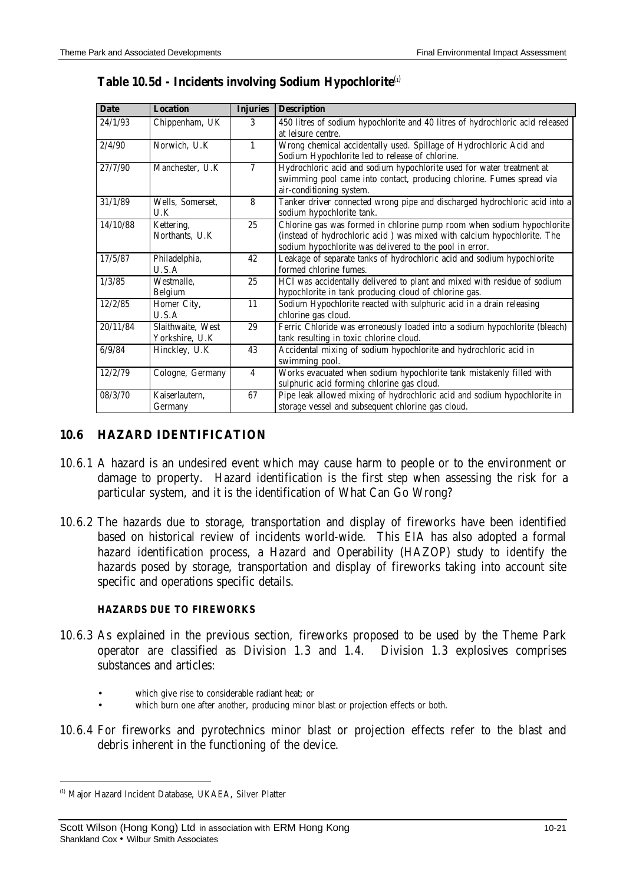**Table 10.5d - Incidents involving Sodium Hypochlorite**[1]

| Date | Location | Injuries | Description |
|---|---|---|---|
| 24/1/93 | Chippenham, UK | 3 | 450 litres of sodium hypochlorite and 40 litres of hydrochloric acid released at leisure centre. |
| 2/4/90 | Norwich, U.K | 1 | Wrong chemical accidentally used. Spillage of Hydrochloric Acid and Sodium Hypochlorite led to release of chlorine. |
| 27/7/90 | Manchester, U.K | 7 | Hydrochloric acid and sodium hypochlorite used for water treatment at swimming pool came into contact, producing chlorine. Fumes spread via air-conditioning system. |
| 31/1/89 | Wells, Somerset, U.K | 8 | Tanker driver connected wrong pipe and discharged hydrochloric acid into a sodium hypochlorite tank. |
| 14/10/88 | Kettering, Northants, U.K | 25 | Chlorine gas was formed in chlorine pump room when sodium hypochlorite (instead of hydrochloric acid ) was mixed with calcium hypochlorite. The sodium hypochlorite was delivered to the pool in error. |
| 17/5/87 | Philadelphia, U.S.A | 42 | Leakage of separate tanks of hydrochloric acid and sodium hypochlorite formed chlorine fumes. |
| 1/3/85 | Westmalle, Belgium | 25 | HCl was accidentally delivered to plant and mixed with residue of sodium hypochlorite in tank producing cloud of chlorine gas. |
| 12/2/85 | Homer City, U.S.A | 11 | Sodium Hypochlorite reacted with sulphuric acid in a drain releasing chlorine gas cloud. |
| 20/11/84 | Slaithwaite, West Yorkshire, U.K | 29 | Ferric Chloride was erroneously loaded into a sodium hypochlorite (bleach) tank resulting in toxic chlorine cloud. |
| 6/9/84 | Hinckley, U.K | 43 | Accidental mixing of sodium hypochlorite and hydrochloric acid in swimming pool. |
| 12/2/79 | Cologne, Germany | 4 | Works evacuated when sodium hypochlorite tank mistakenly filled with sulphuric acid forming chlorine gas cloud. |
| 08/3/70 | Kaiserlautern, Germany | 67 | Pipe leak allowed mixing of hydrochloric acid and sodium hypochlorite in storage vessel and subsequent chlorine gas cloud. |

## 10.6 HAZARD IDENTIFICATION

10.6.1 A hazard is an undesired event which may cause harm to people or to the environment or damage to property. Hazard identification is the first step when assessing the risk for a particular system, and it is the identification of What Can Go Wrong?

10.6.2 The hazards due to storage, transportation and display of fireworks have been identified based on historical review of incidents world-wide. This EIA has also adopted a formal hazard identification process, a Hazard and Operability (HAZOP) study to identify the hazards posed by storage, transportation and display of fireworks taking into account site specific and operations specific details.

### HAZARDS DUE TO FIREWORKS

10.6.3 As explained in the previous section, fireworks proposed to be used by the Theme Park operator are classified as Division 1.3 and 1.4. Division 1.3 explosives comprises substances and articles:

- which give rise to considerable radiant heat; or
- which burn one after another, producing minor blast or projection effects or both.

10.6.4 For fireworks and pyrotechnics minor blast or projection effects refer to the blast and debris inherent in the functioning of the device.

[1] Major Hazard Incident Database, UKAEA, Silver Platter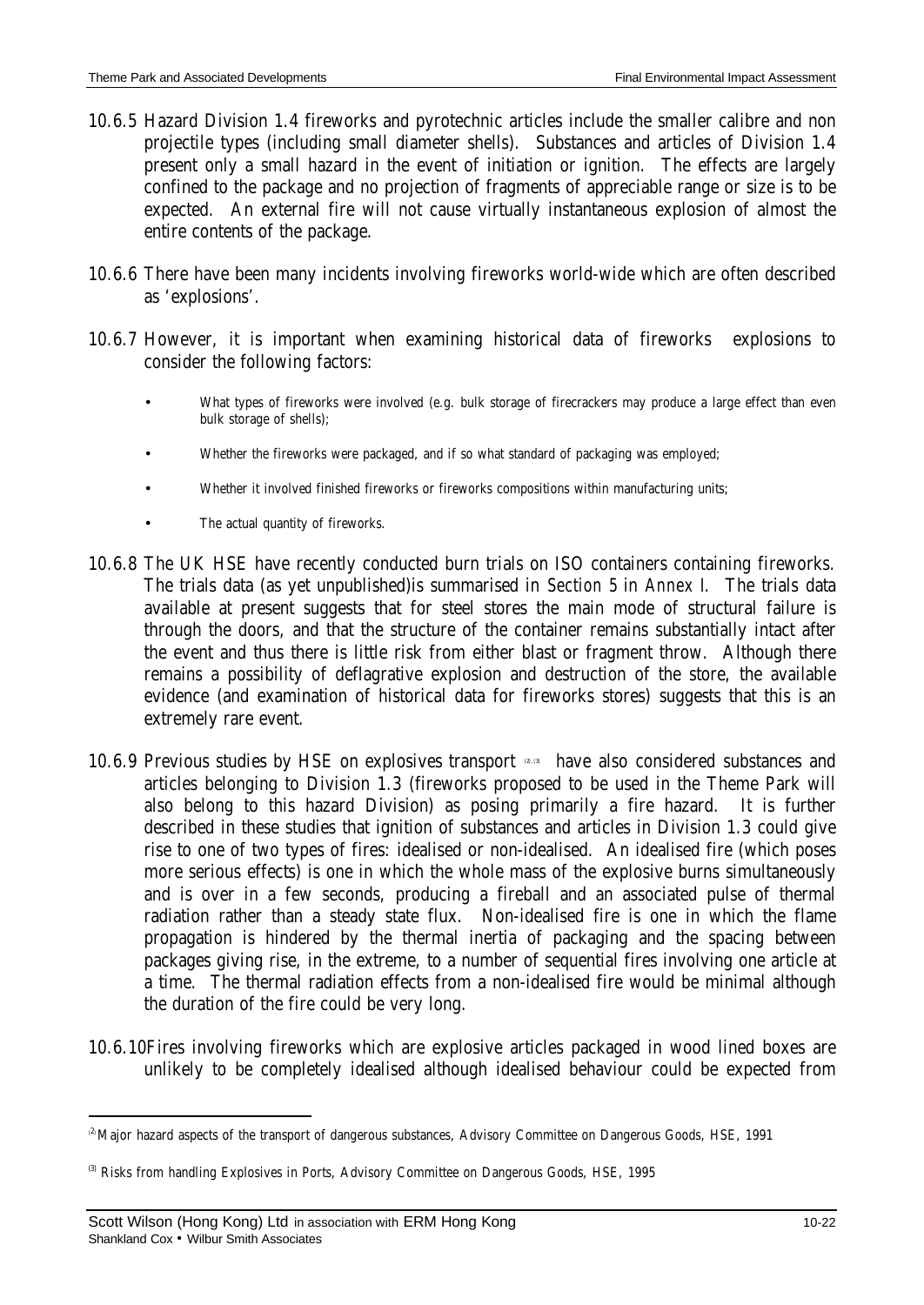10.6.5 Hazard Division 1.4 fireworks and pyrotechnic articles include the smaller calibre and non projectile types (including small diameter shells). Substances and articles of Division 1.4 present only a small hazard in the event of initiation or ignition. The effects are largely confined to the package and no projection of fragments of appreciable range or size is to be expected. An external fire will not cause virtually instantaneous explosion of almost the entire contents of the package.

10.6.6 There have been many incidents involving fireworks world-wide which are often described as 'explosions'.

10.6.7 However, it is important when examining historical data of fireworks explosions to consider the following factors:

- What types of fireworks were involved (e.g. bulk storage of firecrackers may produce a large effect than even bulk storage of shells);
- Whether the fireworks were packaged, and if so what standard of packaging was employed;
- Whether it involved finished fireworks or fireworks compositions within manufacturing units;
- The actual quantity of fireworks.

10.6.8 The UK HSE have recently conducted burn trials on ISO containers containing fireworks. The trials data (as yet unpublished)is summarised in *Section 5* in *Annex I*. The trials data available at present suggests that for steel stores the main mode of structural failure is through the doors, and that the structure of the container remains substantially intact after the event and thus there is little risk from either blast or fragment throw. Although there remains a possibility of deflagrative explosion and destruction of the store, the available evidence (and examination of historical data for fireworks stores) suggests that this is an extremely rare event.

10.6.9 Previous studies by HSE on explosives transport [2),(3] have also considered substances and articles belonging to Division 1.3 (fireworks proposed to be used in the Theme Park will also belong to this hazard Division) as posing primarily a fire hazard. It is further described in these studies that ignition of substances and articles in Division 1.3 could give rise to one of two types of fires: idealised or non-idealised. An idealised fire (which poses more serious effects) is one in which the whole mass of the explosive burns simultaneously and is over in a few seconds, producing a fireball and an associated pulse of thermal radiation rather than a steady state flux. Non-idealised fire is one in which the flame propagation is hindered by the thermal inertia of packaging and the spacing between packages giving rise, in the extreme, to a number of sequential fires involving one article at a time. The thermal radiation effects from a non-idealised fire would be minimal although the duration of the fire could be very long.

10.6.10 Fires involving fireworks which are explosive articles packaged in wood lined boxes are unlikely to be completely idealised although idealised behaviour could be expected from

---

[(2)] Major hazard aspects of the transport of dangerous substances, Advisory Committee on Dangerous Goods, HSE, 1991

[(3)] Risks from handling Explosives in Ports, Advisory Committee on Dangerous Goods, HSE, 1995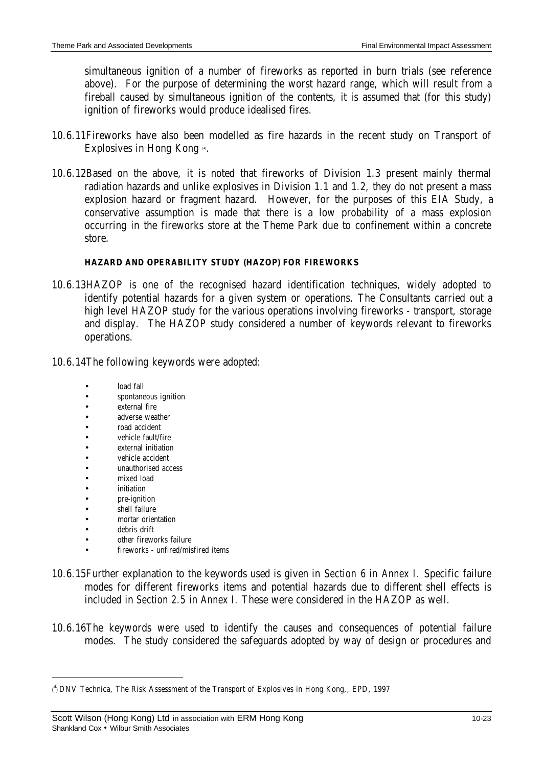simultaneous ignition of a number of fireworks as reported in burn trials (see reference above). For the purpose of determining the worst hazard range, which will result from a fireball caused by simultaneous ignition of the contents, it is assumed that (for this study) ignition of fireworks would produce idealised fires.

10.6.11 Fireworks have also been modelled as fire hazards in the recent study on Transport of Explosives in Hong Kong [4].

10.6.12 Based on the above, it is noted that fireworks of Division 1.3 present mainly thermal radiation hazards and unlike explosives in Division 1.1 and 1.2, they do not present a mass explosion hazard or fragment hazard. However, for the purposes of this EIA Study, a conservative assumption is made that there is a low probability of a mass explosion occurring in the fireworks store at the Theme Park due to confinement within a concrete store.

**HAZARD AND OPERABILITY STUDY (HAZOP) FOR FIREWORKS**

10.6.13 HAZOP is one of the recognised hazard identification techniques, widely adopted to identify potential hazards for a given system or operations. The Consultants carried out a high level HAZOP study for the various operations involving fireworks - transport, storage and display. The HAZOP study considered a number of keywords relevant to fireworks operations.

10.6.14 The following keywords were adopted:

- load fall
- spontaneous ignition
- external fire
- adverse weather
- road accident
- vehicle fault/fire
- external initiation
- vehicle accident
- unauthorised access
- mixed load
- initiation
- pre-ignition
- shell failure
- mortar orientation
- debris drift
- other fireworks failure
- fireworks - unfired/misfired items

10.6.15 Further explanation to the keywords used is given in *Section 6* in *Annex I*. Specific failure modes for different fireworks items and potential hazards due to different shell effects is included in *Section 2.5* in *Annex I*. These were considered in the HAZOP as well.

10.6.16 The keywords were used to identify the causes and consequences of potential failure modes. The study considered the safeguards adopted by way of design or procedures and

---

[4] DNV Technica, *The Risk Assessment of the Transport of Explosives in Hong Kong*,, EPD, 1997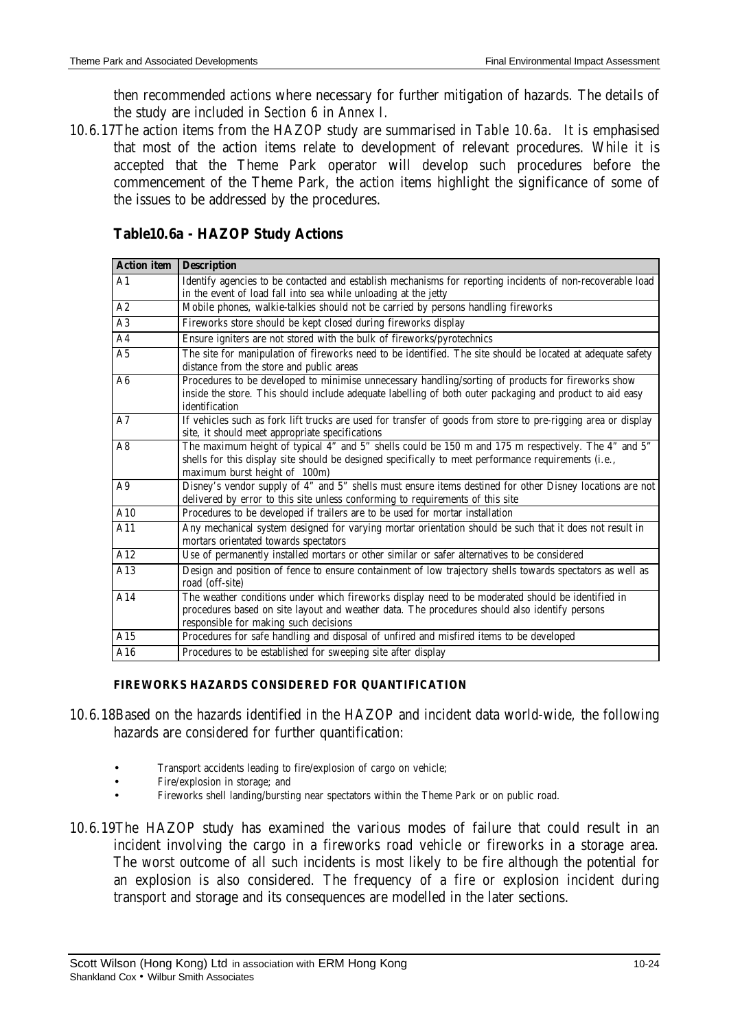then recommended actions where necessary for further mitigation of hazards. The details of the study are included in *Section 6* in *Annex I*.

10.6.17 The action items from the HAZOP study are summarised in *Table 10.6a*. It is emphasised that most of the action items relate to development of relevant procedures. While it is accepted that the Theme Park operator will develop such procedures before the commencement of the Theme Park, the action items highlight the significance of some of the issues to be addressed by the procedures.

### Table10.6a - HAZOP Study Actions

| Action item | Description |
|---|---|
| A1 | Identify agencies to be contacted and establish mechanisms for reporting incidents of non-recoverable load in the event of load fall into sea while unloading at the jetty |
| A2 | Mobile phones, walkie-talkies should not be carried by persons handling fireworks |
| A3 | Fireworks store should be kept closed during fireworks display |
| A4 | Ensure igniters are not stored with the bulk of fireworks/pyrotechnics |
| A5 | The site for manipulation of fireworks need to be identified. The site should be located at adequate safety distance from the store and public areas |
| A6 | Procedures to be developed to minimise unnecessary handling/sorting of products for fireworks show inside the store. This should include adequate labelling of both outer packaging and product to aid easy identification |
| A7 | If vehicles such as fork lift trucks are used for transfer of goods from store to pre-rigging area or display site, it should meet appropriate specifications |
| A8 | The maximum height of typical 4" and 5" shells could be 150 m and 175 m respectively. The 4" and 5" shells for this display site should be designed specifically to meet performance requirements (i.e., maximum burst height of 100m) |
| A9 | Disney's vendor supply of 4" and 5" shells must ensure items destined for other Disney locations are not delivered by error to this site unless conforming to requirements of this site |
| A10 | Procedures to be developed if trailers are to be used for mortar installation |
| A11 | Any mechanical system designed for varying mortar orientation should be such that it does not result in mortars orientated towards spectators |
| A12 | Use of permanently installed mortars or other similar or safer alternatives to be considered |
| A13 | Design and position of fence to ensure containment of low trajectory shells towards spectators as well as road (off-site) |
| A14 | The weather conditions under which fireworks display need to be moderated should be identified in procedures based on site layout and weather data. The procedures should also identify persons responsible for making such decisions |
| A15 | Procedures for safe handling and disposal of unfired and misfired items to be developed |
| A16 | Procedures to be established for sweeping site after display |

#### FIREWORKS HAZARDS CONSIDERED FOR QUANTIFICATION

10.6.18 Based on the hazards identified in the HAZOP and incident data world-wide, the following hazards are considered for further quantification:

- Transport accidents leading to fire/explosion of cargo on vehicle;
- Fire/explosion in storage; and
- Fireworks shell landing/bursting near spectators within the Theme Park or on public road.

10.6.19 The HAZOP study has examined the various modes of failure that could result in an incident involving the cargo in a fireworks road vehicle or fireworks in a storage area. The worst outcome of all such incidents is most likely to be fire although the potential for an explosion is also considered. The frequency of a fire or explosion incident during transport and storage and its consequences are modelled in the later sections.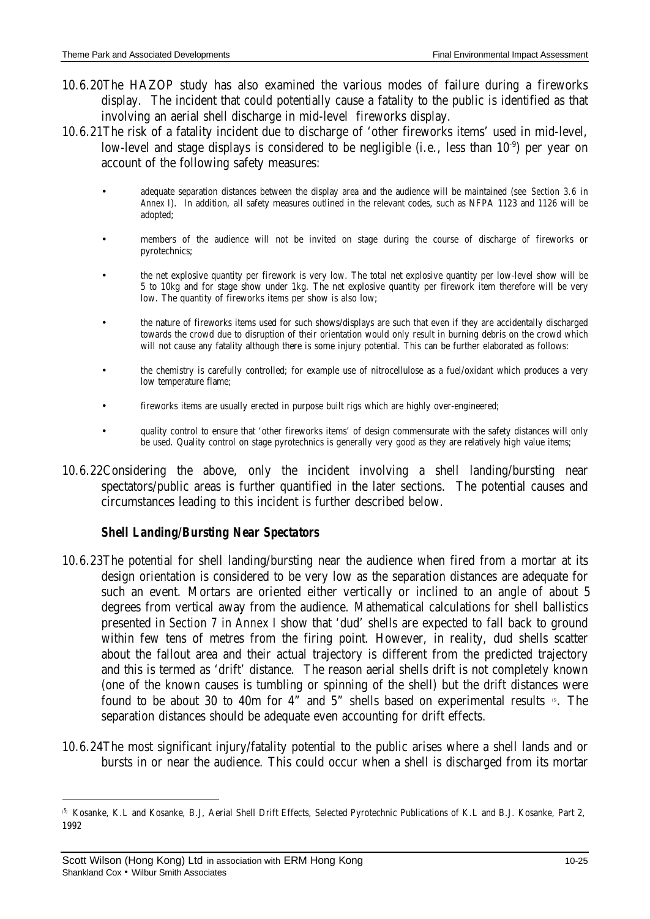10.6.20 The HAZOP study has also examined the various modes of failure during a fireworks display. The incident that could potentially cause a fatality to the public is identified as that involving an aerial shell discharge in mid-level fireworks display.

10.6.21 The risk of a fatality incident due to discharge of 'other fireworks items' used in mid-level, low-level and stage displays is considered to be negligible (i.e., less than $10^{-9}$) per year on account of the following safety measures:

- adequate separation distances between the display area and the audience will be maintained (see *Section 3.6* in *Annex I*). In addition, all safety measures outlined in the relevant codes, such as NFPA 1123 and 1126 will be adopted;
- members of the audience will not be invited on stage during the course of discharge of fireworks or pyrotechnics;
- the net explosive quantity per firework is very low. The total net explosive quantity per low-level show will be 5 to 10kg and for stage show under 1kg. The net explosive quantity per firework item therefore will be very low. The quantity of fireworks items per show is also low;
- the nature of fireworks items used for such shows/displays are such that even if they are accidentally discharged towards the crowd due to disruption of their orientation would only result in burning debris on the crowd which will not cause any fatality although there is some injury potential. This can be further elaborated as follows:
- the chemistry is carefully controlled; for example use of nitrocellulose as a fuel/oxidant which produces a very low temperature flame;
- fireworks items are usually erected in purpose built rigs which are highly over-engineered;
- quality control to ensure that 'other fireworks items' of design commensurate with the safety distances will only be used. Quality control on stage pyrotechnics is generally very good as they are relatively high value items;

10.6.22 Considering the above, only the incident involving a shell landing/bursting near spectators/public areas is further quantified in the later sections. The potential causes and circumstances leading to this incident is further described below.

### *Shell Landing/Bursting Near Spectators*

10.6.23 The potential for shell landing/bursting near the audience when fired from a mortar at its design orientation is considered to be very low as the separation distances are adequate for such an event. Mortars are oriented either vertically or inclined to an angle of about 5 degrees from vertical away from the audience. Mathematical calculations for shell ballistics presented in *Section 7* in *Annex I* show that 'dud' shells are expected to fall back to ground within few tens of metres from the firing point. However, in reality, dud shells scatter about the fallout area and their actual trajectory is different from the predicted trajectory and this is termed as 'drift' distance. The reason aerial shells drift is not completely known (one of the known causes is tumbling or spinning of the shell) but the drift distances were found to be about 30 to 40m for 4" and 5" shells based on experimental results [5]. The separation distances should be adequate even accounting for drift effects.

10.6.24 The most significant injury/fatality potential to the public arises where a shell lands and or bursts in or near the audience. This could occur when a shell is discharged from its mortar

[5] Kosanke, K.L and Kosanke, B.J, Aerial Shell Drift Effects, Selected Pyrotechnic Publications of K.L and B.J. Kosanke, Part 2, 1992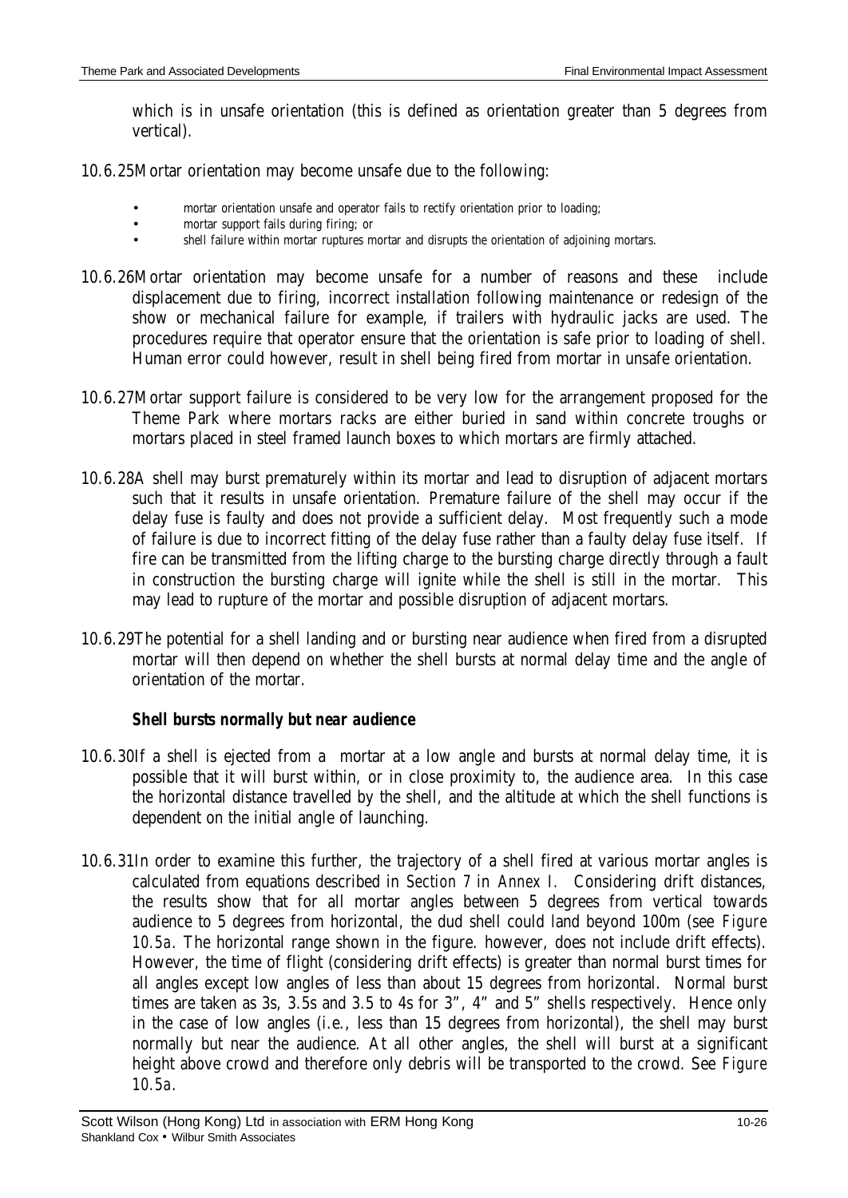which is in unsafe orientation (this is defined as orientation greater than 5 degrees from vertical).

10.6.25 Mortar orientation may become unsafe due to the following:

- mortar orientation unsafe and operator fails to rectify orientation prior to loading;
- mortar support fails during firing; or
- shell failure within mortar ruptures mortar and disrupts the orientation of adjoining mortars.

10.6.26 Mortar orientation may become unsafe for a number of reasons and these include displacement due to firing, incorrect installation following maintenance or redesign of the show or mechanical failure for example, if trailers with hydraulic jacks are used. The procedures require that operator ensure that the orientation is safe prior to loading of shell. Human error could however, result in shell being fired from mortar in unsafe orientation.

10.6.27 Mortar support failure is considered to be very low for the arrangement proposed for the Theme Park where mortars racks are either buried in sand within concrete troughs or mortars placed in steel framed launch boxes to which mortars are firmly attached.

10.6.28 A shell may burst prematurely within its mortar and lead to disruption of adjacent mortars such that it results in unsafe orientation. Premature failure of the shell may occur if the delay fuse is faulty and does not provide a sufficient delay. Most frequently such a mode of failure is due to incorrect fitting of the delay fuse rather than a faulty delay fuse itself. If fire can be transmitted from the lifting charge to the bursting charge directly through a fault in construction the bursting charge will ignite while the shell is still in the mortar. This may lead to rupture of the mortar and possible disruption of adjacent mortars.

10.6.29 The potential for a shell landing and or bursting near audience when fired from a disrupted mortar will then depend on whether the shell bursts at normal delay time and the angle of orientation of the mortar.

***Shell bursts normally but near audience***

10.6.30 If a shell is ejected from a mortar at a low angle and bursts at normal delay time, it is possible that it will burst within, or in close proximity to, the audience area. In this case the horizontal distance travelled by the shell, and the altitude at which the shell functions is dependent on the initial angle of launching.

10.6.31 In order to examine this further, the trajectory of a shell fired at various mortar angles is calculated from equations described in *Section 7* in *Annex I*. Considering drift distances, the results show that for all mortar angles between 5 degrees from vertical towards audience to 5 degrees from horizontal, the dud shell could land beyond 100m (see *Figure 10.5a*. The horizontal range shown in the figure. however, does not include drift effects). However, the time of flight (considering drift effects) is greater than normal burst times for all angles except low angles of less than about 15 degrees from horizontal. Normal burst times are taken as 3s, 3.5s and 3.5 to 4s for 3", 4" and 5" shells respectively. Hence only in the case of low angles (i.e., less than 15 degrees from horizontal), the shell may burst normally but near the audience. At all other angles, the shell will burst at a significant height above crowd and therefore only debris will be transported to the crowd. See *Figure 10.5a*.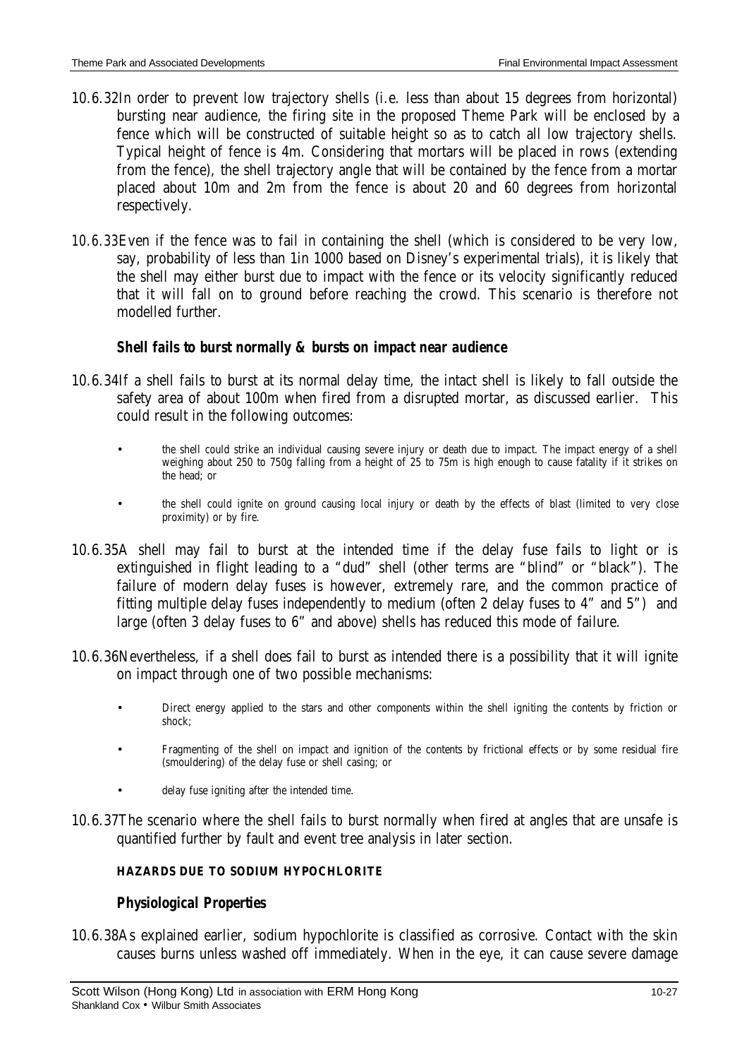10.6.32 In order to prevent low trajectory shells (i.e. less than about 15 degrees from horizontal) bursting near audience, the firing site in the proposed Theme Park will be enclosed by a fence which will be constructed of suitable height so as to catch all low trajectory shells. Typical height of fence is 4m. Considering that mortars will be placed in rows (extending from the fence), the shell trajectory angle that will be contained by the fence from a mortar placed about 10m and 2m from the fence is about 20 and 60 degrees from horizontal respectively.

10.6.33 Even if the fence was to fail in containing the shell (which is considered to be very low, say, probability of less than 1in 1000 based on Disney's experimental trials), it is likely that the shell may either burst due to impact with the fence or its velocity significantly reduced that it will fall on to ground before reaching the crowd. This scenario is therefore not modelled further.

### *Shell fails to burst normally & bursts on impact near audience*

10.6.34 If a shell fails to burst at its normal delay time, the intact shell is likely to fall outside the safety area of about 100m when fired from a disrupted mortar, as discussed earlier. This could result in the following outcomes:

- the shell could strike an individual causing severe injury or death due to impact. The impact energy of a shell weighing about 250 to 750g falling from a height of 25 to 75m is high enough to cause fatality if it strikes on the head; or
- the shell could ignite on ground causing local injury or death by the effects of blast (limited to very close proximity) or by fire.

10.6.35 A shell may fail to burst at the intended time if the delay fuse fails to light or is extinguished in flight leading to a "dud" shell (other terms are "blind" or "black"). The failure of modern delay fuses is however, extremely rare, and the common practice of fitting multiple delay fuses independently to medium (often 2 delay fuses to 4" and 5") and large (often 3 delay fuses to 6" and above) shells has reduced this mode of failure.

10.6.36 Nevertheless, if a shell does fail to burst as intended there is a possibility that it will ignite on impact through one of two possible mechanisms:

- Direct energy applied to the stars and other components within the shell igniting the contents by friction or shock;
- Fragmenting of the shell on impact and ignition of the contents by frictional effects or by some residual fire (smouldering) of the delay fuse or shell casing; or
- delay fuse igniting after the intended time.

10.6.37 The scenario where the shell fails to burst normally when fired at angles that are unsafe is quantified further by fault and event tree analysis in later section.

#### HAZARDS DUE TO SODIUM HYPOCHLORITE

### *Physiological Properties*

10.6.38 As explained earlier, sodium hypochlorite is classified as corrosive. Contact with the skin causes burns unless washed off immediately. When in the eye, it can cause severe damage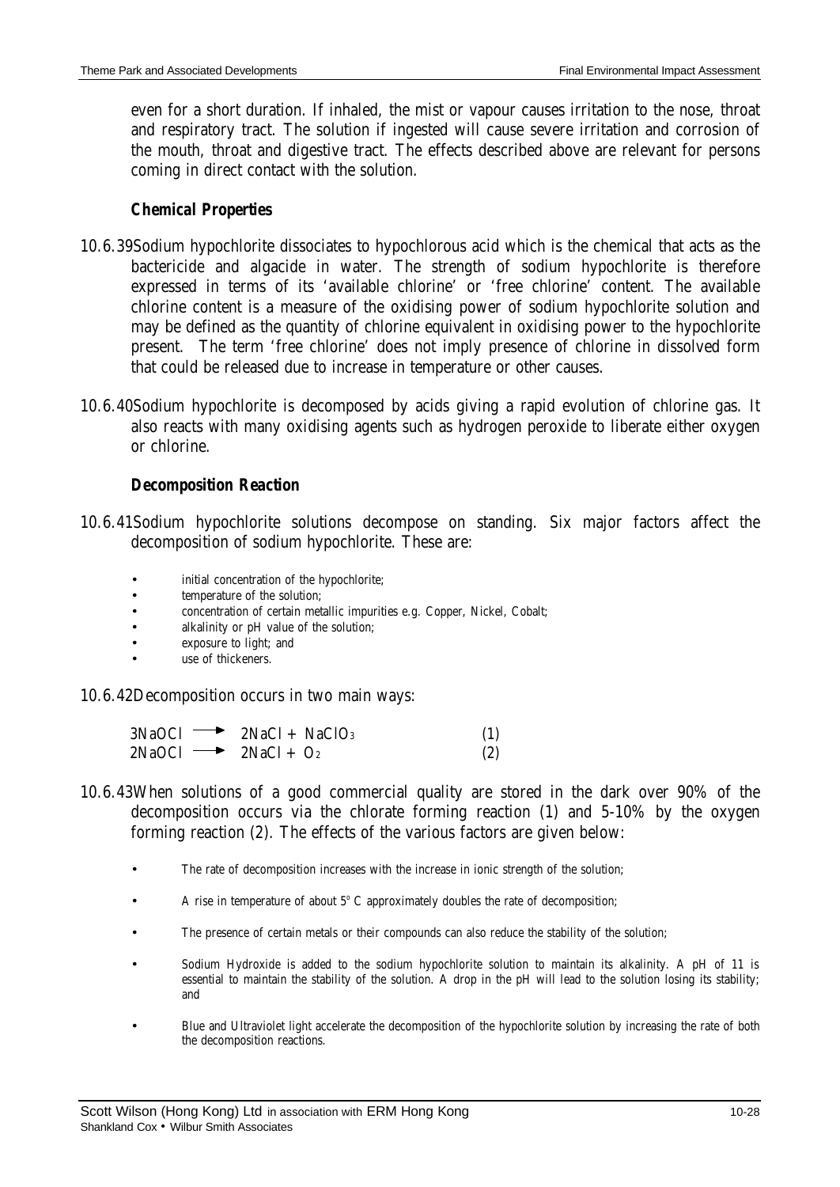even for a short duration. If inhaled, the mist or vapour causes irritation to the nose, throat and respiratory tract. The solution if ingested will cause severe irritation and corrosion of the mouth, throat and digestive tract. The effects described above are relevant for persons coming in direct contact with the solution.

***Chemical Properties***

10.6.39 Sodium hypochlorite dissociates to hypochlorous acid which is the chemical that acts as the bactericide and algacide in water. The strength of sodium hypochlorite is therefore expressed in terms of its 'available chlorine' or 'free chlorine' content. The available chlorine content is a measure of the oxidising power of sodium hypochlorite solution and may be defined as the quantity of chlorine equivalent in oxidising power to the hypochlorite present. The term 'free chlorine' does not imply presence of chlorine in dissolved form that could be released due to increase in temperature or other causes.

10.6.40 Sodium hypochlorite is decomposed by acids giving a rapid evolution of chlorine gas. It also reacts with many oxidising agents such as hydrogen peroxide to liberate either oxygen or chlorine.

***Decomposition Reaction***

10.6.41 Sodium hypochlorite solutions decompose on standing. Six major factors affect the decomposition of sodium hypochlorite. These are:

- initial concentration of the hypochlorite;
- temperature of the solution;
- concentration of certain metallic impurities e.g. Copper, Nickel, Cobalt;
- alkalinity or pH value of the solution;
- exposure to light; and
- use of thickeners.

10.6.42 Decomposition occurs in two main ways:

$$3NaOCl \longrightarrow 2NaCl + NaClO_3 \qquad (1)$$

$$2NaOCl \longrightarrow 2NaCl + O_2 \qquad (2)$$

10.6.43 When solutions of a good commercial quality are stored in the dark over 90% of the decomposition occurs via the chlorate forming reaction (1) and 5-10% by the oxygen forming reaction (2). The effects of the various factors are given below:

- The rate of decomposition increases with the increase in ionic strength of the solution;
- A rise in temperature of about 5$^{o}$ C approximately doubles the rate of decomposition;
- The presence of certain metals or their compounds can also reduce the stability of the solution;
- Sodium Hydroxide is added to the sodium hypochlorite solution to maintain its alkalinity. A pH of 11 is essential to maintain the stability of the solution. A drop in the pH will lead to the solution losing its stability; and
- Blue and Ultraviolet light accelerate the decomposition of the hypochlorite solution by increasing the rate of both the decomposition reactions.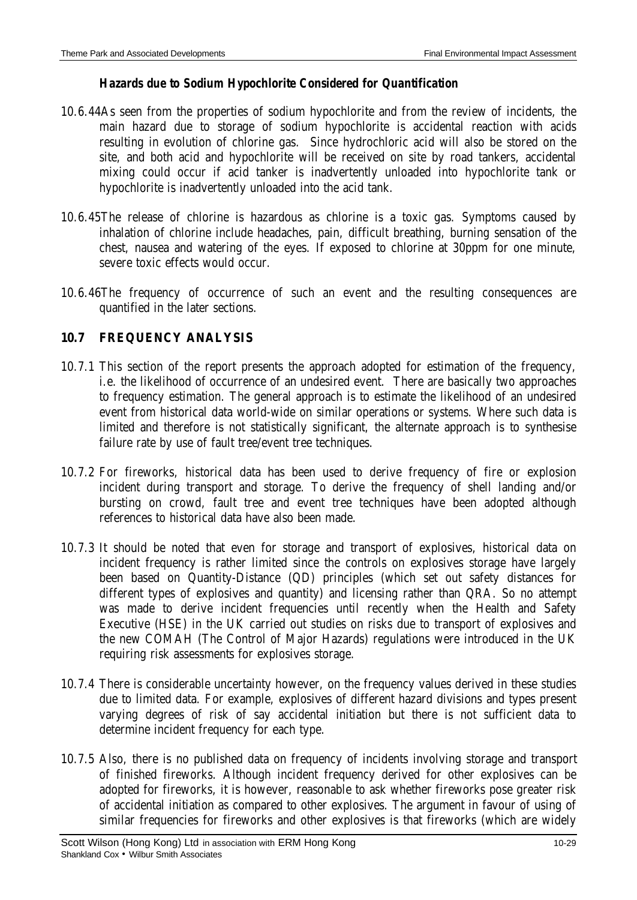**Hazards due to Sodium Hypochlorite Considered for Quantification**

10.6.44 As seen from the properties of sodium hypochlorite and from the review of incidents, the main hazard due to storage of sodium hypochlorite is accidental reaction with acids resulting in evolution of chlorine gas. Since hydrochloric acid will also be stored on the site, and both acid and hypochlorite will be received on site by road tankers, accidental mixing could occur if acid tanker is inadvertently unloaded into hypochlorite tank or hypochlorite is inadvertently unloaded into the acid tank.

10.6.45 The release of chlorine is hazardous as chlorine is a toxic gas. Symptoms caused by inhalation of chlorine include headaches, pain, difficult breathing, burning sensation of the chest, nausea and watering of the eyes. If exposed to chlorine at 30ppm for one minute, severe toxic effects would occur.

10.6.46 The frequency of occurrence of such an event and the resulting consequences are quantified in the later sections.

## 10.7 FREQUENCY ANALYSIS

10.7.1 This section of the report presents the approach adopted for estimation of the frequency, i.e. the likelihood of occurrence of an undesired event. There are basically two approaches to frequency estimation. The general approach is to estimate the likelihood of an undesired event from historical data world-wide on similar operations or systems. Where such data is limited and therefore is not statistically significant, the alternate approach is to synthesise failure rate by use of fault tree/event tree techniques.

10.7.2 For fireworks, historical data has been used to derive frequency of fire or explosion incident during transport and storage. To derive the frequency of shell landing and/or bursting on crowd, fault tree and event tree techniques have been adopted although references to historical data have also been made.

10.7.3 It should be noted that even for storage and transport of explosives, historical data on incident frequency is rather limited since the controls on explosives storage have largely been based on Quantity-Distance (QD) principles (which set out safety distances for different types of explosives and quantity) and licensing rather than QRA. So no attempt was made to derive incident frequencies until recently when the Health and Safety Executive (HSE) in the UK carried out studies on risks due to transport of explosives and the new COMAH (The Control of Major Hazards) regulations were introduced in the UK requiring risk assessments for explosives storage.

10.7.4 There is considerable uncertainty however, on the frequency values derived in these studies due to limited data. For example, explosives of different hazard divisions and types present varying degrees of risk of say accidental initiation but there is not sufficient data to determine incident frequency for each type.

10.7.5 Also, there is no published data on frequency of incidents involving storage and transport of finished fireworks. Although incident frequency derived for other explosives can be adopted for fireworks, it is however, reasonable to ask whether fireworks pose greater risk of accidental initiation as compared to other explosives. The argument in favour of using of similar frequencies for fireworks and other explosives is that fireworks (which are widely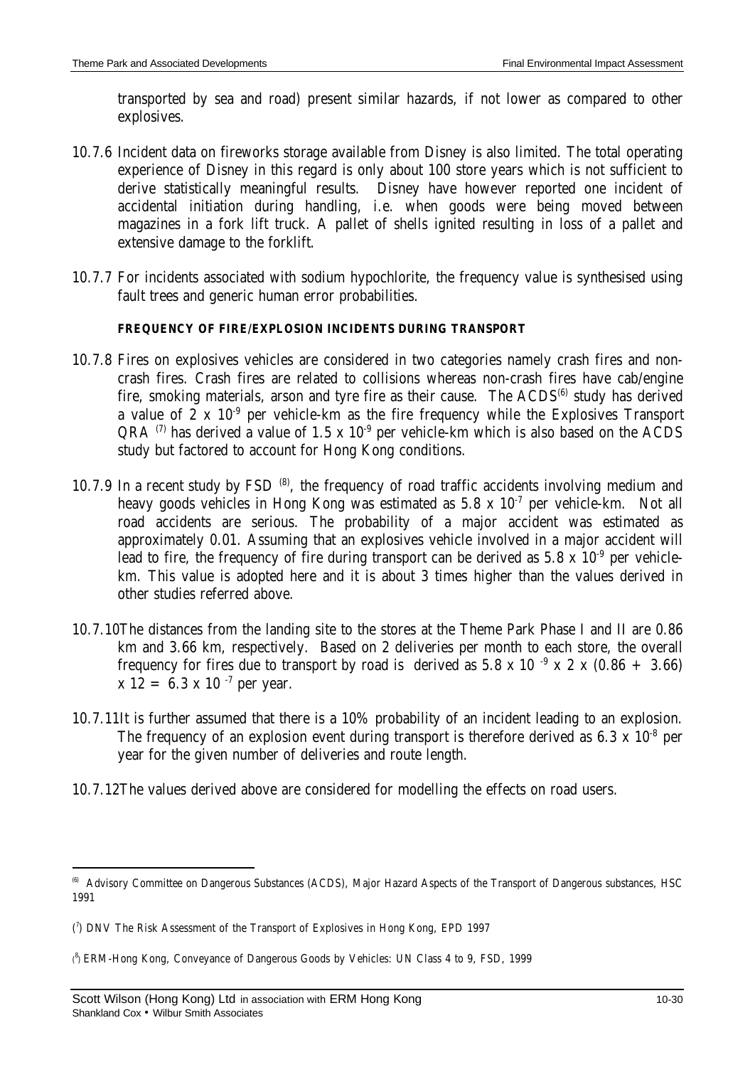transported by sea and road) present similar hazards, if not lower as compared to other explosives.

10.7.6 Incident data on fireworks storage available from Disney is also limited. The total operating experience of Disney in this regard is only about 100 store years which is not sufficient to derive statistically meaningful results. Disney have however reported one incident of accidental initiation during handling, i.e. when goods were being moved between magazines in a fork lift truck. A pallet of shells ignited resulting in loss of a pallet and extensive damage to the forklift.

10.7.7 For incidents associated with sodium hypochlorite, the frequency value is synthesised using fault trees and generic human error probabilities.

**FREQUENCY OF FIRE/EXPLOSION INCIDENTS DURING TRANSPORT**

10.7.8 Fires on explosives vehicles are considered in two categories namely crash fires and non-crash fires. Crash fires are related to collisions whereas non-crash fires have cab/engine fire, smoking materials, arson and tyre fire as their cause. The ACDS[6] study has derived a value of $2 \times 10^{-9}$ per vehicle-km as the fire frequency while the Explosives Transport QRA [7] has derived a value of $1.5 \times 10^{-9}$ per vehicle-km which is also based on the ACDS study but factored to account for Hong Kong conditions.

10.7.9 In a recent study by FSD [8], the frequency of road traffic accidents involving medium and heavy goods vehicles in Hong Kong was estimated as $5.8 \times 10^{-7}$ per vehicle-km. Not all road accidents are serious. The probability of a major accident was estimated as approximately 0.01. Assuming that an explosives vehicle involved in a major accident will lead to fire, the frequency of fire during transport can be derived as $5.8 \times 10^{-9}$ per vehicle-km. This value is adopted here and it is about 3 times higher than the values derived in other studies referred above.

10.7.10 The distances from the landing site to the stores at the Theme Park Phase I and II are 0.86 km and 3.66 km, respectively. Based on 2 deliveries per month to each store, the overall frequency for fires due to transport by road is derived as $5.8 \times 10^{-9} \times 2 \times (0.86 + 3.66) \times 12 = 6.3 \times 10^{-7}$ per year.

10.7.11 It is further assumed that there is a 10% probability of an incident leading to an explosion. The frequency of an explosion event during transport is therefore derived as $6.3 \times 10^{-8}$ per year for the given number of deliveries and route length.

10.7.12 The values derived above are considered for modelling the effects on road users.

---

[6] Advisory Committee on Dangerous Substances (ACDS), Major Hazard Aspects of the Transport of Dangerous substances, HSC 1991

[7] DNV The Risk Assessment of the Transport of Explosives in Hong Kong, EPD 1997

[8] ERM-Hong Kong, Conveyance of Dangerous Goods by Vehicles: UN Class 4 to 9, FSD, 1999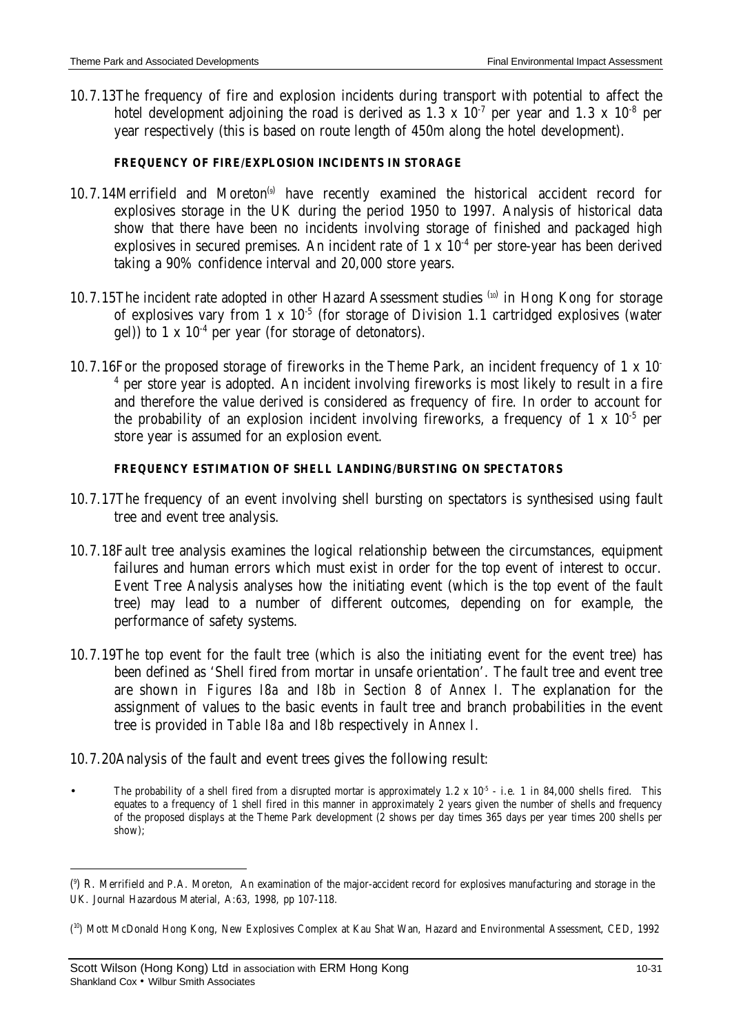10.7.13 The frequency of fire and explosion incidents during transport with potential to affect the hotel development adjoining the road is derived as $1.3 \times 10^{-7}$ per year and $1.3 \times 10^{-8}$ per year respectively (this is based on route length of 450m along the hotel development).

**FREQUENCY OF FIRE/EXPLOSION INCIDENTS IN STORAGE**

10.7.14 Merrifield and Moreton[9] have recently examined the historical accident record for explosives storage in the UK during the period 1950 to 1997. Analysis of historical data show that there have been no incidents involving storage of finished and packaged high explosives in secured premises. An incident rate of $1 \times 10^{-4}$ per store-year has been derived taking a 90% confidence interval and 20,000 store years.

10.7.15 The incident rate adopted in other Hazard Assessment studies [10] in Hong Kong for storage of explosives vary from $1 \times 10^{-5}$ (for storage of Division 1.1 cartridged explosives (water gel)) to $1 \times 10^{-4}$ per year (for storage of detonators).

10.7.16 For the proposed storage of fireworks in the Theme Park, an incident frequency of $1 \times 10^{-4}$ per store year is adopted. An incident involving fireworks is most likely to result in a fire and therefore the value derived is considered as frequency of fire. In order to account for the probability of an explosion incident involving fireworks, a frequency of $1 \times 10^{-5}$ per store year is assumed for an explosion event.

**FREQUENCY ESTIMATION OF SHELL LANDING/BURSTING ON SPECTATORS**

10.7.17 The frequency of an event involving shell bursting on spectators is synthesised using fault tree and event tree analysis.

10.7.18 Fault tree analysis examines the logical relationship between the circumstances, equipment failures and human errors which must exist in order for the top event of interest to occur. Event Tree Analysis analyses how the initiating event (which is the top event of the fault tree) may lead to a number of different outcomes, depending on for example, the performance of safety systems.

10.7.19 The top event for the fault tree (which is also the initiating event for the event tree) has been defined as 'Shell fired from mortar in unsafe orientation'. The fault tree and event tree are shown in *Figures I8a* and *I8b in Section 8 of Annex I*. The explanation for the assignment of values to the basic events in fault tree and branch probabilities in the event tree is provided in *Table I8a* and *I8b* respectively in *Annex I*.

10.7.20 Analysis of the fault and event trees gives the following result:

- The probability of a shell fired from a disrupted mortar is approximately $1.2 \times 10^{-5}$ - i.e. 1 in 84,000 shells fired. This equates to a frequency of 1 shell fired in this manner in approximately 2 years given the number of shells and frequency of the proposed displays at the Theme Park development (2 shows per day times 365 days per year times 200 shells per show);

---

([9]) R. Merrifield and P.A. Moreton, An examination of the major-accident record for explosives manufacturing and storage in the UK. Journal Hazardous Material, A:63, 1998, pp 107-118.

([10]) Mott McDonald Hong Kong, New Explosives Complex at Kau Shat Wan, Hazard and Environmental Assessment, CED, 1992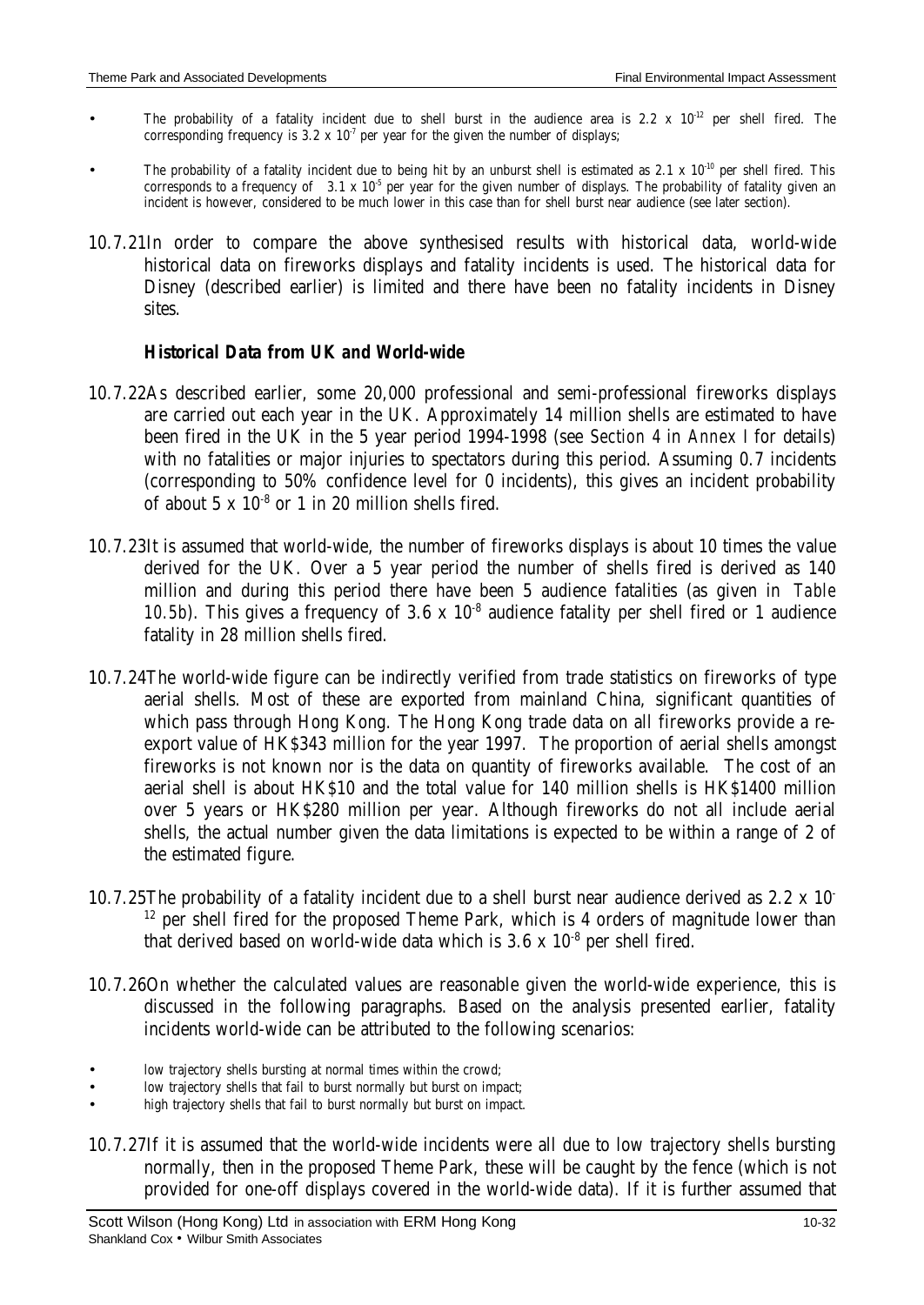- The probability of a fatality incident due to shell burst in the audience area is $2.2 \times 10^{-12}$ per shell fired. The corresponding frequency is $3.2 \times 10^{-7}$ per year for the given the number of displays;
- The probability of a fatality incident due to being hit by an unburst shell is estimated as $2.1 \times 10^{-10}$ per shell fired. This corresponds to a frequency of $3.1 \times 10^{-5}$ per year for the given number of displays. The probability of fatality given an incident is however, considered to be much lower in this case than for shell burst near audience (see later section).

10.7.21 In order to compare the above synthesised results with historical data, world-wide historical data on fireworks displays and fatality incidents is used. The historical data for Disney (described earlier) is limited and there have been no fatality incidents in Disney sites.

**Historical Data from UK and World-wide**

10.7.22 As described earlier, some 20,000 professional and semi-professional fireworks displays are carried out each year in the UK. Approximately 14 million shells are estimated to have been fired in the UK in the 5 year period 1994-1998 (see *Section 4* in *Annex I* for details) with no fatalities or major injuries to spectators during this period. Assuming 0.7 incidents (corresponding to 50% confidence level for 0 incidents), this gives an incident probability of about $5 \times 10^{-8}$ or 1 in 20 million shells fired.

10.7.23 It is assumed that world-wide, the number of fireworks displays is about 10 times the value derived for the UK. Over a 5 year period the number of shells fired is derived as 140 million and during this period there have been 5 audience fatalities (as given in *Table 10.5b*). This gives a frequency of $3.6 \times 10^{-8}$ audience fatality per shell fired or 1 audience fatality in 28 million shells fired.

10.7.24 The world-wide figure can be indirectly verified from trade statistics on fireworks of type aerial shells. Most of these are exported from mainland China, significant quantities of which pass through Hong Kong. The Hong Kong trade data on all fireworks provide a re-export value of HK$343 million for the year 1997. The proportion of aerial shells amongst fireworks is not known nor is the data on quantity of fireworks available. The cost of an aerial shell is about HK$10 and the total value for 140 million shells is HK$1400 million over 5 years or HK$280 million per year. Although fireworks do not all include aerial shells, the actual number given the data limitations is expected to be within a range of 2 of the estimated figure.

10.7.25 The probability of a fatality incident due to a shell burst near audience derived as $2.2 \times 10^{-12}$ per shell fired for the proposed Theme Park, which is 4 orders of magnitude lower than that derived based on world-wide data which is $3.6 \times 10^{-8}$ per shell fired.

10.7.26 On whether the calculated values are reasonable given the world-wide experience, this is discussed in the following paragraphs. Based on the analysis presented earlier, fatality incidents world-wide can be attributed to the following scenarios:

- low trajectory shells bursting at normal times within the crowd;
- low trajectory shells that fail to burst normally but burst on impact;
- high trajectory shells that fail to burst normally but burst on impact.

10.7.27 If it is assumed that the world-wide incidents were all due to low trajectory shells bursting normally, then in the proposed Theme Park, these will be caught by the fence (which is not provided for one-off displays covered in the world-wide data). If it is further assumed that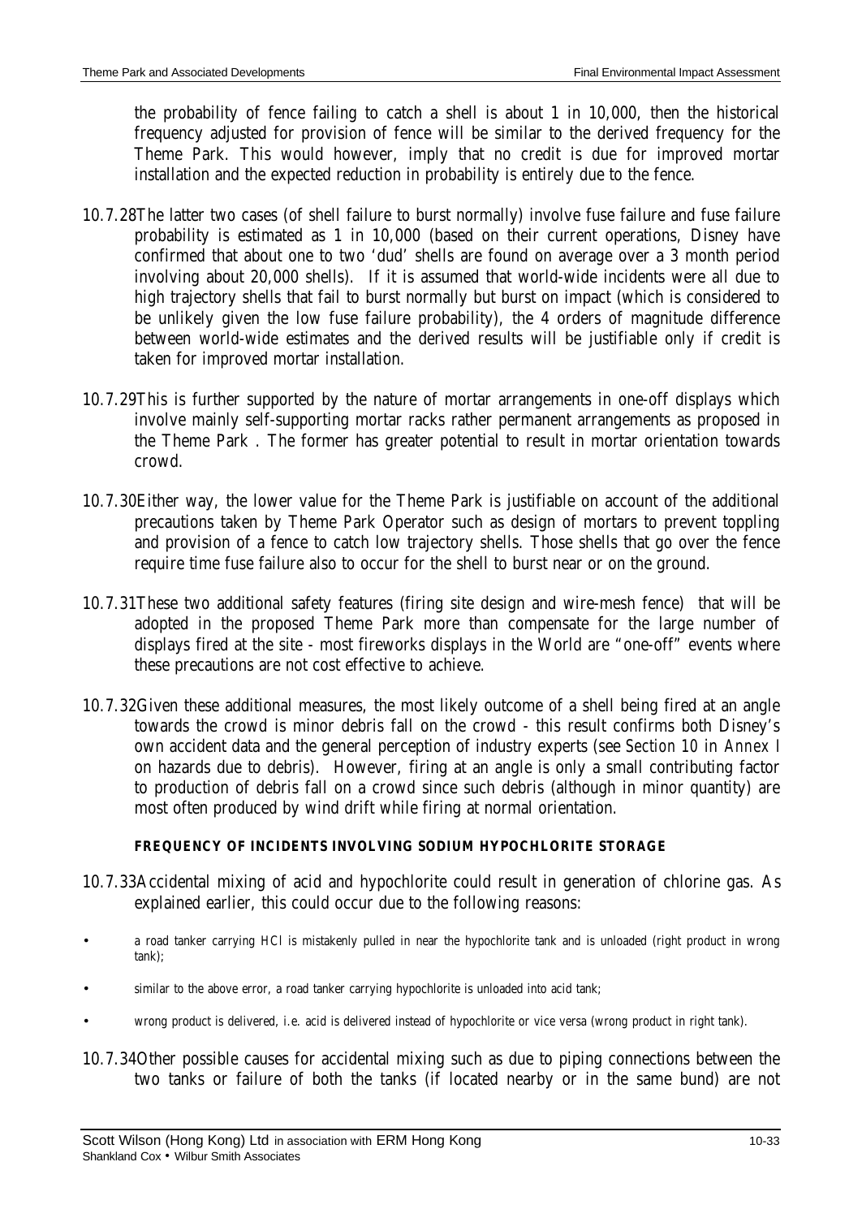the probability of fence failing to catch a shell is about 1 in 10,000, then the historical frequency adjusted for provision of fence will be similar to the derived frequency for the Theme Park. This would however, imply that no credit is due for improved mortar installation and the expected reduction in probability is entirely due to the fence.

10.7.28 The latter two cases (of shell failure to burst normally) involve fuse failure and fuse failure probability is estimated as 1 in 10,000 (based on their current operations, Disney have confirmed that about one to two 'dud' shells are found on average over a 3 month period involving about 20,000 shells). If it is assumed that world-wide incidents were all due to high trajectory shells that fail to burst normally but burst on impact (which is considered to be unlikely given the low fuse failure probability), the 4 orders of magnitude difference between world-wide estimates and the derived results will be justifiable only if credit is taken for improved mortar installation.

10.7.29 This is further supported by the nature of mortar arrangements in one-off displays which involve mainly self-supporting mortar racks rather permanent arrangements as proposed in the Theme Park . The former has greater potential to result in mortar orientation towards crowd.

10.7.30 Either way, the lower value for the Theme Park is justifiable on account of the additional precautions taken by Theme Park Operator such as design of mortars to prevent toppling and provision of a fence to catch low trajectory shells. Those shells that go over the fence require time fuse failure also to occur for the shell to burst near or on the ground.

10.7.31 These two additional safety features (firing site design and wire-mesh fence) that will be adopted in the proposed Theme Park more than compensate for the large number of displays fired at the site - most fireworks displays in the World are "one-off" events where these precautions are not cost effective to achieve.

10.7.32 Given these additional measures, the most likely outcome of a shell being fired at an angle towards the crowd is minor debris fall on the crowd - this result confirms both Disney's own accident data and the general perception of industry experts (see *Section 10* in *Annex I* on hazards due to debris). However, firing at an angle is only a small contributing factor to production of debris fall on a crowd since such debris (although in minor quantity) are most often produced by wind drift while firing at normal orientation.

**FREQUENCY OF INCIDENTS INVOLVING SODIUM HYPOCHLORITE STORAGE**

10.7.33 Accidental mixing of acid and hypochlorite could result in generation of chlorine gas. As explained earlier, this could occur due to the following reasons:

- a road tanker carrying HCl is mistakenly pulled in near the hypochlorite tank and is unloaded (right product in wrong tank);
- similar to the above error, a road tanker carrying hypochlorite is unloaded into acid tank;
- wrong product is delivered, i.e. acid is delivered instead of hypochlorite or vice versa (wrong product in right tank).

10.7.34 Other possible causes for accidental mixing such as due to piping connections between the two tanks or failure of both the tanks (if located nearby or in the same bund) are not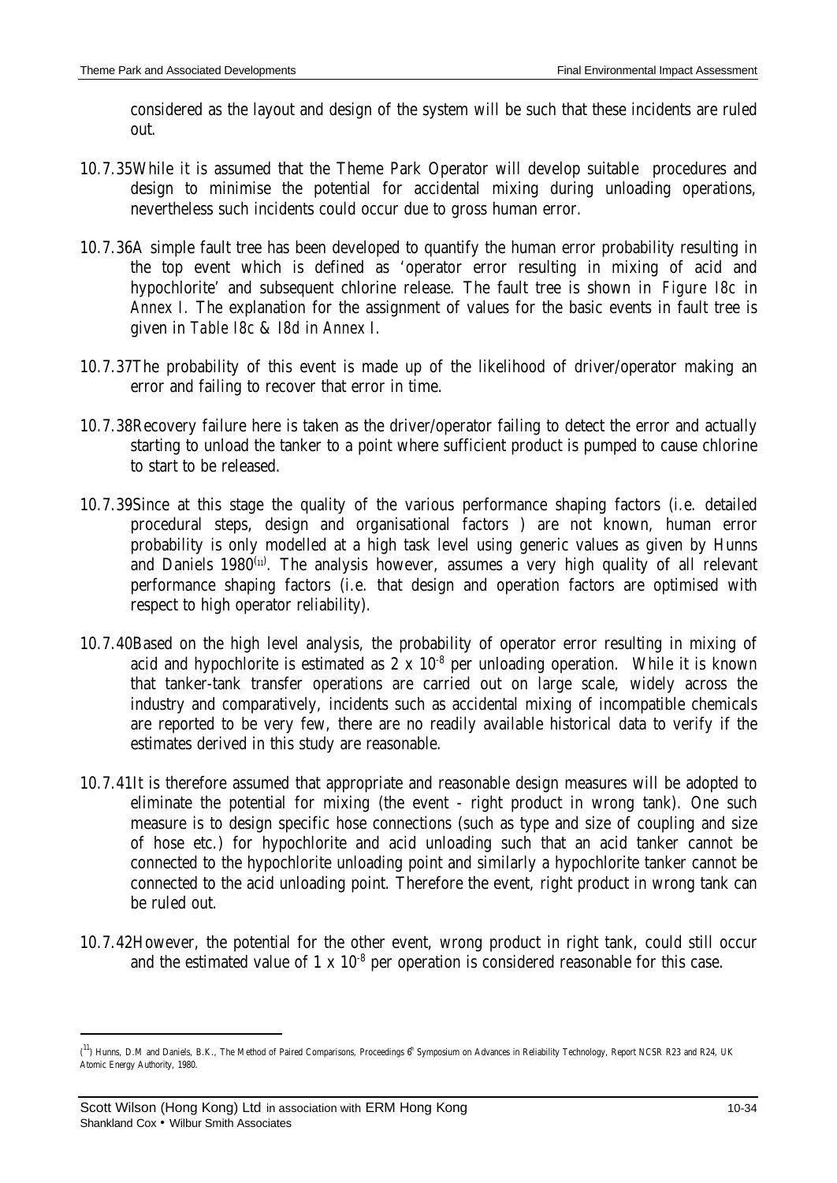considered as the layout and design of the system will be such that these incidents are ruled out.

10.7.35 While it is assumed that the Theme Park Operator will develop suitable procedures and design to minimise the potential for accidental mixing during unloading operations, nevertheless such incidents could occur due to gross human error.

10.7.36 A simple fault tree has been developed to quantify the human error probability resulting in the top event which is defined as 'operator error resulting in mixing of acid and hypochlorite' and subsequent chlorine release. The fault tree is shown in *Figure I8c* in *Annex I*. The explanation for the assignment of values for the basic events in fault tree is given in *Table I8c & I8d* in *Annex I*.

10.7.37 The probability of this event is made up of the likelihood of driver/operator making an error and failing to recover that error in time.

10.7.38 Recovery failure here is taken as the driver/operator failing to detect the error and actually starting to unload the tanker to a point where sufficient product is pumped to cause chlorine to start to be released.

10.7.39 Since at this stage the quality of the various performance shaping factors (i.e. detailed procedural steps, design and organisational factors ) are not known, human error probability is only modelled at a high task level using generic values as given by Hunns and Daniels 1980[11]. The analysis however, assumes a very high quality of all relevant performance shaping factors (i.e. that design and operation factors are optimised with respect to high operator reliability).

10.7.40 Based on the high level analysis, the probability of operator error resulting in mixing of acid and hypochlorite is estimated as $2 \times 10^{-8}$ per unloading operation. While it is known that tanker-tank transfer operations are carried out on large scale, widely across the industry and comparatively, incidents such as accidental mixing of incompatible chemicals are reported to be very few, there are no readily available historical data to verify if the estimates derived in this study are reasonable.

10.7.41 It is therefore assumed that appropriate and reasonable design measures will be adopted to eliminate the potential for mixing (the event - right product in wrong tank). One such measure is to design specific hose connections (such as type and size of coupling and size of hose etc.) for hypochlorite and acid unloading such that an acid tanker cannot be connected to the hypochlorite unloading point and similarly a hypochlorite tanker cannot be connected to the acid unloading point. Therefore the event, right product in wrong tank can be ruled out.

10.7.42 However, the potential for the other event, wrong product in right tank, could still occur and the estimated value of $1 \times 10^{-8}$ per operation is considered reasonable for this case.

---

([11]) Hunns, D.M and Daniels, B.K., The Method of Paired Comparisons, Proceedings 6th Symposium on Advances in Reliability Technology, Report NCSR R23 and R24, UK Atomic Energy Authority, 1980.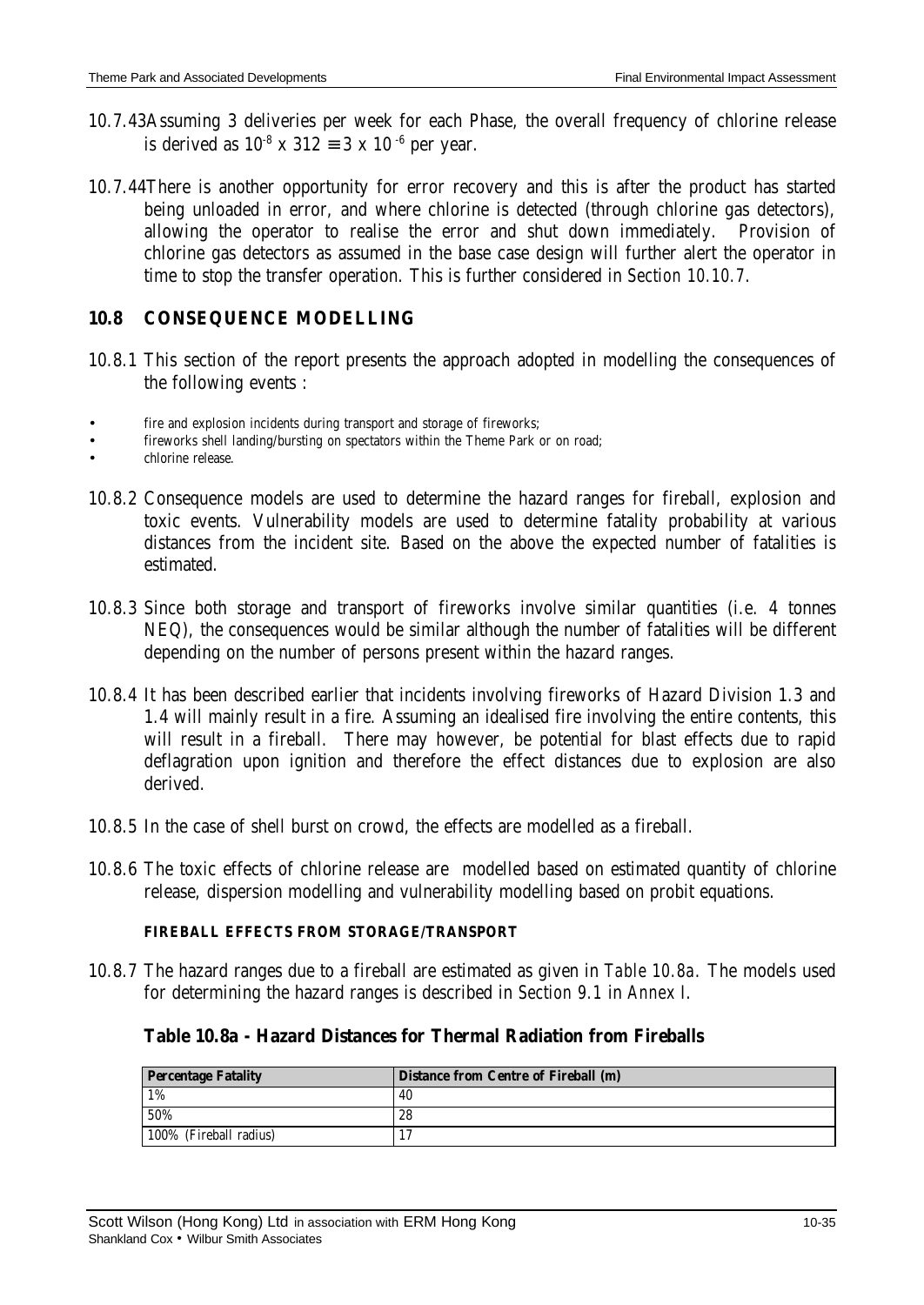10.7.43 Assuming 3 deliveries per week for each Phase, the overall frequency of chlorine release is derived as $10^{-8} \times 312 \equiv 3 \times 10^{-6}$ per year.

10.7.44 There is another opportunity for error recovery and this is after the product has started being unloaded in error, and where chlorine is detected (through chlorine gas detectors), allowing the operator to realise the error and shut down immediately. Provision of chlorine gas detectors as assumed in the base case design will further alert the operator in time to stop the transfer operation. This is further considered in *Section 10.10.7*.

## 10.8 CONSEQUENCE MODELLING

10.8.1 This section of the report presents the approach adopted in modelling the consequences of the following events :

- fire and explosion incidents during transport and storage of fireworks;
- fireworks shell landing/bursting on spectators within the Theme Park or on road;
- chlorine release.

10.8.2 Consequence models are used to determine the hazard ranges for fireball, explosion and toxic events. Vulnerability models are used to determine fatality probability at various distances from the incident site. Based on the above the expected number of fatalities is estimated.

10.8.3 Since both storage and transport of fireworks involve similar quantities (i.e. 4 tonnes NEQ), the consequences would be similar although the number of fatalities will be different depending on the number of persons present within the hazard ranges.

10.8.4 It has been described earlier that incidents involving fireworks of Hazard Division 1.3 and 1.4 will mainly result in a fire. Assuming an idealised fire involving the entire contents, this will result in a fireball. There may however, be potential for blast effects due to rapid deflagration upon ignition and therefore the effect distances due to explosion are also derived.

10.8.5 In the case of shell burst on crowd, the effects are modelled as a fireball.

10.8.6 The toxic effects of chlorine release are modelled based on estimated quantity of chlorine release, dispersion modelling and vulnerability modelling based on probit equations.

#### FIREBALL EFFECTS FROM STORAGE/TRANSPORT

10.8.7 The hazard ranges due to a fireball are estimated as given in *Table 10.8a*. The models used for determining the hazard ranges is described in *Section 9.1* in *Annex I*.

**Table 10.8a - Hazard Distances for Thermal Radiation from Fireballs**

| Percentage Fatality | Distance from Centre of Fireball (m) |
|---|---|
| 1% | 40 |
| 50% | 28 |
| 100% (Fireball radius) | 17 |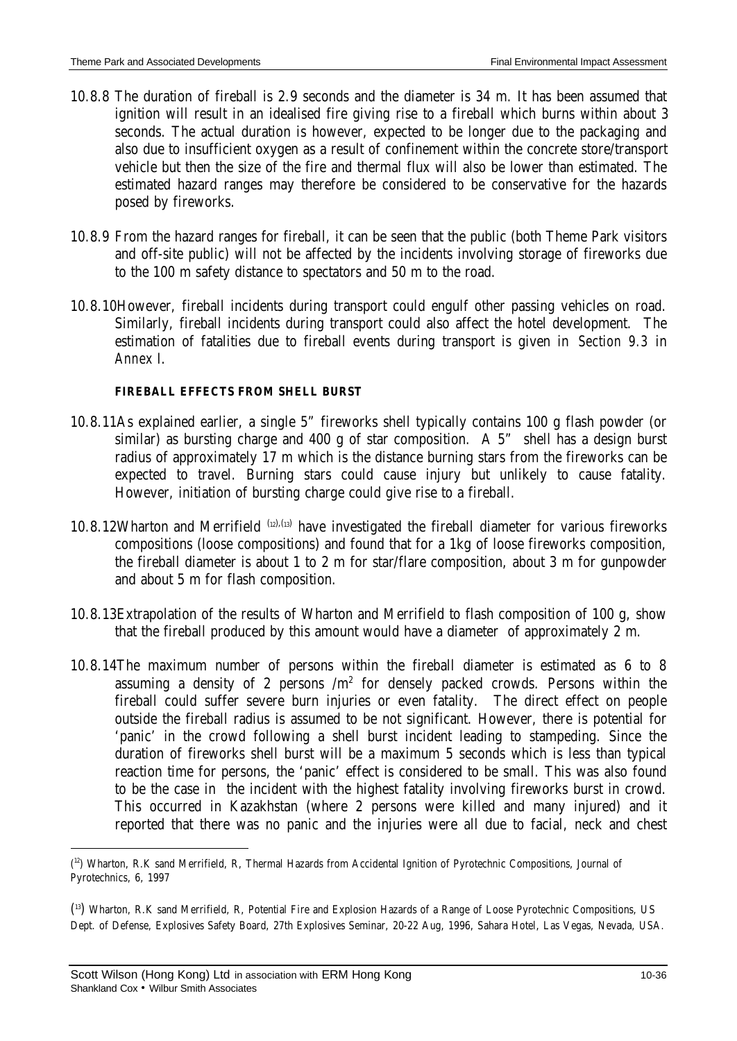10.8.8 The duration of fireball is 2.9 seconds and the diameter is 34 m. It has been assumed that ignition will result in an idealised fire giving rise to a fireball which burns within about 3 seconds. The actual duration is however, expected to be longer due to the packaging and also due to insufficient oxygen as a result of confinement within the concrete store/transport vehicle but then the size of the fire and thermal flux will also be lower than estimated. The estimated hazard ranges may therefore be considered to be conservative for the hazards posed by fireworks.

10.8.9 From the hazard ranges for fireball, it can be seen that the public (both Theme Park visitors and off-site public) will not be affected by the incidents involving storage of fireworks due to the 100 m safety distance to spectators and 50 m to the road.

10.8.10 However, fireball incidents during transport could engulf other passing vehicles on road. Similarly, fireball incidents during transport could also affect the hotel development. The estimation of fatalities due to fireball events during transport is given in *Section 9.3* in *Annex I*.

**FIREBALL EFFECTS FROM SHELL BURST**

10.8.11 As explained earlier, a single 5" fireworks shell typically contains 100 g flash powder (or similar) as bursting charge and 400 g of star composition. A 5" shell has a design burst radius of approximately 17 m which is the distance burning stars from the fireworks can be expected to travel. Burning stars could cause injury but unlikely to cause fatality. However, initiation of bursting charge could give rise to a fireball.

10.8.12 Wharton and Merrifield [12],[13] have investigated the fireball diameter for various fireworks compositions (loose compositions) and found that for a 1kg of loose fireworks composition, the fireball diameter is about 1 to 2 m for star/flare composition, about 3 m for gunpowder and about 5 m for flash composition.

10.8.13 Extrapolation of the results of Wharton and Merrifield to flash composition of 100 g, show that the fireball produced by this amount would have a diameter of approximately 2 m.

10.8.14 The maximum number of persons within the fireball diameter is estimated as 6 to 8 assuming a density of 2 persons /$m^2$ for densely packed crowds. Persons within the fireball could suffer severe burn injuries or even fatality. The direct effect on people outside the fireball radius is assumed to be not significant. However, there is potential for 'panic' in the crowd following a shell burst incident leading to stampeding. Since the duration of fireworks shell burst will be a maximum 5 seconds which is less than typical reaction time for persons, the 'panic' effect is considered to be small. This was also found to be the case in the incident with the highest fatality involving fireworks burst in crowd. This occurred in Kazakhstan (where 2 persons were killed and many injured) and it reported that there was no panic and the injuries were all due to facial, neck and chest

---

[12] Wharton, R.K sand Merrifield, R, Thermal Hazards from Accidental Ignition of Pyrotechnic Compositions, Journal of Pyrotechnics, 6, 1997

[13] Wharton, R.K sand Merrifield, R, Potential Fire and Explosion Hazards of a Range of Loose Pyrotechnic Compositions, US Dept. of Defense, Explosives Safety Board, 27th Explosives Seminar, 20-22 Aug, 1996, Sahara Hotel, Las Vegas, Nevada, USA.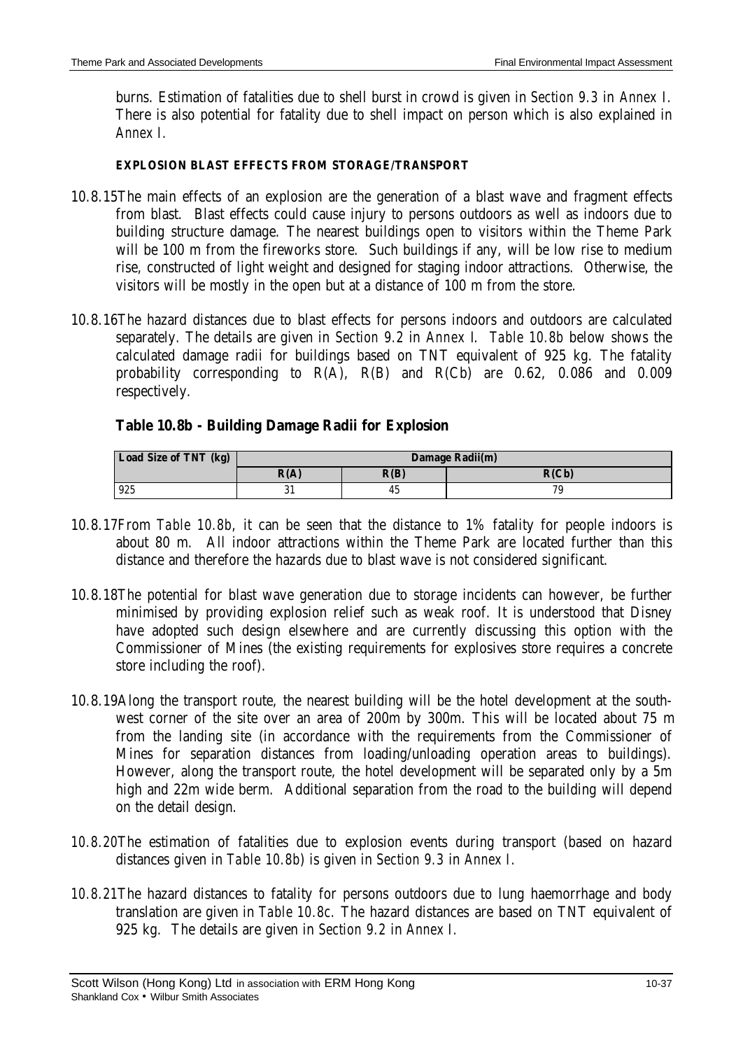burns. Estimation of fatalities due to shell burst in crowd is given in *Section 9.3* in *Annex I*. There is also potential for fatality due to shell impact on person which is also explained in *Annex I*.

**EXPLOSION BLAST EFFECTS FROM STORAGE/TRANSPORT**

10.8.15 The main effects of an explosion are the generation of a blast wave and fragment effects from blast. Blast effects could cause injury to persons outdoors as well as indoors due to building structure damage. The nearest buildings open to visitors within the Theme Park will be 100 m from the fireworks store. Such buildings if any, will be low rise to medium rise, constructed of light weight and designed for staging indoor attractions. Otherwise, the visitors will be mostly in the open but at a distance of 100 m from the store.

10.8.16 The hazard distances due to blast effects for persons indoors and outdoors are calculated separately. The details are given in *Section 9.2* in *Annex I*. *Table 10.8b* below shows the calculated damage radii for buildings based on TNT equivalent of 925 kg. The fatality probability corresponding to R(A), R(B) and R(Cb) are 0.62, 0.086 and 0.009 respectively.

### Table 10.8b - Building Damage Radii for Explosion

| Load Size of TNT (kg) | Damage Radii(m) | | |
|---|---|---|---|
| | R(A) | R(B) | R(Cb) |
| 925 | 31 | 45 | 79 |

10.8.17 From *Table 10.8b*, it can be seen that the distance to 1% fatality for people indoors is about 80 m. All indoor attractions within the Theme Park are located further than this distance and therefore the hazards due to blast wave is not considered significant.

10.8.18 The potential for blast wave generation due to storage incidents can however, be further minimised by providing explosion relief such as weak roof. It is understood that Disney have adopted such design elsewhere and are currently discussing this option with the Commissioner of Mines (the existing requirements for explosives store requires a concrete store including the roof).

10.8.19 Along the transport route, the nearest building will be the hotel development at the south-west corner of the site over an area of 200m by 300m. This will be located about 75 m from the landing site (in accordance with the requirements from the Commissioner of Mines for separation distances from loading/unloading operation areas to buildings). However, along the transport route, the hotel development will be separated only by a 5m high and 22m wide berm. Additional separation from the road to the building will depend on the detail design.

10.8.20 The estimation of fatalities due to explosion events during transport (based on hazard distances given in *Table 10.8b*) is given in *Section 9.3* in *Annex I*.

10.8.21 The hazard distances to fatality for persons outdoors due to lung haemorrhage and body translation are given in *Table 10.8c*. The hazard distances are based on TNT equivalent of 925 kg. The details are given in *Section 9.2* in *Annex I*.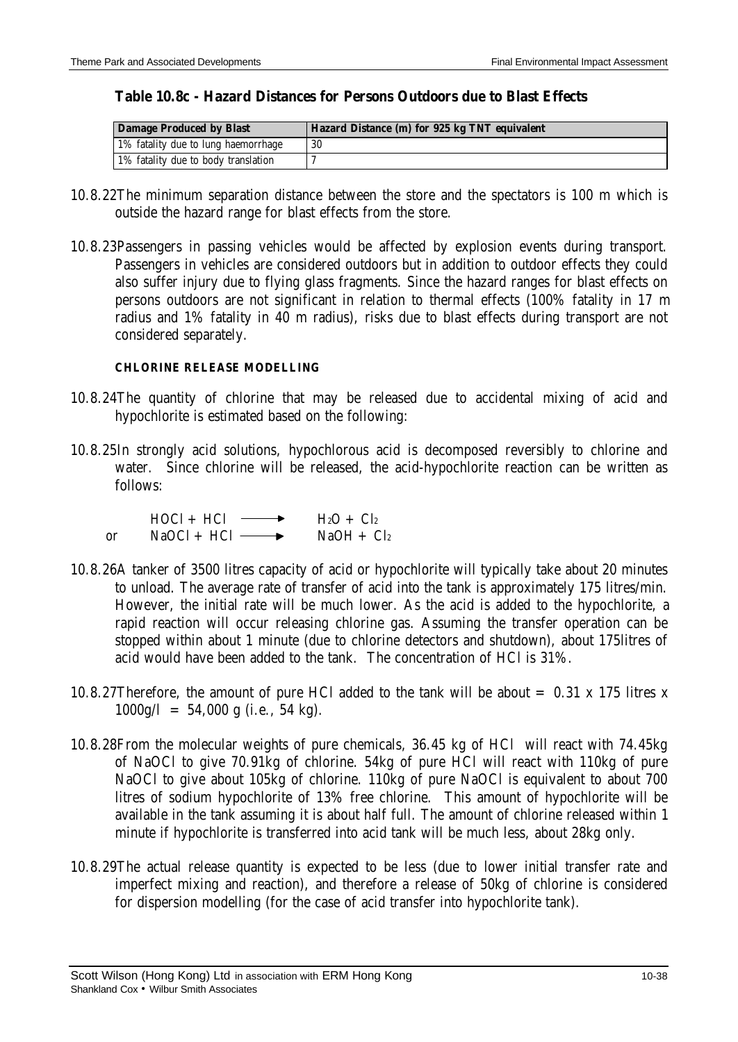**Table 10.8c - Hazard Distances for Persons Outdoors due to Blast Effects**

| Damage Produced by Blast | Hazard Distance (m) for 925 kg TNT equivalent |
|---|---|
| 1% fatality due to lung haemorrhage | 30 |
| 1% fatality due to body translation | 7 |

10.8.22 The minimum separation distance between the store and the spectators is 100 m which is outside the hazard range for blast effects from the store.

10.8.23 Passengers in passing vehicles would be affected by explosion events during transport. Passengers in vehicles are considered outdoors but in addition to outdoor effects they could also suffer injury due to flying glass fragments. Since the hazard ranges for blast effects on persons outdoors are not significant in relation to thermal effects (100% fatality in 17 m radius and 1% fatality in 40 m radius), risks due to blast effects during transport are not considered separately.

**CHLORINE RELEASE MODELLING**

10.8.24 The quantity of chlorine that may be released due to accidental mixing of acid and hypochlorite is estimated based on the following:

10.8.25 In strongly acid solutions, hypochlorous acid is decomposed reversibly to chlorine and water. Since chlorine will be released, the acid-hypochlorite reaction can be written as follows:

$$HOCl + HCl \longrightarrow H_2O + Cl_2$$

or

$$NaOCl + HCl \longrightarrow NaOH + Cl_2$$

10.8.26 A tanker of 3500 litres capacity of acid or hypochlorite will typically take about 20 minutes to unload. The average rate of transfer of acid into the tank is approximately 175 litres/min. However, the initial rate will be much lower. As the acid is added to the hypochlorite, a rapid reaction will occur releasing chlorine gas. Assuming the transfer operation can be stopped within about 1 minute (due to chlorine detectors and shutdown), about 175litres of acid would have been added to the tank. The concentration of HCl is 31%.

10.8.27 Therefore, the amount of pure HCl added to the tank will be about = 0.31 x 175 litres x 1000g/l = 54,000 g (i.e., 54 kg).

10.8.28 From the molecular weights of pure chemicals, 36.45 kg of HCl will react with 74.45kg of NaOCl to give 70.91kg of chlorine. 54kg of pure HCl will react with 110kg of pure NaOCl to give about 105kg of chlorine. 110kg of pure NaOCl is equivalent to about 700 litres of sodium hypochlorite of 13% free chlorine. This amount of hypochlorite will be available in the tank assuming it is about half full. The amount of chlorine released within 1 minute if hypochlorite is transferred into acid tank will be much less, about 28kg only.

10.8.29 The actual release quantity is expected to be less (due to lower initial transfer rate and imperfect mixing and reaction), and therefore a release of 50kg of chlorine is considered for dispersion modelling (for the case of acid transfer into hypochlorite tank).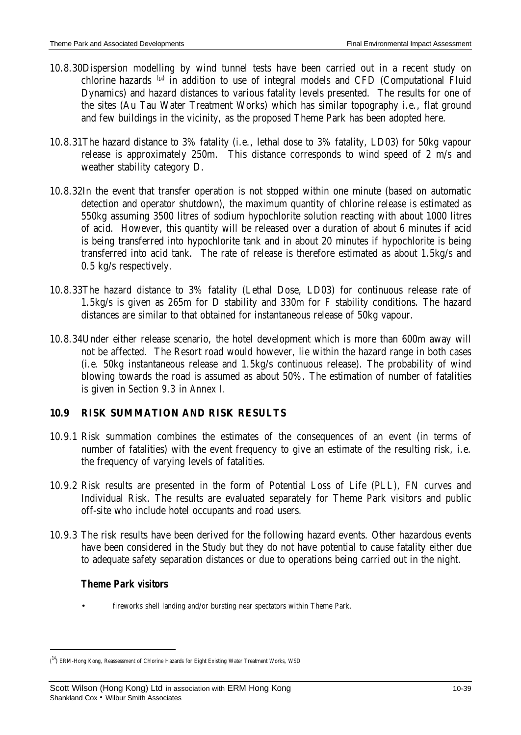10.8.30 Dispersion modelling by wind tunnel tests have been carried out in a recent study on chlorine hazards [14] in addition to use of integral models and CFD (Computational Fluid Dynamics) and hazard distances to various fatality levels presented. The results for one of the sites (Au Tau Water Treatment Works) which has similar topography i.e., flat ground and few buildings in the vicinity, as the proposed Theme Park has been adopted here.

10.8.31 The hazard distance to 3% fatality (i.e., lethal dose to 3% fatality, LD03) for 50kg vapour release is approximately 250m. This distance corresponds to wind speed of 2 m/s and weather stability category D.

10.8.32 In the event that transfer operation is not stopped within one minute (based on automatic detection and operator shutdown), the maximum quantity of chlorine release is estimated as 550kg assuming 3500 litres of sodium hypochlorite solution reacting with about 1000 litres of acid. However, this quantity will be released over a duration of about 6 minutes if acid is being transferred into hypochlorite tank and in about 20 minutes if hypochlorite is being transferred into acid tank. The rate of release is therefore estimated as about 1.5kg/s and 0.5 kg/s respectively.

10.8.33 The hazard distance to 3% fatality (Lethal Dose, LD03) for continuous release rate of 1.5kg/s is given as 265m for D stability and 330m for F stability conditions. The hazard distances are similar to that obtained for instantaneous release of 50kg vapour.

10.8.34 Under either release scenario, the hotel development which is more than 600m away will not be affected. The Resort road would however, lie within the hazard range in both cases (i.e. 50kg instantaneous release and 1.5kg/s continuous release). The probability of wind blowing towards the road is assumed as about 50%. The estimation of number of fatalities is given in *Section 9.3* in *Annex I*.

## 10.9 RISK SUMMATION AND RISK RESULTS

10.9.1 Risk summation combines the estimates of the consequences of an event (in terms of number of fatalities) with the event frequency to give an estimate of the resulting risk, i.e. the frequency of varying levels of fatalities.

10.9.2 Risk results are presented in the form of Potential Loss of Life (PLL), FN curves and Individual Risk. The results are evaluated separately for Theme Park visitors and public off-site who include hotel occupants and road users.

10.9.3 The risk results have been derived for the following hazard events. Other hazardous events have been considered in the Study but they do not have potential to cause fatality either due to adequate safety separation distances or due to operations being carried out in the night.

### *Theme Park visitors*

- fireworks shell landing and/or bursting near spectators within Theme Park.

---

[14] ERM-Hong Kong, *Reassessment of Chlorine Hazards for Eight Existing Water Treatment Works*, WSD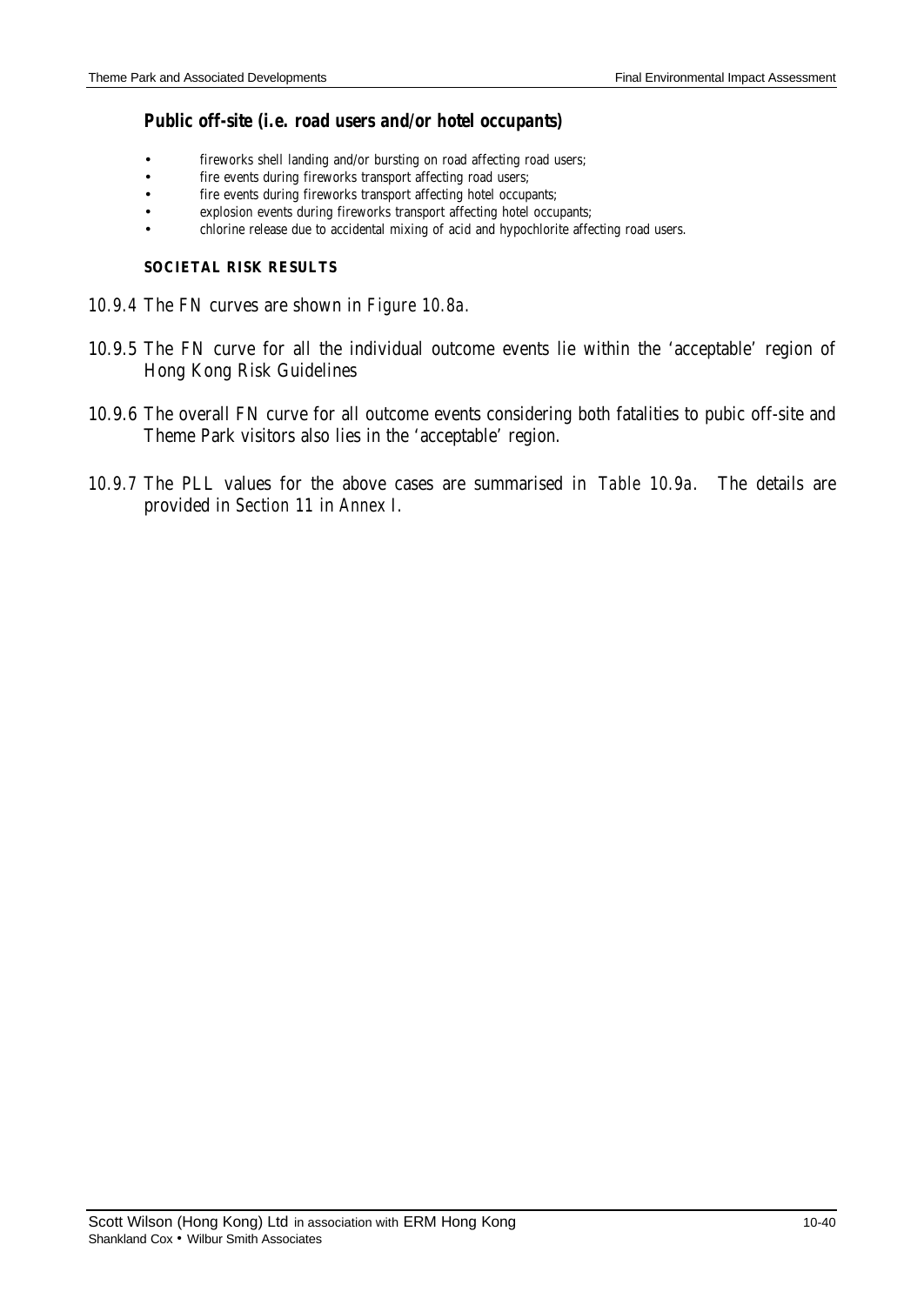**Public off-site (i.e. road users and/or hotel occupants)**

- fireworks shell landing and/or bursting on road affecting road users;
- fire events during fireworks transport affecting road users;
- fire events during fireworks transport affecting hotel occupants;
- explosion events during fireworks transport affecting hotel occupants;
- chlorine release due to accidental mixing of acid and hypochlorite affecting road users.

**SOCIETAL RISK RESULTS**

10.9.4 The FN curves are shown in *Figure 10.8a*.

10.9.5 The FN curve for all the individual outcome events lie within the 'acceptable' region of Hong Kong Risk Guidelines

10.9.6 The overall FN curve for all outcome events considering both fatalities to pubic off-site and Theme Park visitors also lies in the 'acceptable' region.

10.9.7 The PLL values for the above cases are summarised in *Table 10.9a*. The details are provided in *Section 11* in *Annex I*.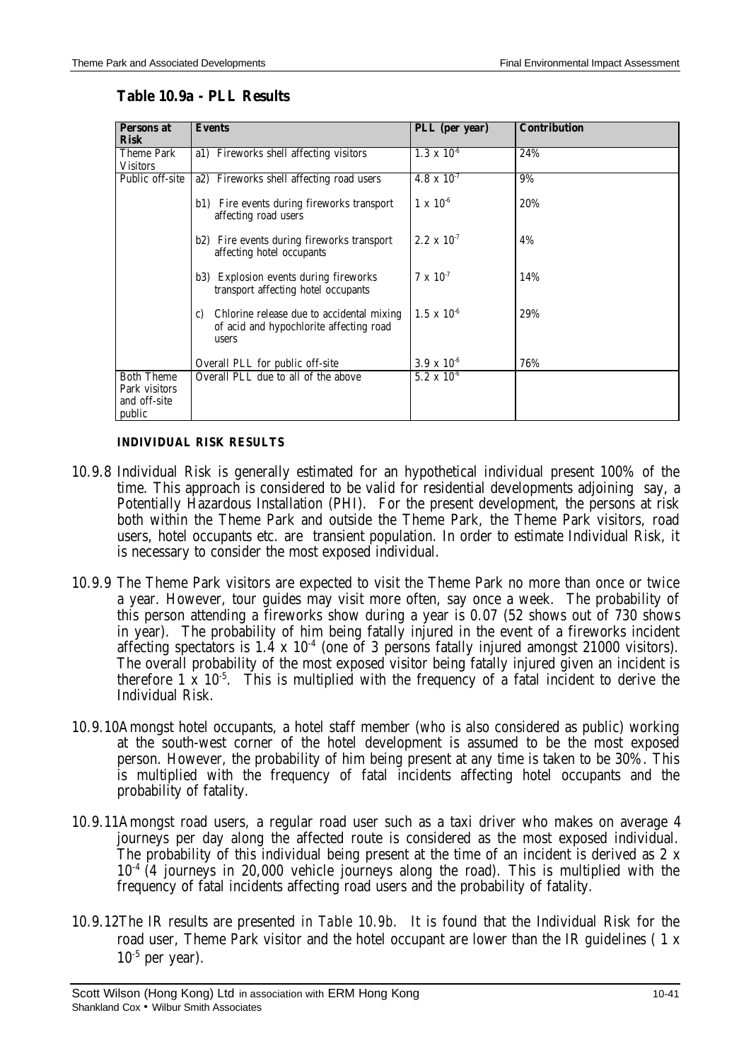## Table 10.9a - PLL Results

| Persons at Risk | Events | PLL (per year) | Contribution |
|---|---|---|---|
| Theme Park Visitors | a1) Fireworks shell affecting visitors | $1.3 \times 10^{-6}$ | 24% |
| Public off-site | a2) Fireworks shell affecting road users | $4.8 \times 10^{-7}$ | 9% |
| | b1) Fire events during fireworks transport affecting road users | $1 \times 10^{-6}$ | 20% |
| | b2) Fire events during fireworks transport affecting hotel occupants | $2.2 \times 10^{-7}$ | 4% |
| | b3) Explosion events during fireworks transport affecting hotel occupants | $7 \times 10^{-7}$ | 14% |
| | c) Chlorine release due to accidental mixing of acid and hypochlorite affecting road users | $1.5 \times 10^{-6}$ | 29% |
| | Overall PLL for public off-site | $3.9 \times 10^{-6}$ | 76% |
| Both Theme Park visitors and off-site public | Overall PLL due to all of the above | $5.2 \times 10^{-6}$ | |

#### INDIVIDUAL RISK RESULTS

10.9.8 Individual Risk is generally estimated for an hypothetical individual present 100% of the time. This approach is considered to be valid for residential developments adjoining say, a Potentially Hazardous Installation (PHI). For the present development, the persons at risk both within the Theme Park and outside the Theme Park, the Theme Park visitors, road users, hotel occupants etc. are transient population. In order to estimate Individual Risk, it is necessary to consider the most exposed individual.

10.9.9 The Theme Park visitors are expected to visit the Theme Park no more than once or twice a year. However, tour guides may visit more often, say once a week. The probability of this person attending a fireworks show during a year is 0.07 (52 shows out of 730 shows in year). The probability of him being fatally injured in the event of a fireworks incident affecting spectators is $1.4 \times 10^{-4}$ (one of 3 persons fatally injured amongst 21000 visitors). The overall probability of the most exposed visitor being fatally injured given an incident is therefore $1 \times 10^{-5}$. This is multiplied with the frequency of a fatal incident to derive the Individual Risk.

10.9.10 Amongst hotel occupants, a hotel staff member (who is also considered as public) working at the south-west corner of the hotel development is assumed to be the most exposed person. However, the probability of him being present at any time is taken to be 30%. This is multiplied with the frequency of fatal incidents affecting hotel occupants and the probability of fatality.

10.9.11 Amongst road users, a regular road user such as a taxi driver who makes on average 4 journeys per day along the affected route is considered as the most exposed individual. The probability of this individual being present at the time of an incident is derived as $2 \times 10^{-4}$ (4 journeys in 20,000 vehicle journeys along the road). This is multiplied with the frequency of fatal incidents affecting road users and the probability of fatality.

10.9.12 The IR results are presented in *Table 10.9b*. It is found that the Individual Risk for the road user, Theme Park visitor and the hotel occupant are lower than the IR guidelines ( $1 \times 10^{-5}$ per year).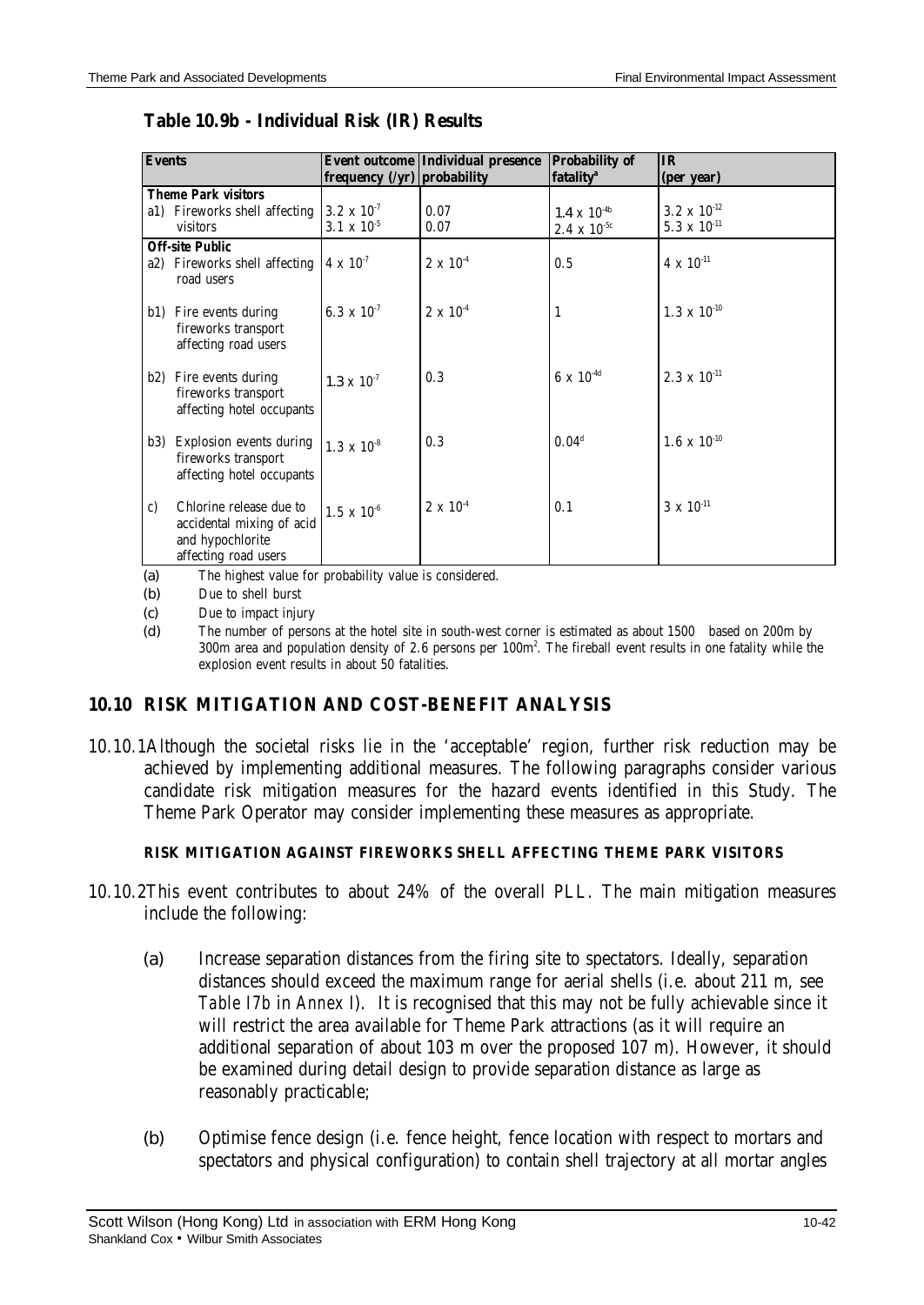**Table 10.9b - Individual Risk (IR) Results**

| Events | Event outcome frequency (/yr) | Individual presence probability | Probability of fatality[a] | IR (per year) |
|---|---|---|---|---|
| **Theme Park visitors** | | | | |
| a1) Fireworks shell affecting visitors | $3.2 \times 10^{-7}$<br>$3.1 \times 10^{-5}$ | 0.07<br>0.07 | $1.4 \times 10^{-4}$[b]<br>$2.4 \times 10^{-5}$[c] | $3.2 \times 10^{-12}$<br>$5.3 \times 10^{-11}$ |
| **Off-site Public** | | | | |
| a2) Fireworks shell affecting road users | $4 \times 10^{-7}$ | $2 \times 10^{-4}$ | 0.5 | $4 \times 10^{-11}$ |
| b1) Fire events during fireworks transport affecting road users | $6.3 \times 10^{-7}$ | $2 \times 10^{-4}$ | 1 | $1.3 \times 10^{-10}$ |
| b2) Fire events during fireworks transport affecting hotel occupants | $1.3 \times 10^{-7}$ | 0.3 | $6 \times 10^{-4}$[d] | $2.3 \times 10^{-11}$ |
| b3) Explosion events during fireworks transport affecting hotel occupants | $1.3 \times 10^{-8}$ | 0.3 | 0.04[d] | $1.6 \times 10^{-10}$ |
| c) Chlorine release due to accidental mixing of acid and hypochlorite affecting road users | $1.5 \times 10^{-6}$ | $2 \times 10^{-4}$ | 0.1 | $3 \times 10^{-11}$ |

(a) The highest value for probability value is considered.

(b) Due to shell burst

(c) Due to impact injury

(d) The number of persons at the hotel site in south-west corner is estimated as about 1500 based on 200m by 300m area and population density of 2.6 persons per 100m². The fireball event results in one fatality while the explosion event results in about 50 fatalities.

## 10.10 RISK MITIGATION AND COST-BENEFIT ANALYSIS

10.10.1 Although the societal risks lie in the 'acceptable' region, further risk reduction may be achieved by implementing additional measures. The following paragraphs consider various candidate risk mitigation measures for the hazard events identified in this Study. The Theme Park Operator may consider implementing these measures as appropriate.

#### RISK MITIGATION AGAINST FIREWORKS SHELL AFFECTING THEME PARK VISITORS

10.10.2 This event contributes to about 24% of the overall PLL. The main mitigation measures include the following:

(a) Increase separation distances from the firing site to spectators. Ideally, separation distances should exceed the maximum range for aerial shells (i.e. about 211 m, see *Table I7b* in *Annex I*). It is recognised that this may not be fully achievable since it will restrict the area available for Theme Park attractions (as it will require an additional separation of about 103 m over the proposed 107 m). However, it should be examined during detail design to provide separation distance as large as reasonably practicable;

(b) Optimise fence design (i.e. fence height, fence location with respect to mortars and spectators and physical configuration) to contain shell trajectory at all mortar angles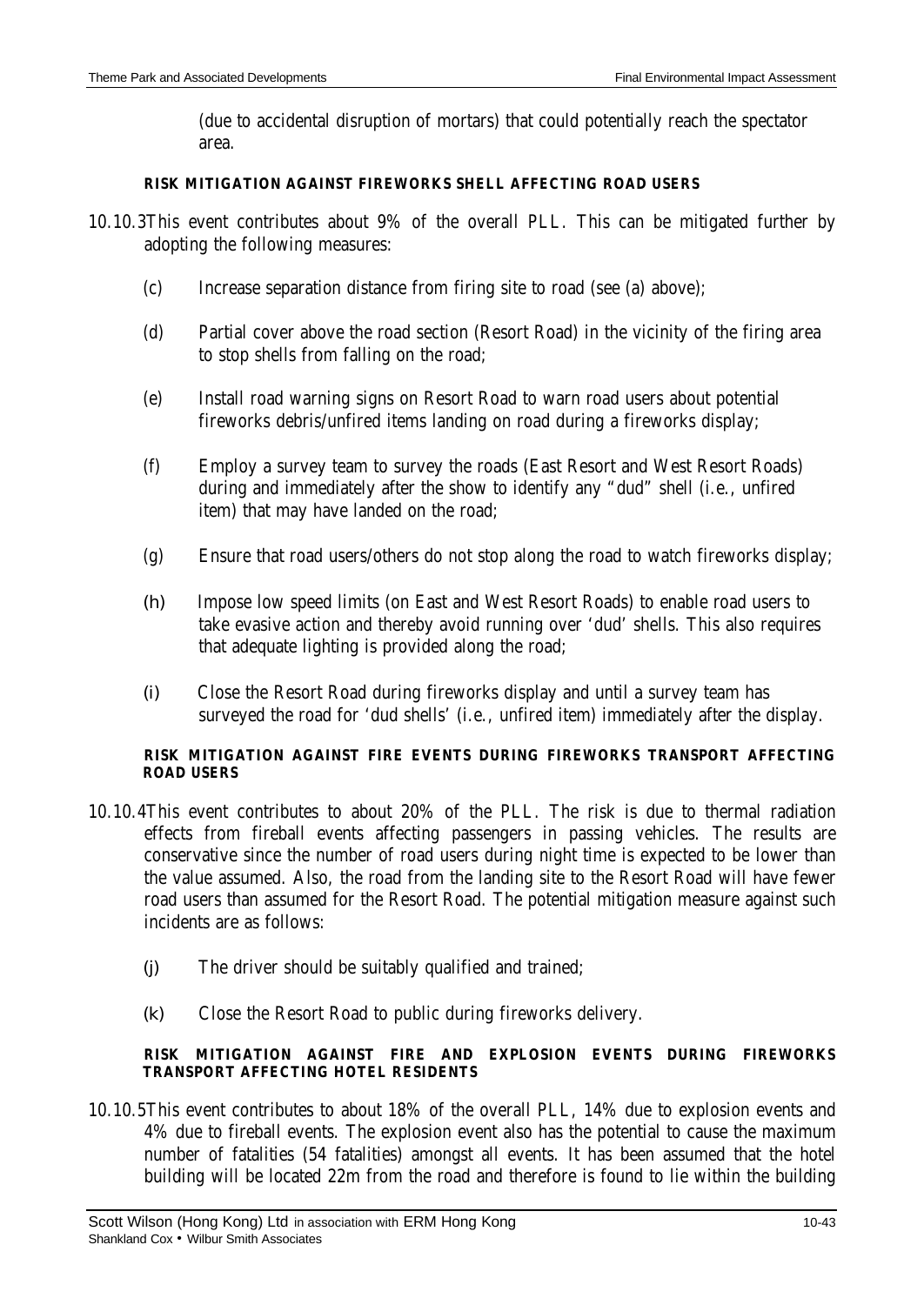(due to accidental disruption of mortars) that could potentially reach the spectator area.

**RISK MITIGATION AGAINST FIREWORKS SHELL AFFECTING ROAD USERS**

10.10.3 This event contributes about 9% of the overall PLL. This can be mitigated further by adopting the following measures:

(c) Increase separation distance from firing site to road (see (a) above);

(d) Partial cover above the road section (Resort Road) in the vicinity of the firing area to stop shells from falling on the road;

(e) Install road warning signs on Resort Road to warn road users about potential fireworks debris/unfired items landing on road during a fireworks display;

(f) Employ a survey team to survey the roads (East Resort and West Resort Roads) during and immediately after the show to identify any "dud" shell (i.e., unfired item) that may have landed on the road;

(g) Ensure that road users/others do not stop along the road to watch fireworks display;

(h) Impose low speed limits (on East and West Resort Roads) to enable road users to take evasive action and thereby avoid running over 'dud' shells. This also requires that adequate lighting is provided along the road;

(i) Close the Resort Road during fireworks display and until a survey team has surveyed the road for 'dud shells' (i.e., unfired item) immediately after the display.

**RISK MITIGATION AGAINST FIRE EVENTS DURING FIREWORKS TRANSPORT AFFECTING ROAD USERS**

10.10.4 This event contributes to about 20% of the PLL. The risk is due to thermal radiation effects from fireball events affecting passengers in passing vehicles. The results are conservative since the number of road users during night time is expected to be lower than the value assumed. Also, the road from the landing site to the Resort Road will have fewer road users than assumed for the Resort Road. The potential mitigation measure against such incidents are as follows:

(j) The driver should be suitably qualified and trained;

(k) Close the Resort Road to public during fireworks delivery.

**RISK MITIGATION AGAINST FIRE AND EXPLOSION EVENTS DURING FIREWORKS TRANSPORT AFFECTING HOTEL RESIDENTS**

10.10.5 This event contributes to about 18% of the overall PLL, 14% due to explosion events and 4% due to fireball events. The explosion event also has the potential to cause the maximum number of fatalities (54 fatalities) amongst all events. It has been assumed that the hotel building will be located 22m from the road and therefore is found to lie within the building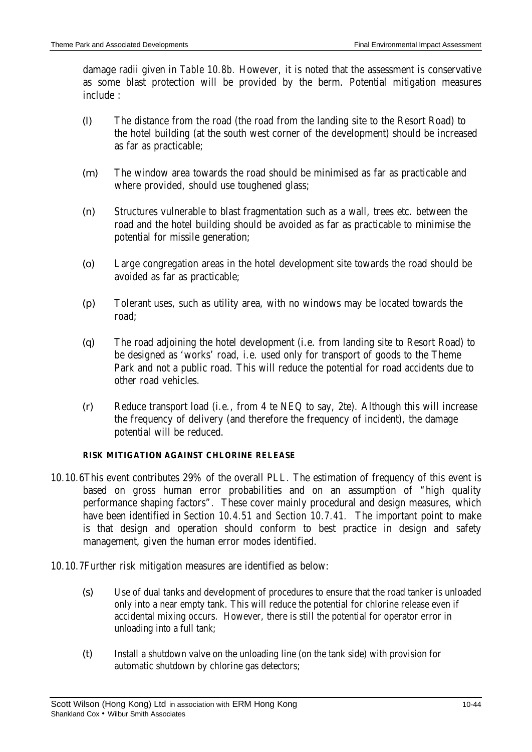damage radii given in *Table 10.8b*. However, it is noted that the assessment is conservative as some blast protection will be provided by the berm. Potential mitigation measures include :

(l) The distance from the road (the road from the landing site to the Resort Road) to the hotel building (at the south west corner of the development) should be increased as far as practicable;

(m) The window area towards the road should be minimised as far as practicable and where provided, should use toughened glass;

(n) Structures vulnerable to blast fragmentation such as a wall, trees etc. between the road and the hotel building should be avoided as far as practicable to minimise the potential for missile generation;

(o) Large congregation areas in the hotel development site towards the road should be avoided as far as practicable;

(p) Tolerant uses, such as utility area, with no windows may be located towards the road;

(q) The road adjoining the hotel development (i.e. from landing site to Resort Road) to be designed as 'works' road, i.e. used only for transport of goods to the Theme Park and not a public road. This will reduce the potential for road accidents due to other road vehicles.

(r) Reduce transport load (i.e., from 4 te NEQ to say, 2te). Although this will increase the frequency of delivery (and therefore the frequency of incident), the damage potential will be reduced.

**RISK MITIGATION AGAINST CHLORINE RELEASE**

10.10.6 This event contributes 29% of the overall PLL. The estimation of frequency of this event is based on gross human error probabilities and on an assumption of "high quality performance shaping factors". These cover mainly procedural and design measures, which have been identified in *Section 10.4.51 and Section 10.7.41*. The important point to make is that design and operation should conform to best practice in design and safety management, given the human error modes identified.

10.10.7 Further risk mitigation measures are identified as below:

(s) Use of dual tanks and development of procedures to ensure that the road tanker is unloaded only into a near empty tank. This will reduce the potential for chlorine release even if accidental mixing occurs. However, there is still the potential for operator error in unloading into a full tank;

(t) Install a shutdown valve on the unloading line (on the tank side) with provision for automatic shutdown by chlorine gas detectors;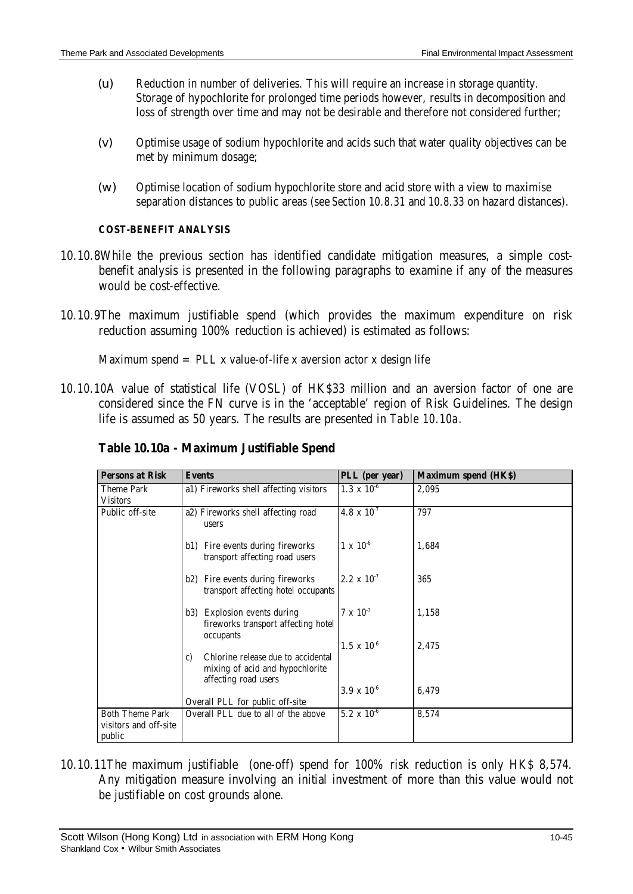(u) Reduction in number of deliveries. This will require an increase in storage quantity. Storage of hypochlorite for prolonged time periods however, results in decomposition and loss of strength over time and may not be desirable and therefore not considered further;

(v) Optimise usage of sodium hypochlorite and acids such that water quality objectives can be met by minimum dosage;

(w) Optimise location of sodium hypochlorite store and acid store with a view to maximise separation distances to public areas (see *Section 10.8.31* and *10.8.33* on hazard distances).

**COST-BENEFIT ANALYSIS**

10.10.8 While the previous section has identified candidate mitigation measures, a simple cost-benefit analysis is presented in the following paragraphs to examine if any of the measures would be cost-effective.

10.10.9 The maximum justifiable spend (which provides the maximum expenditure on risk reduction assuming 100% reduction is achieved) is estimated as follows:

Maximum spend = PLL x value-of-life x aversion actor x design life

10.10.10 A value of statistical life (VOSL) of HK$33 million and an aversion factor of one are considered since the FN curve is in the 'acceptable' region of Risk Guidelines. The design life is assumed as 50 years. The results are presented in *Table 10.10a*.

**Table 10.10a - Maximum Justifiable Spend**

| Persons at Risk | Events | PLL (per year) | Maximum spend (HK$) |
|---|---|---|---|
| Theme Park Visitors | a1) Fireworks shell affecting visitors | $1.3 \times 10^{-6}$ | 2,095 |
| Public off-site | a2) Fireworks shell affecting road users | $4.8 \times 10^{-7}$ | 797 |
| | b1) Fire events during fireworks transport affecting road users | $1 \times 10^{-6}$ | 1,684 |
| | b2) Fire events during fireworks transport affecting hotel occupants | $2.2 \times 10^{-7}$ | 365 |
| | b3) Explosion events during fireworks transport affecting hotel occupants | $7 \times 10^{-7}$ | 1,158 |
| | c) Chlorine release due to accidental mixing of acid and hypochlorite affecting road users | $1.5 \times 10^{-6}$ | 2,475 |
| | Overall PLL for public off-site | $3.9 \times 10^{-6}$ | 6,479 |
| Both Theme Park visitors and off-site public | Overall PLL due to all of the above | $5.2 \times 10^{-6}$ | 8,574 |

10.10.11 The maximum justifiable (one-off) spend for 100% risk reduction is only HK$ 8,574. Any mitigation measure involving an initial investment of more than this value would not be justifiable on cost grounds alone.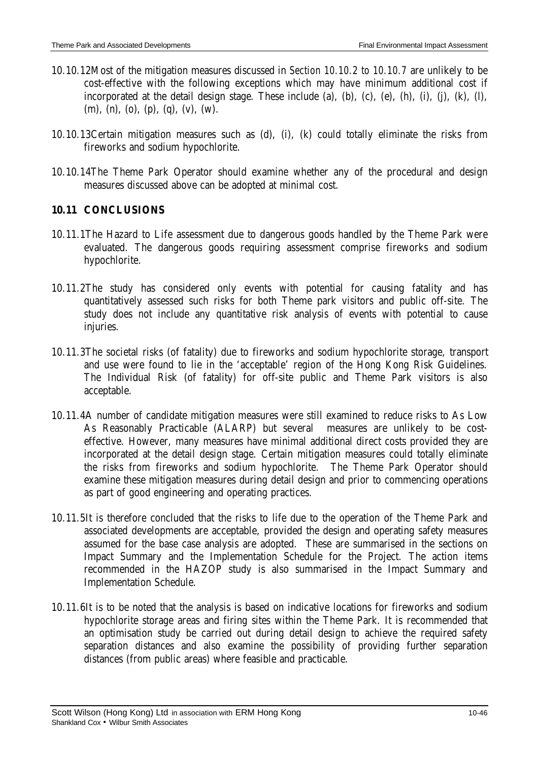10.10.12 Most of the mitigation measures discussed in *Section 10.10.2 to 10.10.7* are unlikely to be cost-effective with the following exceptions which may have minimum additional cost if incorporated at the detail design stage. These include (a), (b), (c), (e), (h), (i), (j), (k), (l), (m), (n), (o), (p), (q), (v), (w).

10.10.13 Certain mitigation measures such as (d), (i), (k) could totally eliminate the risks from fireworks and sodium hypochlorite.

10.10.14 The Theme Park Operator should examine whether any of the procedural and design measures discussed above can be adopted at minimal cost.

## 10.11 CONCLUSIONS

10.11.1 The Hazard to Life assessment due to dangerous goods handled by the Theme Park were evaluated. The dangerous goods requiring assessment comprise fireworks and sodium hypochlorite.

10.11.2 The study has considered only events with potential for causing fatality and has quantitatively assessed such risks for both Theme park visitors and public off-site. The study does not include any quantitative risk analysis of events with potential to cause injuries.

10.11.3 The societal risks (of fatality) due to fireworks and sodium hypochlorite storage, transport and use were found to lie in the 'acceptable' region of the Hong Kong Risk Guidelines. The Individual Risk (of fatality) for off-site public and Theme Park visitors is also acceptable.

10.11.4 A number of candidate mitigation measures were still examined to reduce risks to As Low As Reasonably Practicable (ALARP) but several measures are unlikely to be cost-effective. However, many measures have minimal additional direct costs provided they are incorporated at the detail design stage. Certain mitigation measures could totally eliminate the risks from fireworks and sodium hypochlorite. The Theme Park Operator should examine these mitigation measures during detail design and prior to commencing operations as part of good engineering and operating practices.

10.11.5 It is therefore concluded that the risks to life due to the operation of the Theme Park and associated developments are acceptable, provided the design and operating safety measures assumed for the base case analysis are adopted. These are summarised in the sections on Impact Summary and the Implementation Schedule for the Project. The action items recommended in the HAZOP study is also summarised in the Impact Summary and Implementation Schedule.

10.11.6 It is to be noted that the analysis is based on indicative locations for fireworks and sodium hypochlorite storage areas and firing sites within the Theme Park. It is recommended that an optimisation study be carried out during detail design to achieve the required safety separation distances and also examine the possibility of providing further separation distances (from public areas) where feasible and practicable.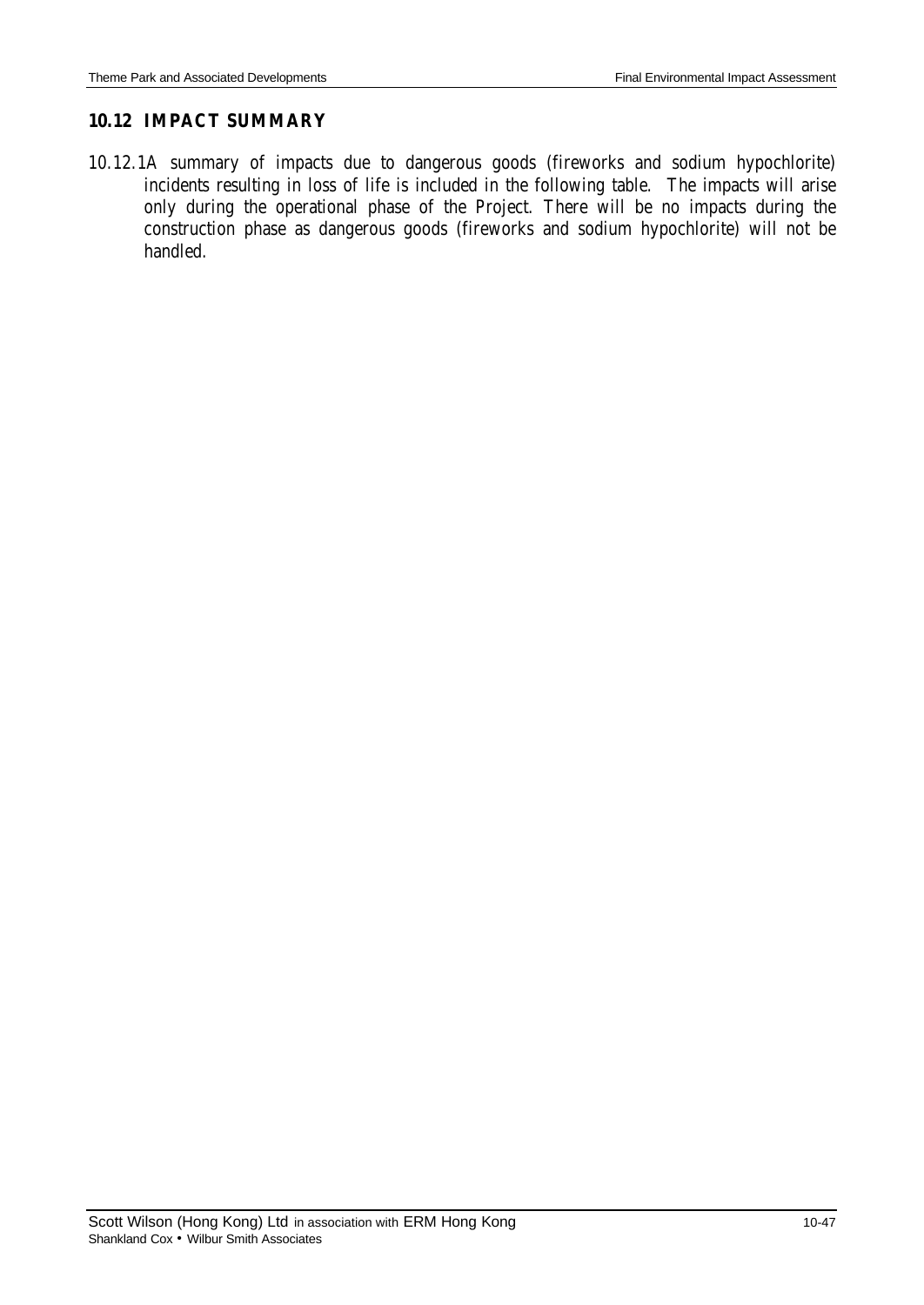## 10.12 IMPACT SUMMARY

10.12.1 A summary of impacts due to dangerous goods (fireworks and sodium hypochlorite) incidents resulting in loss of life is included in the following table. The impacts will arise only during the operational phase of the Project. There will be no impacts during the construction phase as dangerous goods (fireworks and sodium hypochlorite) will not be handled.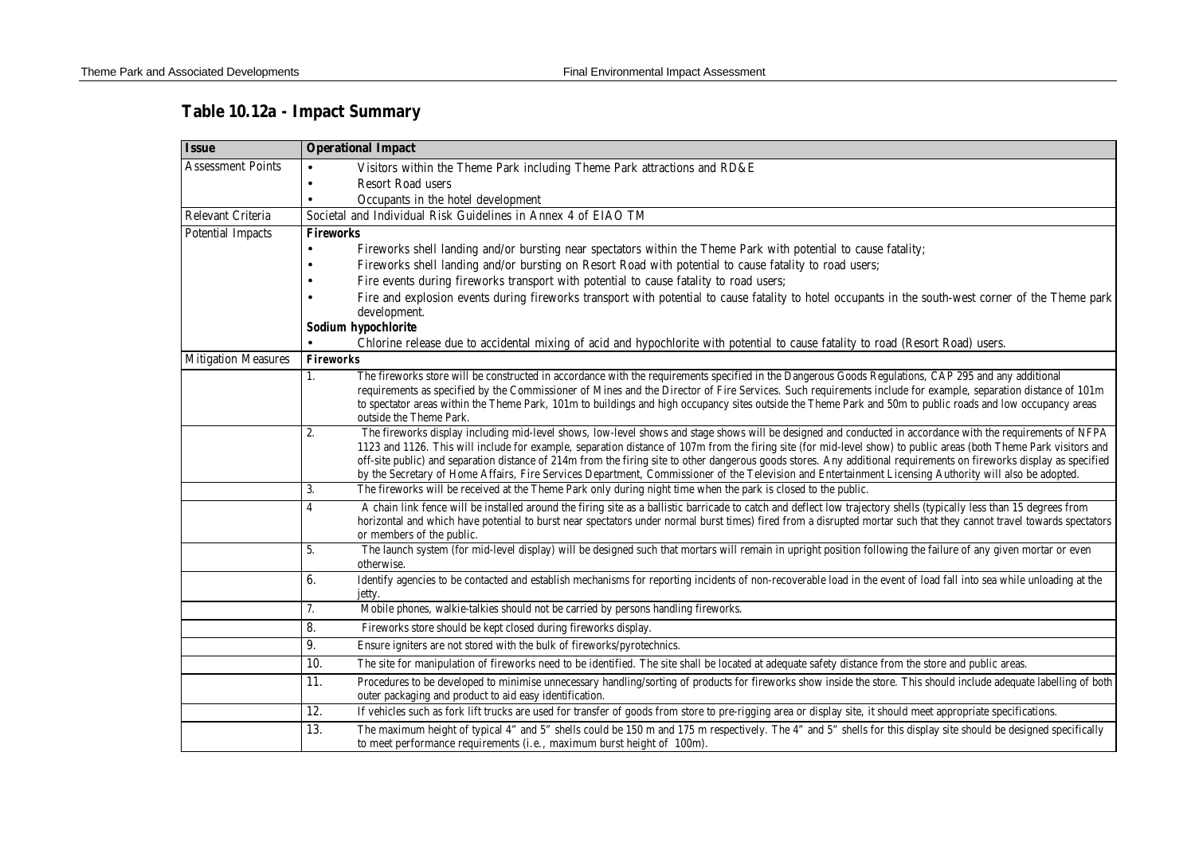## Table 10.12a - Impact Summary

| Issue | Operational Impact |
|---|---|
| Assessment Points | • Visitors within the Theme Park including Theme Park attractions and RD&E<br>• Resort Road users<br>• Occupants in the hotel development |
| Relevant Criteria | Societal and Individual Risk Guidelines in Annex 4 of EIAO TM |
| Potential Impacts | **Fireworks**<br>• Fireworks shell landing and/or bursting near spectators within the Theme Park with potential to cause fatality;<br>• Fireworks shell landing and/or bursting on Resort Road with potential to cause fatality to road users;<br>• Fire events during fireworks transport with potential to cause fatality to road users;<br>• Fire and explosion events during fireworks transport with potential to cause fatality to hotel occupants in the south-west corner of the Theme park development.<br>**Sodium hypochlorite**<br>• Chlorine release due to accidental mixing of acid and hypochlorite with potential to cause fatality to road (Resort Road) users. |
| Mitigation Measures | **Fireworks** |
| | 1. The fireworks store will be constructed in accordance with the requirements specified in the Dangerous Goods Regulations, CAP 295 and any additional requirements as specified by the Commissioner of Mines and the Director of Fire Services. Such requirements include for example, separation distance of 101m to spectator areas within the Theme Park, 101m to buildings and high occupancy sites outside the Theme Park and 50m to public roads and low occupancy areas outside the Theme Park. |
| | 2. The fireworks display including mid-level shows, low-level shows and stage shows will be designed and conducted in accordance with the requirements of NFPA 1123 and 1126. This will include for example, separation distance of 107m from the firing site (for mid-level show) to public areas (both Theme Park visitors and off-site public) and separation distance of 214m from the firing site to other dangerous goods stores. Any additional requirements on fireworks display as specified by the Secretary of Home Affairs, Fire Services Department, Commissioner of the Television and Entertainment Licensing Authority will also be adopted. |
| | 3. The fireworks will be received at the Theme Park only during night time when the park is closed to the public. |
| | 4 A chain link fence will be installed around the firing site as a ballistic barricade to catch and deflect low trajectory shells (typically less than 15 degrees from horizontal and which have potential to burst near spectators under normal burst times) fired from a disrupted mortar such that they cannot travel towards spectators or members of the public. |
| | 5. The launch system (for mid-level display) will be designed such that mortars will remain in upright position following the failure of any given mortar or even otherwise. |
| | 6. Identify agencies to be contacted and establish mechanisms for reporting incidents of non-recoverable load in the event of load fall into sea while unloading at the jetty. |
| | 7. Mobile phones, walkie-talkies should not be carried by persons handling fireworks. |
| | 8. Fireworks store should be kept closed during fireworks display. |
| | 9. Ensure igniters are not stored with the bulk of fireworks/pyrotechnics. |
| | 10. The site for manipulation of fireworks need to be identified. The site shall be located at adequate safety distance from the store and public areas. |
| | 11. Procedures to be developed to minimise unnecessary handling/sorting of products for fireworks show inside the store. This should include adequate labelling of both outer packaging and product to aid easy identification. |
| | 12. If vehicles such as fork lift trucks are used for transfer of goods from store to pre-rigging area or display site, it should meet appropriate specifications. |
| | 13. The maximum height of typical 4" and 5" shells could be 150 m and 175 m respectively. The 4" and 5" shells for this display site should be designed specifically to meet performance requirements (i.e., maximum burst height of 100m). |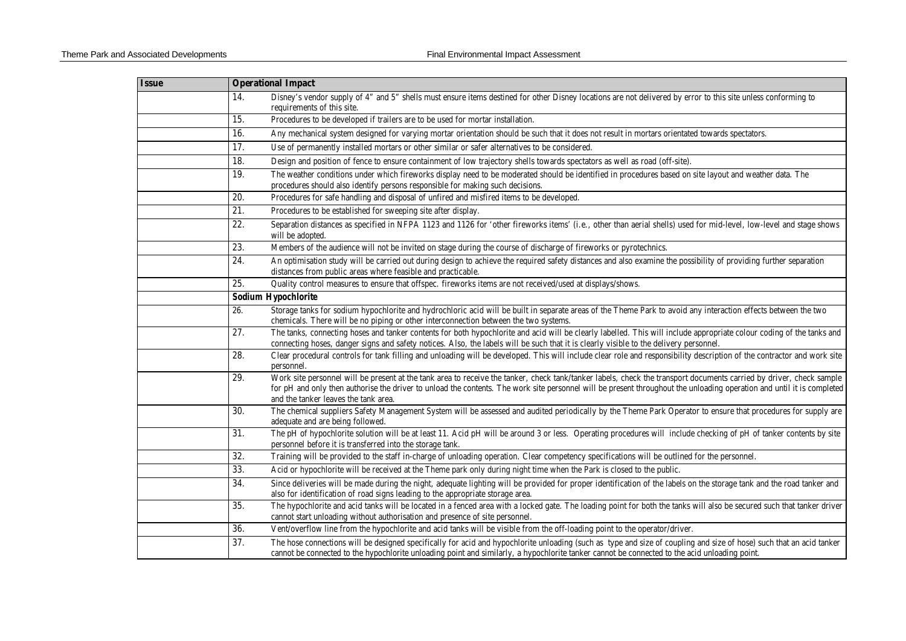| Issue | Operational Impact |
|---|---|
| | 14. Disney's vendor supply of 4" and 5" shells must ensure items destined for other Disney locations are not delivered by error to this site unless conforming to requirements of this site. |
| | 15. Procedures to be developed if trailers are to be used for mortar installation. |
| | 16. Any mechanical system designed for varying mortar orientation should be such that it does not result in mortars orientated towards spectators. |
| | 17. Use of permanently installed mortars or other similar or safer alternatives to be considered. |
| | 18. Design and position of fence to ensure containment of low trajectory shells towards spectators as well as road (off-site). |
| | 19. The weather conditions under which fireworks display need to be moderated should be identified in procedures based on site layout and weather data. The procedures should also identify persons responsible for making such decisions. |
| | 20. Procedures for safe handling and disposal of unfired and misfired items to be developed. |
| | 21. Procedures to be established for sweeping site after display. |
| | 22. Separation distances as specified in NFPA 1123 and 1126 for 'other fireworks items' (i.e., other than aerial shells) used for mid-level, low-level and stage shows will be adopted. |
| | 23. Members of the audience will not be invited on stage during the course of discharge of fireworks or pyrotechnics. |
| | 24. An optimisation study will be carried out during design to achieve the required safety distances and also examine the possibility of providing further separation distances from public areas where feasible and practicable. |
| | 25. Quality control measures to ensure that offspec. fireworks items are not received/used at displays/shows. |
| | **Sodium Hypochlorite** |
| | 26. Storage tanks for sodium hypochlorite and hydrochloric acid will be built in separate areas of the Theme Park to avoid any interaction effects between the two chemicals. There will be no piping or other interconnection between the two systems. |
| | 27. The tanks, connecting hoses and tanker contents for both hypochlorite and acid will be clearly labelled. This will include appropriate colour coding of the tanks and connecting hoses, danger signs and safety notices. Also, the labels will be such that it is clearly visible to the delivery personnel. |
| | 28. Clear procedural controls for tank filling and unloading will be developed. This will include clear role and responsibility description of the contractor and work site personnel. |
| | 29. Work site personnel will be present at the tank area to receive the tanker, check tank/tanker labels, check the transport documents carried by driver, check sample for pH and only then authorise the driver to unload the contents. The work site personnel will be present throughout the unloading operation and until it is completed and the tanker leaves the tank area. |
| | 30. The chemical suppliers Safety Management System will be assessed and audited periodically by the Theme Park Operator to ensure that procedures for supply are adequate and are being followed. |
| | 31. The pH of hypochlorite solution will be at least 11. Acid pH will be around 3 or less. Operating procedures will include checking of pH of tanker contents by site personnel before it is transferred into the storage tank. |
| | 32. Training will be provided to the staff in-charge of unloading operation. Clear competency specifications will be outlined for the personnel. |
| | 33. Acid or hypochlorite will be received at the Theme park only during night time when the Park is closed to the public. |
| | 34. Since deliveries will be made during the night, adequate lighting will be provided for proper identification of the labels on the storage tank and the road tanker and also for identification of road signs leading to the appropriate storage area. |
| | 35. The hypochlorite and acid tanks will be located in a fenced area with a locked gate. The loading point for both the tanks will also be secured such that tanker driver cannot start unloading without authorisation and presence of site personnel. |
| | 36. Vent/overflow line from the hypochlorite and acid tanks will be visible from the off-loading point to the operator/driver. |
| | 37. The hose connections will be designed specifically for acid and hypochlorite unloading (such as type and size of coupling and size of hose) such that an acid tanker cannot be connected to the hypochlorite unloading point and similarly, a hypochlorite tanker cannot be connected to the acid unloading point. |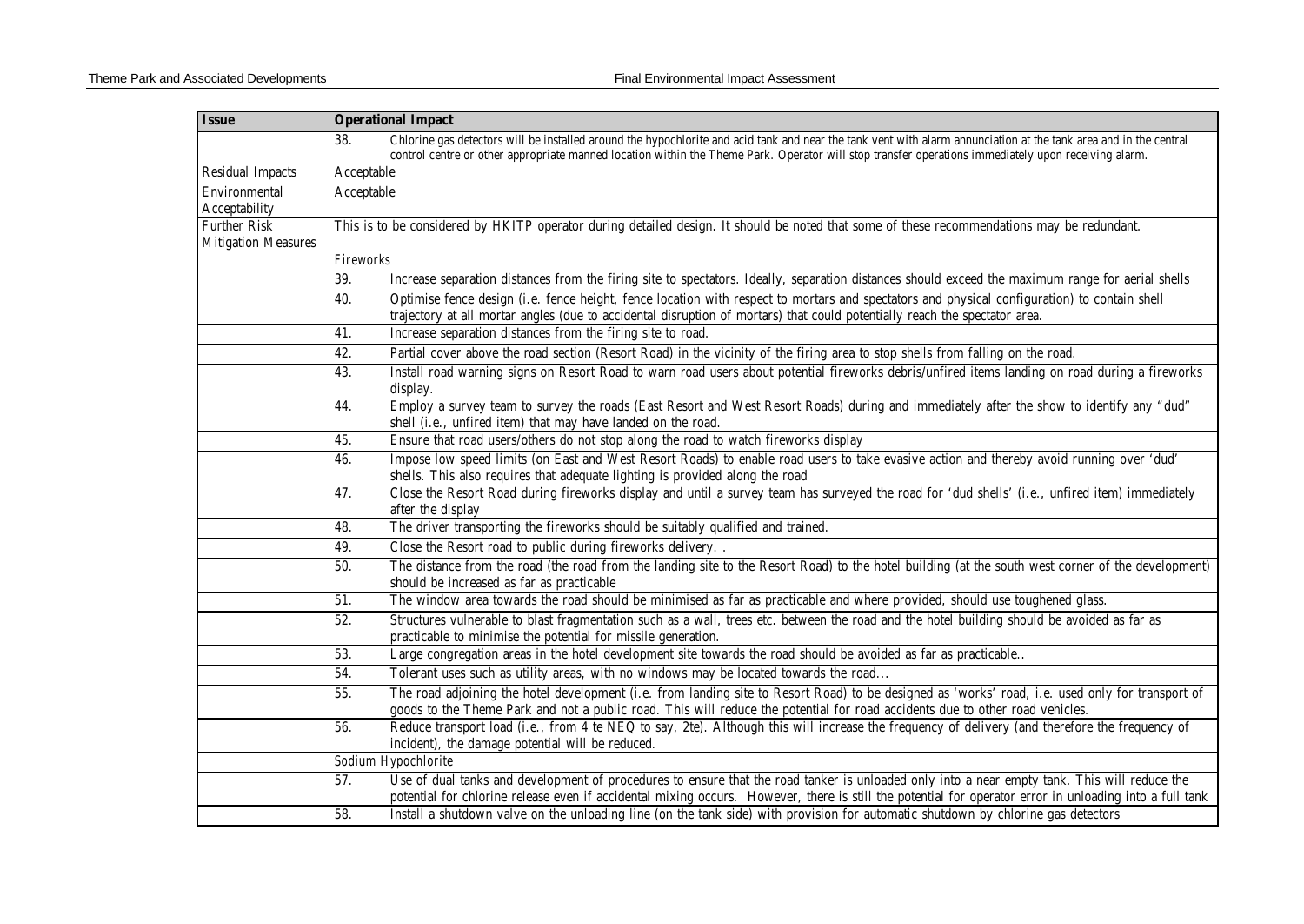| Issue | Operational Impact |
|---|---|
| | 38. Chlorine gas detectors will be installed around the hypochlorite and acid tank and near the tank vent with alarm annunciation at the tank area and in the central control centre or other appropriate manned location within the Theme Park. Operator will stop transfer operations immediately upon receiving alarm. |
| Residual Impacts | Acceptable |
| Environmental Acceptability | Acceptable |
| Further Risk Mitigation Measures | This is to be considered by HKITP operator during detailed design. It should be noted that some of these recommendations may be redundant. |
| | Fireworks |
| | 39. Increase separation distances from the firing site to spectators. Ideally, separation distances should exceed the maximum range for aerial shells |
| | 40. Optimise fence design (i.e. fence height, fence location with respect to mortars and spectators and physical configuration) to contain shell trajectory at all mortar angles (due to accidental disruption of mortars) that could potentially reach the spectator area. |
| | 41. Increase separation distances from the firing site to road. |
| | 42. Partial cover above the road section (Resort Road) in the vicinity of the firing area to stop shells from falling on the road. |
| | 43. Install road warning signs on Resort Road to warn road users about potential fireworks debris/unfired items landing on road during a fireworks display. |
| | 44. Employ a survey team to survey the roads (East Resort and West Resort Roads) during and immediately after the show to identify any "dud" shell (i.e., unfired item) that may have landed on the road. |
| | 45. Ensure that road users/others do not stop along the road to watch fireworks display |
| | 46. Impose low speed limits (on East and West Resort Roads) to enable road users to take evasive action and thereby avoid running over 'dud' shells. This also requires that adequate lighting is provided along the road |
| | 47. Close the Resort Road during fireworks display and until a survey team has surveyed the road for 'dud shells' (i.e., unfired item) immediately after the display |
| | 48. The driver transporting the fireworks should be suitably qualified and trained. |
| | 49. Close the Resort road to public during fireworks delivery. . |
| | 50. The distance from the road (the road from the landing site to the Resort Road) to the hotel building (at the south west corner of the development) should be increased as far as practicable |
| | 51. The window area towards the road should be minimised as far as practicable and where provided, should use toughened glass. |
| | 52. Structures vulnerable to blast fragmentation such as a wall, trees etc. between the road and the hotel building should be avoided as far as practicable to minimise the potential for missile generation. |
| | 53. Large congregation areas in the hotel development site towards the road should be avoided as far as practicable.. |
| | 54. Tolerant uses such as utility areas, with no windows may be located towards the road… |
| | 55. The road adjoining the hotel development (i.e. from landing site to Resort Road) to be designed as 'works' road, i.e. used only for transport of goods to the Theme Park and not a public road. This will reduce the potential for road accidents due to other road vehicles. |
| | 56. Reduce transport load (i.e., from 4 te NEQ to say, 2te). Although this will increase the frequency of delivery (and therefore the frequency of incident), the damage potential will be reduced. |
| | Sodium Hypochlorite |
| | 57. Use of dual tanks and development of procedures to ensure that the road tanker is unloaded only into a near empty tank. This will reduce the potential for chlorine release even if accidental mixing occurs. However, there is still the potential for operator error in unloading into a full tank |
| | 58. Install a shutdown valve on the unloading line (on the tank side) with provision for automatic shutdown by chlorine gas detectors |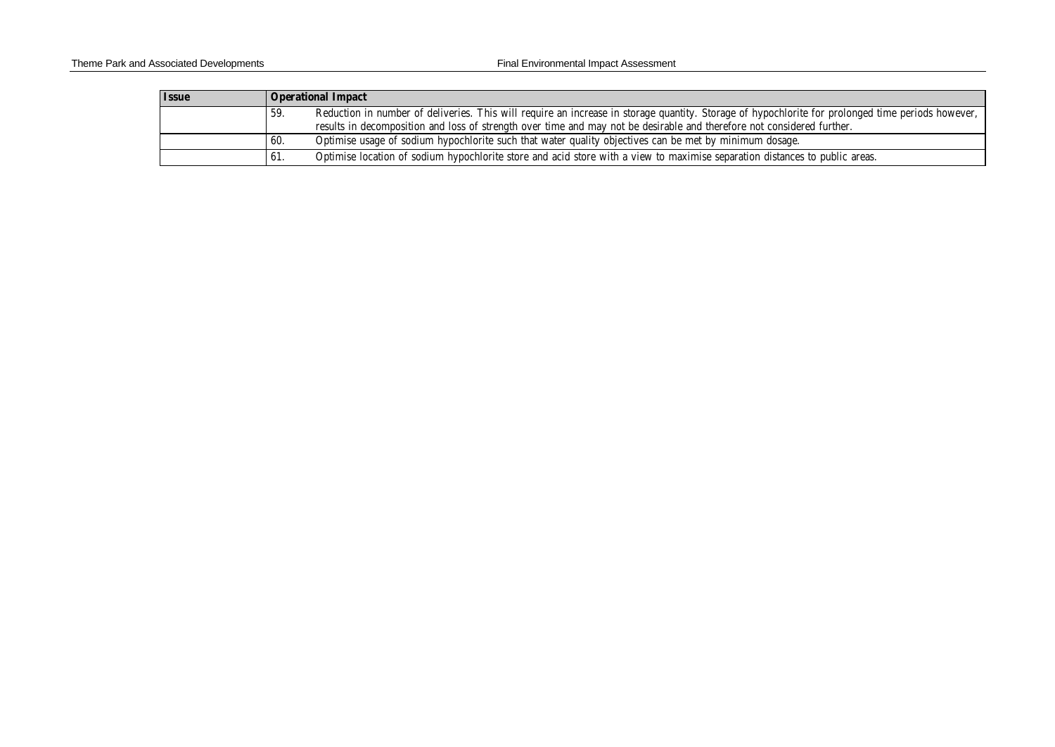| Issue | Operational Impact | |
|---|---|---|
| | 59. | Reduction in number of deliveries. This will require an increase in storage quantity. Storage of hypochlorite for prolonged time periods however, results in decomposition and loss of strength over time and may not be desirable and therefore not considered further. |
| | 60. | Optimise usage of sodium hypochlorite such that water quality objectives can be met by minimum dosage. |
| | 61. | Optimise location of sodium hypochlorite store and acid store with a view to maximise separation distances to public areas. |